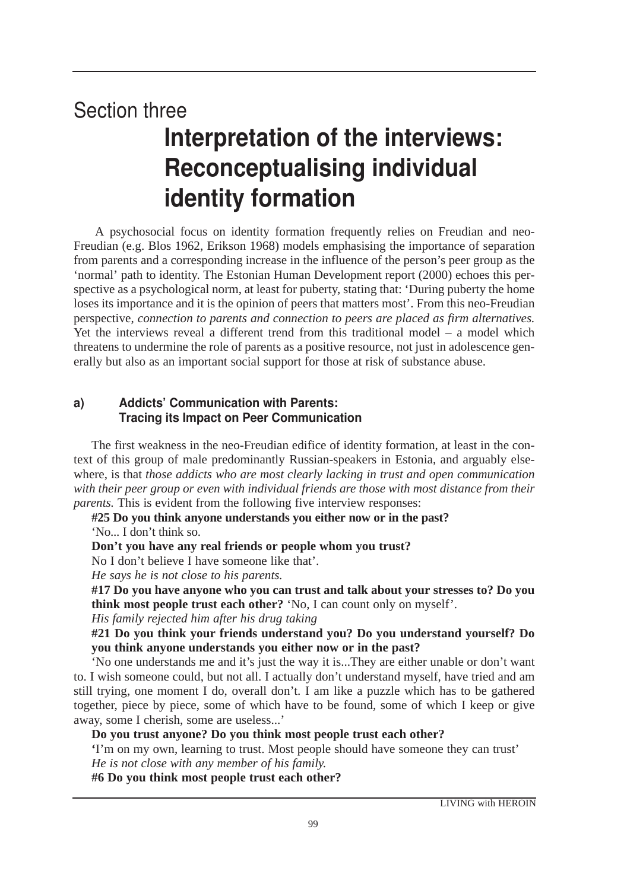# Section three

# Interpretation of the interviews: Reconceptualising individual identity formation

A psychosocial focus on identity formation frequently relies on Freudian and neo-Freudian (e.g. Blos 1962, Erikson 1968) models emphasising the importance of separation from parents and a corresponding increase in the influence of the person's peer group as the 'normal' path to identity. The Estonian Human Development report (2000) echoes this perspective as a psychological norm, at least for puberty, stating that: 'During puberty the home loses its importance and it is the opinion of peers that matters most'. From this neo-Freudian perspective, *connection to parents and connection to peers are placed as firm alternatives.* Yet the interviews reveal a different trend from this traditional model – a model which threatens to undermine the role of parents as a positive resource, not just in adolescence generally but also as an important social support for those at risk of substance abuse.

## a) Addicts' Communication with Parents: Tracing its Impact on Peer Communication

The first weakness in the neo-Freudian edifice of identity formation, at least in the context of this group of male predominantly Russian-speakers in Estonia, and arguably elsewhere, is that *those addicts who are most clearly lacking in trust and open communication with their peer group or even with individual friends are those with most distance from their parents.* This is evident from the following five interview responses:

**#25 Do you think anyone understands you either now or in the past?**

'No... I don't think so.

**Don't you have any real friends or people whom you trust?**

No I don't believe I have someone like that'.

*He says he is not close to his parents.*

**#17 Do you have anyone who you can trust and talk about your stresses to? Do you think most people trust each other?** 'No, I can count only on myself'.

*His family rejected him after his drug taking*

**#21 Do you think your friends understand you? Do you understand yourself? Do you think anyone understands you either now or in the past?**

'No one understands me and it's just the way it is...They are either unable or don't want to. I wish someone could, but not all. I actually don't understand myself, have tried and am still trying, one moment I do, overall don't. I am like a puzzle which has to be gathered together, piece by piece, some of which have to be found, some of which I keep or give away, some I cherish, some are useless...'

**Do you trust anyone? Do you think most people trust each other?**

'I'm on my own, learning to trust. Most people should have someone they can trust'

*He is not close with any member of his family.*

**#6 Do you think most people trust each other?**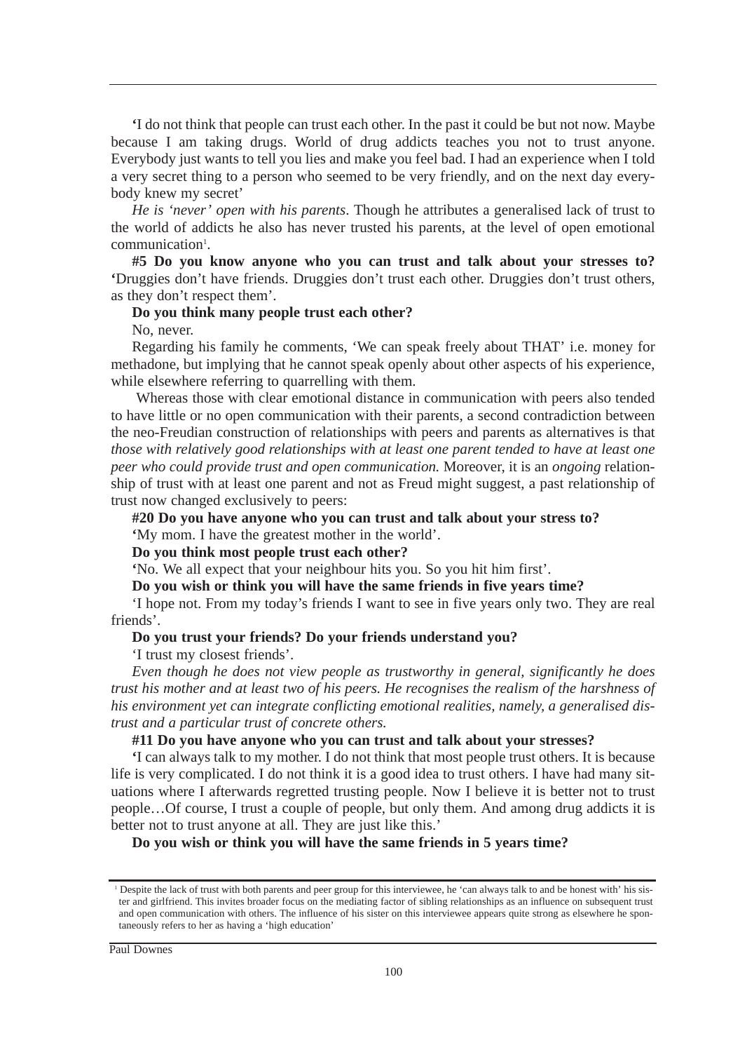'I do not think that people can trust each other. In the past it could be but not now. Maybe because I am taking drugs. World of drug addicts teaches you not to trust anyone. Everybody just wants to tell you lies and make you feel bad. I had an experience when I told a very secret thing to a person who seemed to be very friendly, and on the next day everybody knew my secret'

*He is 'never' open with his parents*. Though he attributes a generalised lack of trust to the world of addicts he also has never trusted his parents, at the level of open emotional communication[1].

**#5 Do you know anyone who you can trust and talk about your stresses to?** 'Druggies don't have friends. Druggies don't trust each other. Druggies don't trust others, as they don't respect them'.

**Do you think many people trust each other?**

No, never.

Regarding his family he comments, 'We can speak freely about THAT' i.e. money for methadone, but implying that he cannot speak openly about other aspects of his experience, while elsewhere referring to quarrelling with them.

Whereas those with clear emotional distance in communication with peers also tended to have little or no open communication with their parents, a second contradiction between the neo-Freudian construction of relationships with peers and parents as alternatives is that *those with relatively good relationships with at least one parent tended to have at least one peer who could provide trust and open communication.* Moreover, it is an *ongoing* relationship of trust with at least one parent and not as Freud might suggest, a past relationship of trust now changed exclusively to peers:

**#20 Do you have anyone who you can trust and talk about your stress to?**

'My mom. I have the greatest mother in the world'.

**Do you think most people trust each other?**

'No. We all expect that your neighbour hits you. So you hit him first'.

**Do you wish or think you will have the same friends in five years time?**

'I hope not. From my today's friends I want to see in five years only two. They are real friends'.

**Do you trust your friends? Do your friends understand you?**

'I trust my closest friends'.

*Even though he does not view people as trustworthy in general, significantly he does trust his mother and at least two of his peers. He recognises the realism of the harshness of his environment yet can integrate conflicting emotional realities, namely, a generalised distrust and a particular trust of concrete others.*

**#11 Do you have anyone who you can trust and talk about your stresses?**

'I can always talk to my mother. I do not think that most people trust others. It is because life is very complicated. I do not think it is a good idea to trust others. I have had many situations where I afterwards regretted trusting people. Now I believe it is better not to trust people…Of course, I trust a couple of people, but only them. And among drug addicts it is better not to trust anyone at all. They are just like this.'

**Do you wish or think you will have the same friends in 5 years time?**

---

[1] Despite the lack of trust with both parents and peer group for this interviewee, he 'can always talk to and be honest with' his sister and girlfriend. This invites broader focus on the mediating factor of sibling relationships as an influence on subsequent trust and open communication with others. The influence of his sister on this interviewee appears quite strong as elsewhere he spontaneously refers to her as having a 'high education'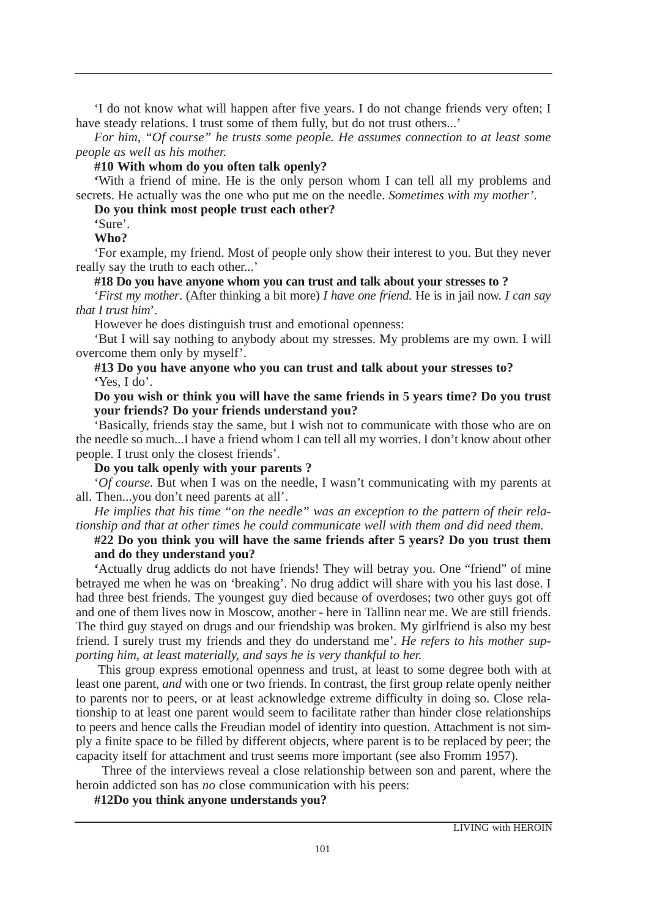'I do not know what will happen after five years. I do not change friends very often; I have steady relations. I trust some of them fully, but do not trust others...'

*For him, "Of course" he trusts some people. He assumes connection to at least some people as well as his mother.*

**#10 With whom do you often talk openly?**

**'**With a friend of mine. He is the only person whom I can tell all my problems and secrets. He actually was the one who put me on the needle. *Sometimes with my mother'*.

**Do you think most people trust each other?**

**'**Sure'.

**Who?**

'For example, my friend. Most of people only show their interest to you. But they never really say the truth to each other...'

**#18 Do you have anyone whom you can trust and talk about your stresses to ?**

'*First my mother*. (After thinking a bit more) *I have one friend.* He is in jail now. *I can say that I trust him*'.

However he does distinguish trust and emotional openness:

'But I will say nothing to anybody about my stresses. My problems are my own. I will overcome them only by myself'.

**#13 Do you have anyone who you can trust and talk about your stresses to?**

**'**Yes, I do'.

**Do you wish or think you will have the same friends in 5 years time? Do you trust your friends? Do your friends understand you?**

'Basically, friends stay the same, but I wish not to communicate with those who are on the needle so much...I have a friend whom I can tell all my worries. I don't know about other people. I trust only the closest friends'.

**Do you talk openly with your parents ?**

'*Of course.* But when I was on the needle, I wasn't communicating with my parents at all. Then...you don't need parents at all'.

*He implies that his time "on the needle" was an exception to the pattern of their relationship and that at other times he could communicate well with them and did need them.*

**#22 Do you think you will have the same friends after 5 years? Do you trust them and do they understand you?**

**'**Actually drug addicts do not have friends! They will betray you. One "friend" of mine betrayed me when he was on 'breaking'. No drug addict will share with you his last dose. I had three best friends. The youngest guy died because of overdoses; two other guys got off and one of them lives now in Moscow, another - here in Tallinn near me. We are still friends. The third guy stayed on drugs and our friendship was broken. My girlfriend is also my best friend. I surely trust my friends and they do understand me'. *He refers to his mother supporting him, at least materially, and says he is very thankful to her.*

This group express emotional openness and trust, at least to some degree both with at least one parent, *and* with one or two friends. In contrast, the first group relate openly neither to parents nor to peers, or at least acknowledge extreme difficulty in doing so. Close relationship to at least one parent would seem to facilitate rather than hinder close relationships to peers and hence calls the Freudian model of identity into question. Attachment is not simply a finite space to be filled by different objects, where parent is to be replaced by peer; the capacity itself for attachment and trust seems more important (see also Fromm 1957).

Three of the interviews reveal a close relationship between son and parent, where the heroin addicted son has *no* close communication with his peers:

**#12Do you think anyone understands you?**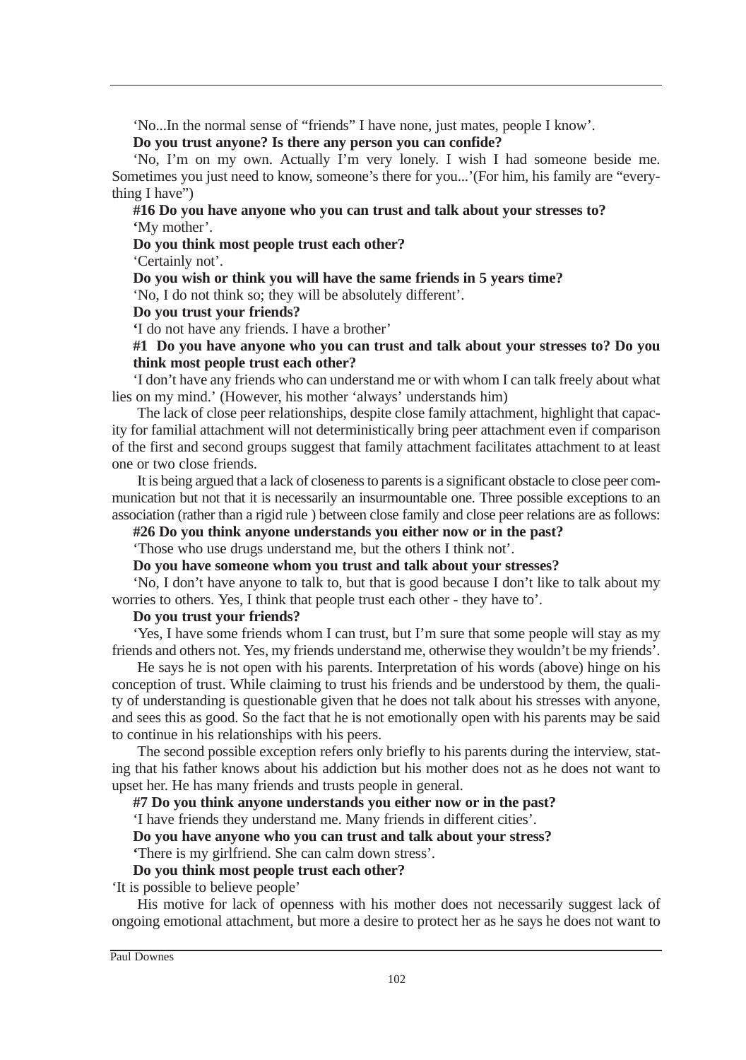'No...In the normal sense of "friends" I have none, just mates, people I know'.

**Do you trust anyone? Is there any person you can confide?**

'No, I'm on my own. Actually I'm very lonely. I wish I had someone beside me. Sometimes you just need to know, someone's there for you...'(For him, his family are "everything I have")

**#16 Do you have anyone who you can trust and talk about your stresses to?**

**'**My mother'.

**Do you think most people trust each other?**

'Certainly not'.

**Do you wish or think you will have the same friends in 5 years time?**

'No, I do not think so; they will be absolutely different'.

**Do you trust your friends?**

**'**I do not have any friends. I have a brother'

**#1 Do you have anyone who you can trust and talk about your stresses to? Do you think most people trust each other?**

'I don't have any friends who can understand me or with whom I can talk freely about what lies on my mind.' (However, his mother 'always' understands him)

The lack of close peer relationships, despite close family attachment, highlight that capacity for familial attachment will not deterministically bring peer attachment even if comparison of the first and second groups suggest that family attachment facilitates attachment to at least one or two close friends.

It is being argued that a lack of closeness to parents is a significant obstacle to close peer communication but not that it is necessarily an insurmountable one. Three possible exceptions to an association (rather than a rigid rule ) between close family and close peer relations are as follows:

**#26 Do you think anyone understands you either now or in the past?**

'Those who use drugs understand me, but the others I think not'.

**Do you have someone whom you trust and talk about your stresses?**

'No, I don't have anyone to talk to, but that is good because I don't like to talk about my worries to others. Yes, I think that people trust each other - they have to'.

**Do you trust your friends?**

'Yes, I have some friends whom I can trust, but I'm sure that some people will stay as my friends and others not. Yes, my friends understand me, otherwise they wouldn't be my friends'.

He says he is not open with his parents. Interpretation of his words (above) hinge on his conception of trust. While claiming to trust his friends and be understood by them, the quality of understanding is questionable given that he does not talk about his stresses with anyone, and sees this as good. So the fact that he is not emotionally open with his parents may be said to continue in his relationships with his peers.

The second possible exception refers only briefly to his parents during the interview, stating that his father knows about his addiction but his mother does not as he does not want to upset her. He has many friends and trusts people in general.

**#7 Do you think anyone understands you either now or in the past?**

'I have friends they understand me. Many friends in different cities'.

**Do you have anyone who you can trust and talk about your stress?**

**'**There is my girlfriend. She can calm down stress'.

**Do you think most people trust each other?**

'It is possible to believe people'

His motive for lack of openness with his mother does not necessarily suggest lack of ongoing emotional attachment, but more a desire to protect her as he says he does not want to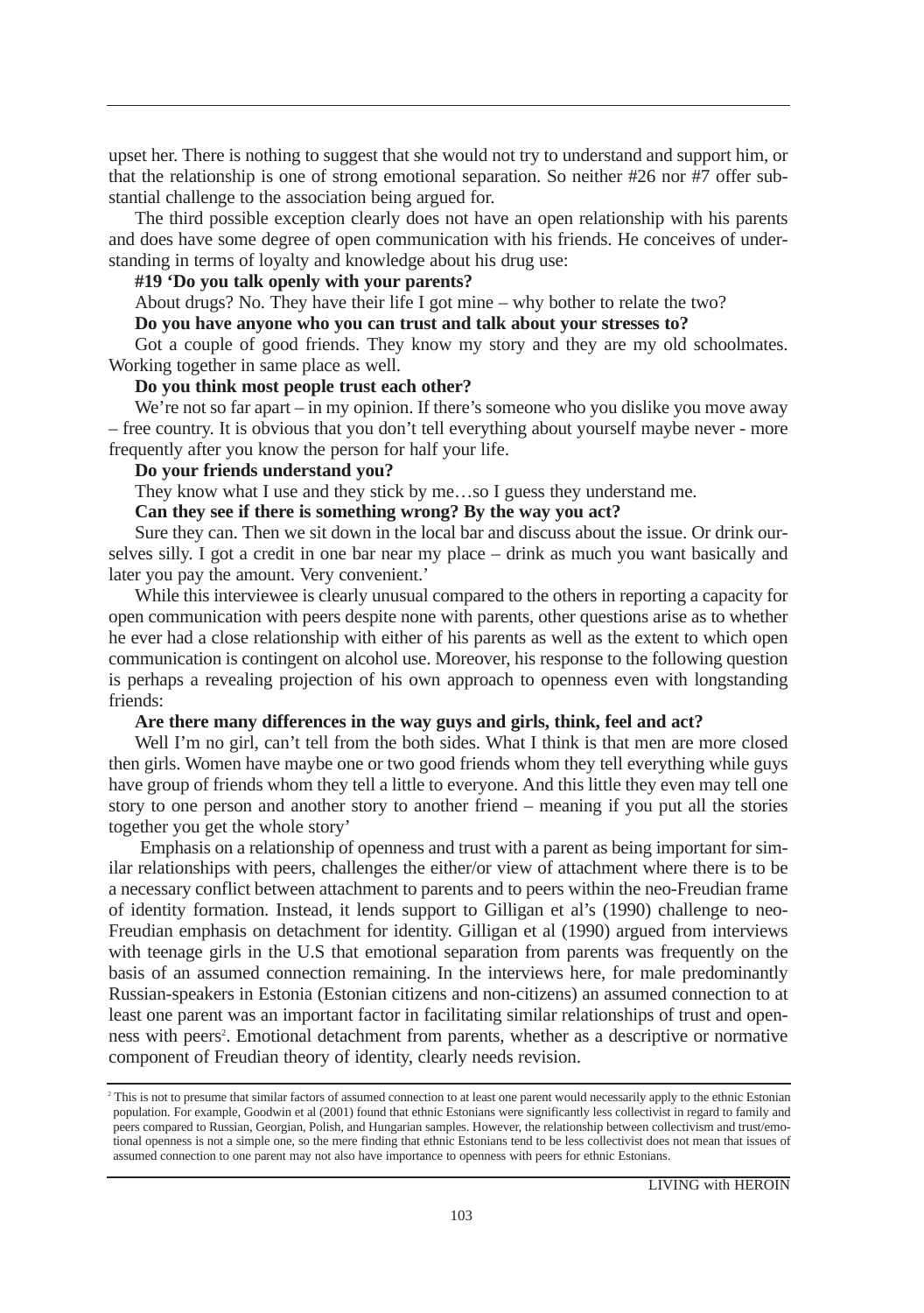upset her. There is nothing to suggest that she would not try to understand and support him, or that the relationship is one of strong emotional separation. So neither #26 nor #7 offer substantial challenge to the association being argued for.

The third possible exception clearly does not have an open relationship with his parents and does have some degree of open communication with his friends. He conceives of understanding in terms of loyalty and knowledge about his drug use:

**#19 'Do you talk openly with your parents?**

About drugs? No. They have their life I got mine – why bother to relate the two?

**Do you have anyone who you can trust and talk about your stresses to?**

Got a couple of good friends. They know my story and they are my old schoolmates. Working together in same place as well.

**Do you think most people trust each other?**

We're not so far apart – in my opinion. If there's someone who you dislike you move away – free country. It is obvious that you don't tell everything about yourself maybe never - more frequently after you know the person for half your life.

**Do your friends understand you?**

They know what I use and they stick by me…so I guess they understand me.

**Can they see if there is something wrong? By the way you act?**

Sure they can. Then we sit down in the local bar and discuss about the issue. Or drink ourselves silly. I got a credit in one bar near my place – drink as much you want basically and later you pay the amount. Very convenient.'

While this interviewee is clearly unusual compared to the others in reporting a capacity for open communication with peers despite none with parents, other questions arise as to whether he ever had a close relationship with either of his parents as well as the extent to which open communication is contingent on alcohol use. Moreover, his response to the following question is perhaps a revealing projection of his own approach to openness even with longstanding friends:

**Are there many differences in the way guys and girls, think, feel and act?**

Well I'm no girl, can't tell from the both sides. What I think is that men are more closed then girls. Women have maybe one or two good friends whom they tell everything while guys have group of friends whom they tell a little to everyone. And this little they even may tell one story to one person and another story to another friend – meaning if you put all the stories together you get the whole story'

Emphasis on a relationship of openness and trust with a parent as being important for similar relationships with peers, challenges the either/or view of attachment where there is to be a necessary conflict between attachment to parents and to peers within the neo-Freudian frame of identity formation. Instead, it lends support to Gilligan et al's (1990) challenge to neo-Freudian emphasis on detachment for identity. Gilligan et al (1990) argued from interviews with teenage girls in the U.S that emotional separation from parents was frequently on the basis of an assumed connection remaining. In the interviews here, for male predominantly Russian-speakers in Estonia (Estonian citizens and non-citizens) an assumed connection to at least one parent was an important factor in facilitating similar relationships of trust and openness with peers[2]. Emotional detachment from parents, whether as a descriptive or normative component of Freudian theory of identity, clearly needs revision.

---

[2] This is not to presume that similar factors of assumed connection to at least one parent would necessarily apply to the ethnic Estonian population. For example, Goodwin et al (2001) found that ethnic Estonians were significantly less collectivist in regard to family and peers compared to Russian, Georgian, Polish, and Hungarian samples. However, the relationship between collectivism and trust/emotional openness is not a simple one, so the mere finding that ethnic Estonians tend to be less collectivist does not mean that issues of assumed connection to one parent may not also have importance to openness with peers for ethnic Estonians.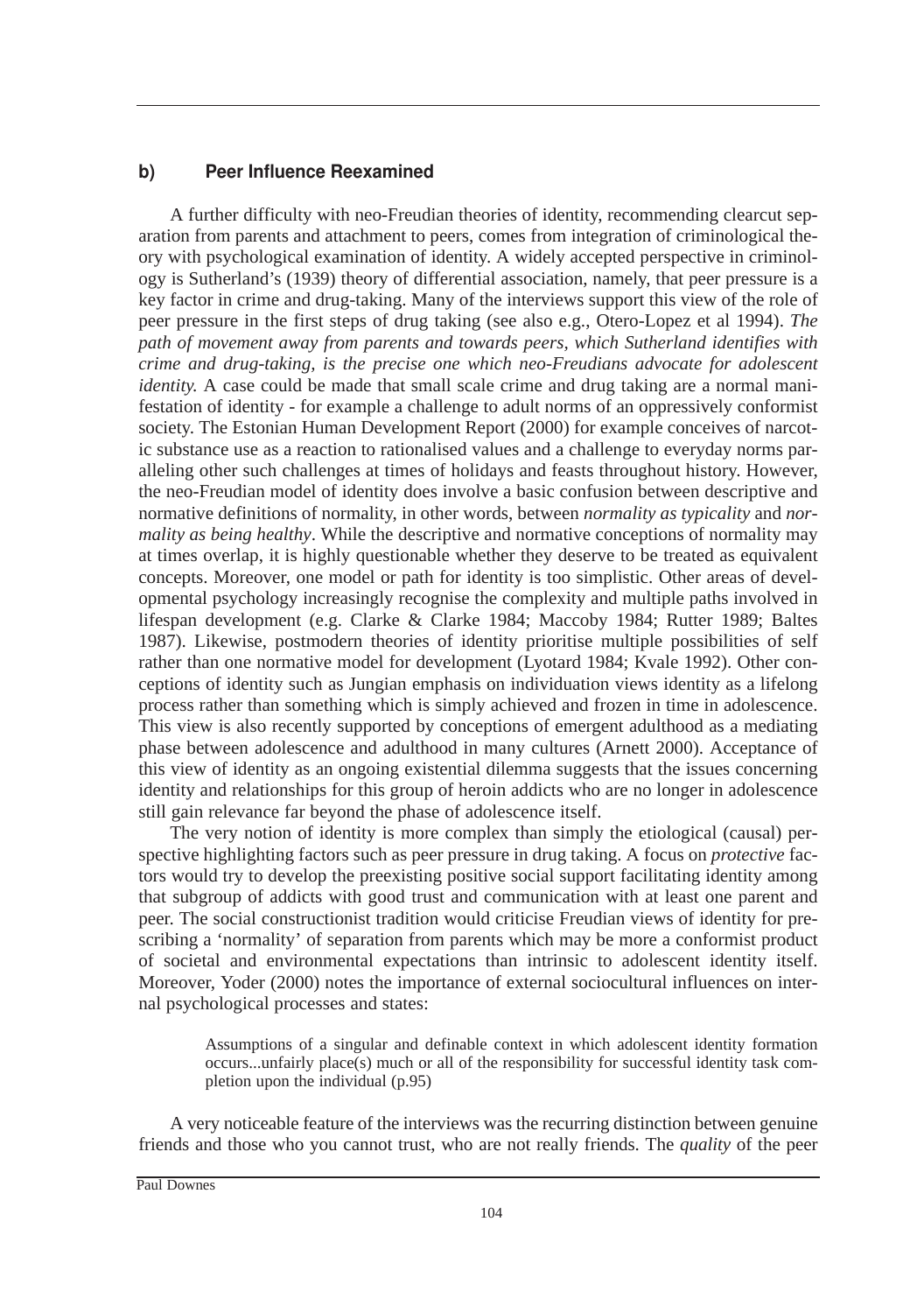### b) Peer Influence Reexamined

A further difficulty with neo-Freudian theories of identity, recommending clearcut separation from parents and attachment to peers, comes from integration of criminological theory with psychological examination of identity. A widely accepted perspective in criminology is Sutherland's (1939) theory of differential association, namely, that peer pressure is a key factor in crime and drug-taking. Many of the interviews support this view of the role of peer pressure in the first steps of drug taking (see also e.g., Otero-Lopez et al 1994). *The path of movement away from parents and towards peers, which Sutherland identifies with crime and drug-taking, is the precise one which neo-Freudians advocate for adolescent identity.* A case could be made that small scale crime and drug taking are a normal manifestation of identity - for example a challenge to adult norms of an oppressively conformist society. The Estonian Human Development Report (2000) for example conceives of narcotic substance use as a reaction to rationalised values and a challenge to everyday norms paralleling other such challenges at times of holidays and feasts throughout history. However, the neo-Freudian model of identity does involve a basic confusion between descriptive and normative definitions of normality, in other words, between *normality as typicality* and *normality as being healthy*. While the descriptive and normative conceptions of normality may at times overlap, it is highly questionable whether they deserve to be treated as equivalent concepts. Moreover, one model or path for identity is too simplistic. Other areas of developmental psychology increasingly recognise the complexity and multiple paths involved in lifespan development (e.g. Clarke & Clarke 1984; Maccoby 1984; Rutter 1989; Baltes 1987). Likewise, postmodern theories of identity prioritise multiple possibilities of self rather than one normative model for development (Lyotard 1984; Kvale 1992). Other conceptions of identity such as Jungian emphasis on individuation views identity as a lifelong process rather than something which is simply achieved and frozen in time in adolescence. This view is also recently supported by conceptions of emergent adulthood as a mediating phase between adolescence and adulthood in many cultures (Arnett 2000). Acceptance of this view of identity as an ongoing existential dilemma suggests that the issues concerning identity and relationships for this group of heroin addicts who are no longer in adolescence still gain relevance far beyond the phase of adolescence itself.

The very notion of identity is more complex than simply the etiological (causal) perspective highlighting factors such as peer pressure in drug taking. A focus on *protective* factors would try to develop the preexisting positive social support facilitating identity among that subgroup of addicts with good trust and communication with at least one parent and peer. The social constructionist tradition would criticise Freudian views of identity for prescribing a 'normality' of separation from parents which may be more a conformist product of societal and environmental expectations than intrinsic to adolescent identity itself. Moreover, Yoder (2000) notes the importance of external sociocultural influences on internal psychological processes and states:

> Assumptions of a singular and definable context in which adolescent identity formation occurs...unfairly place(s) much or all of the responsibility for successful identity task completion upon the individual (p.95)

A very noticeable feature of the interviews was the recurring distinction between genuine friends and those who you cannot trust, who are not really friends. The *quality* of the peer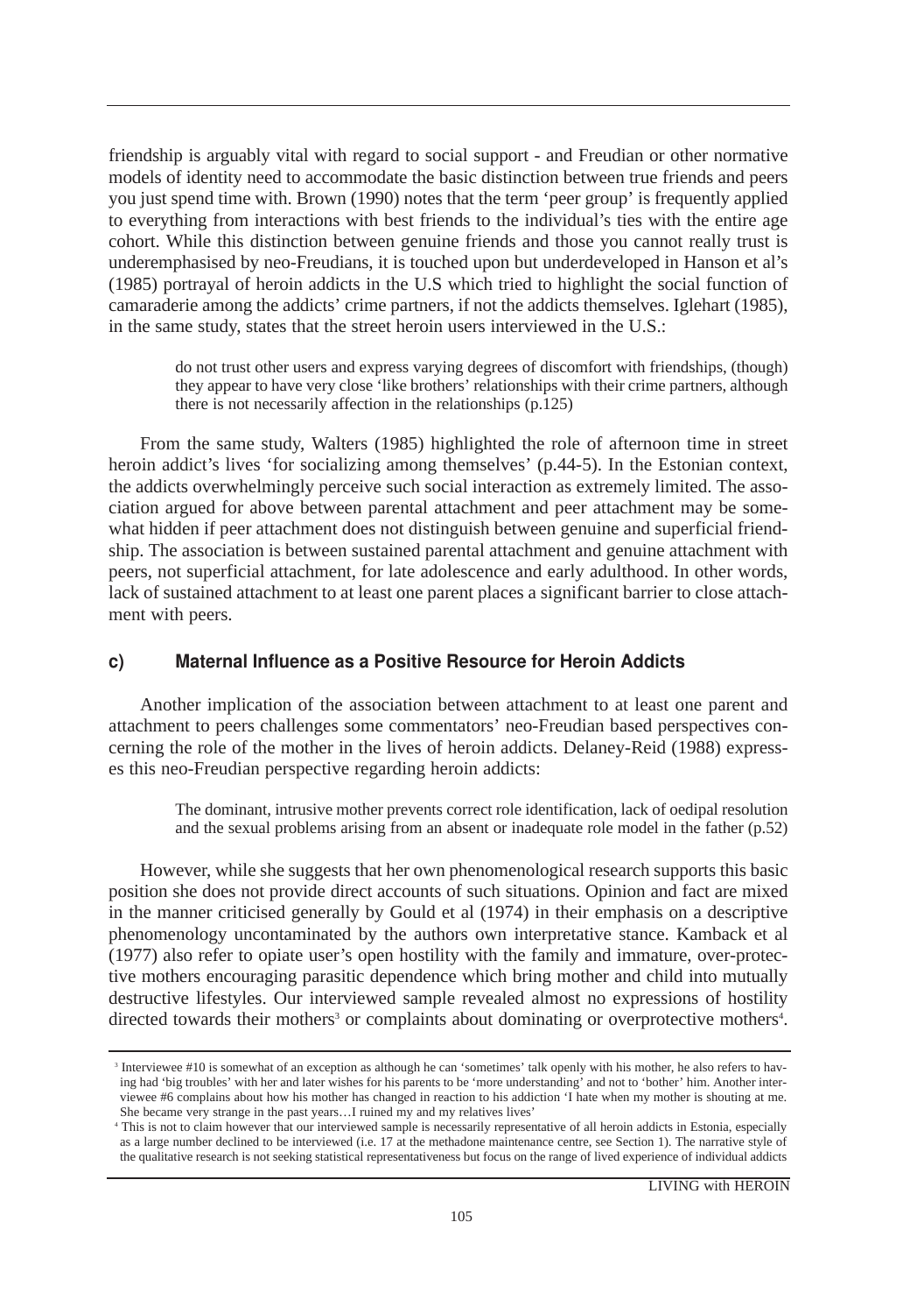friendship is arguably vital with regard to social support - and Freudian or other normative models of identity need to accommodate the basic distinction between true friends and peers you just spend time with. Brown (1990) notes that the term 'peer group' is frequently applied to everything from interactions with best friends to the individual's ties with the entire age cohort. While this distinction between genuine friends and those you cannot really trust is underemphasised by neo-Freudians, it is touched upon but underdeveloped in Hanson et al's (1985) portrayal of heroin addicts in the U.S which tried to highlight the social function of camaraderie among the addicts' crime partners, if not the addicts themselves. Iglehart (1985), in the same study, states that the street heroin users interviewed in the U.S.:

> do not trust other users and express varying degrees of discomfort with friendships, (though) they appear to have very close 'like brothers' relationships with their crime partners, although there is not necessarily affection in the relationships (p.125)

From the same study, Walters (1985) highlighted the role of afternoon time in street heroin addict's lives 'for socializing among themselves' (p.44-5). In the Estonian context, the addicts overwhelmingly perceive such social interaction as extremely limited. The association argued for above between parental attachment and peer attachment may be somewhat hidden if peer attachment does not distinguish between genuine and superficial friendship. The association is between sustained parental attachment and genuine attachment with peers, not superficial attachment, for late adolescence and early adulthood. In other words, lack of sustained attachment to at least one parent places a significant barrier to close attachment with peers.

### c) Maternal Influence as a Positive Resource for Heroin Addicts

Another implication of the association between attachment to at least one parent and attachment to peers challenges some commentators' neo-Freudian based perspectives concerning the role of the mother in the lives of heroin addicts. Delaney-Reid (1988) expresses this neo-Freudian perspective regarding heroin addicts:

> The dominant, intrusive mother prevents correct role identification, lack of oedipal resolution and the sexual problems arising from an absent or inadequate role model in the father (p.52)

However, while she suggests that her own phenomenological research supports this basic position she does not provide direct accounts of such situations. Opinion and fact are mixed in the manner criticised generally by Gould et al (1974) in their emphasis on a descriptive phenomenology uncontaminated by the authors own interpretative stance. Kamback et al (1977) also refer to opiate user's open hostility with the family and immature, over-protective mothers encouraging parasitic dependence which bring mother and child into mutually destructive lifestyles. Our interviewed sample revealed almost no expressions of hostility directed towards their mothers[3] or complaints about dominating or overprotective mothers[4].

---

[3] Interviewee #10 is somewhat of an exception as although he can 'sometimes' talk openly with his mother, he also refers to having had 'big troubles' with her and later wishes for his parents to be 'more understanding' and not to 'bother' him. Another interviewee #6 complains about how his mother has changed in reaction to his addiction 'I hate when my mother is shouting at me. She became very strange in the past years…I ruined my and my relatives lives'

[4] This is not to claim however that our interviewed sample is necessarily representative of all heroin addicts in Estonia, especially as a large number declined to be interviewed (i.e. 17 at the methadone maintenance centre, see Section 1). The narrative style of the qualitative research is not seeking statistical representativeness but focus on the range of lived experience of individual addicts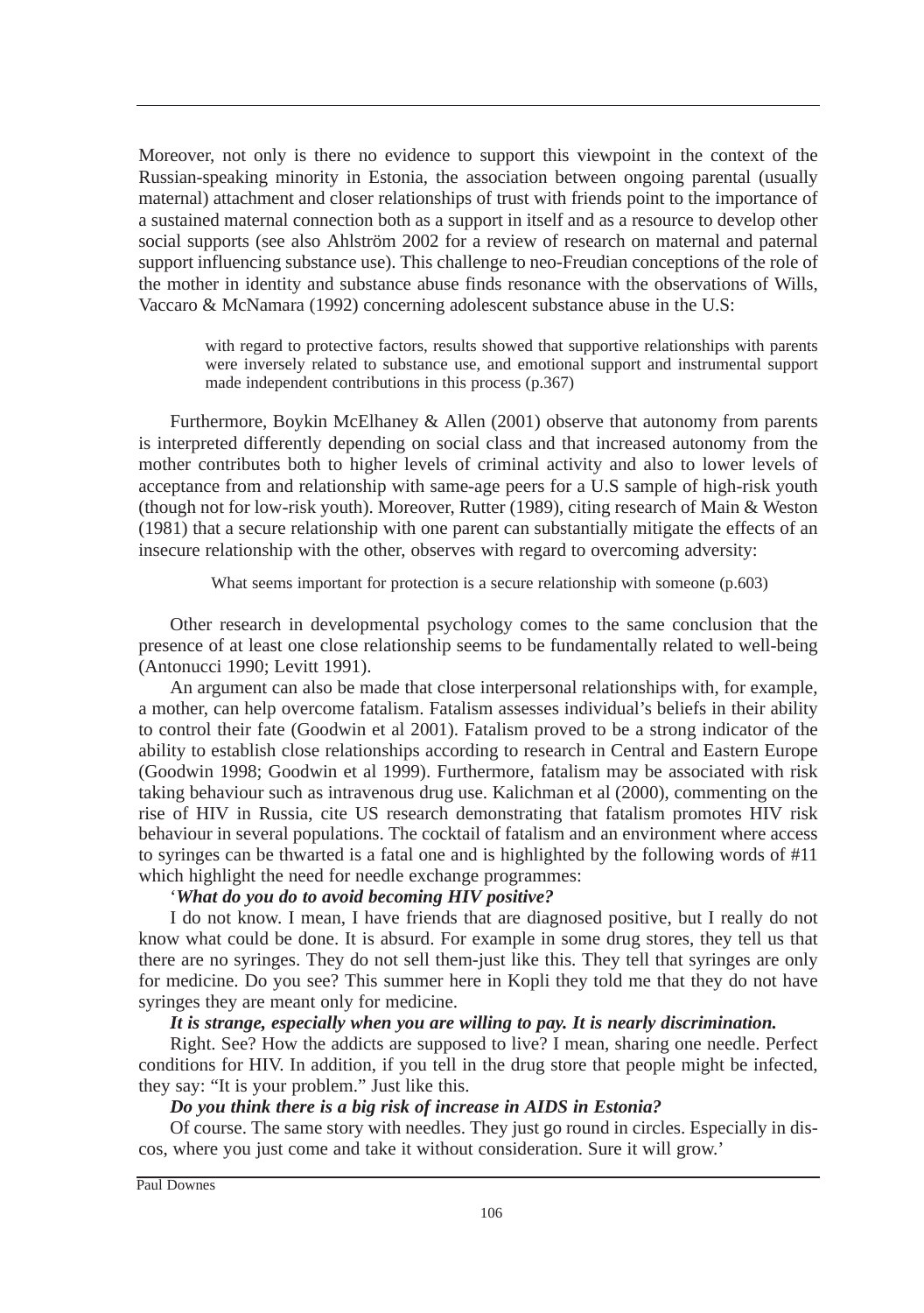Moreover, not only is there no evidence to support this viewpoint in the context of the Russian-speaking minority in Estonia, the association between ongoing parental (usually maternal) attachment and closer relationships of trust with friends point to the importance of a sustained maternal connection both as a support in itself and as a resource to develop other social supports (see also Ahlström 2002 for a review of research on maternal and paternal support influencing substance use). This challenge to neo-Freudian conceptions of the role of the mother in identity and substance abuse finds resonance with the observations of Wills, Vaccaro & McNamara (1992) concerning adolescent substance abuse in the U.S:

> with regard to protective factors, results showed that supportive relationships with parents were inversely related to substance use, and emotional support and instrumental support made independent contributions in this process (p.367)

Furthermore, Boykin McElhaney & Allen (2001) observe that autonomy from parents is interpreted differently depending on social class and that increased autonomy from the mother contributes both to higher levels of criminal activity and also to lower levels of acceptance from and relationship with same-age peers for a U.S sample of high-risk youth (though not for low-risk youth). Moreover, Rutter (1989), citing research of Main & Weston (1981) that a secure relationship with one parent can substantially mitigate the effects of an insecure relationship with the other, observes with regard to overcoming adversity:

> What seems important for protection is a secure relationship with someone (p.603)

Other research in developmental psychology comes to the same conclusion that the presence of at least one close relationship seems to be fundamentally related to well-being (Antonucci 1990; Levitt 1991).

An argument can also be made that close interpersonal relationships with, for example, a mother, can help overcome fatalism. Fatalism assesses individual's beliefs in their ability to control their fate (Goodwin et al 2001). Fatalism proved to be a strong indicator of the ability to establish close relationships according to research in Central and Eastern Europe (Goodwin 1998; Goodwin et al 1999). Furthermore, fatalism may be associated with risk taking behaviour such as intravenous drug use. Kalichman et al (2000), commenting on the rise of HIV in Russia, cite US research demonstrating that fatalism promotes HIV risk behaviour in several populations. The cocktail of fatalism and an environment where access to syringes can be thwarted is a fatal one and is highlighted by the following words of #11 which highlight the need for needle exchange programmes:

'***What do you do to avoid becoming HIV positive?***

I do not know. I mean, I have friends that are diagnosed positive, but I really do not know what could be done. It is absurd. For example in some drug stores, they tell us that there are no syringes. They do not sell them-just like this. They tell that syringes are only for medicine. Do you see? This summer here in Kopli they told me that they do not have syringes they are meant only for medicine.

***It is strange, especially when you are willing to pay. It is nearly discrimination.***

Right. See? How the addicts are supposed to live? I mean, sharing one needle. Perfect conditions for HIV. In addition, if you tell in the drug store that people might be infected, they say: "It is your problem." Just like this.

***Do you think there is a big risk of increase in AIDS in Estonia?***

Of course. The same story with needles. They just go round in circles. Especially in discos, where you just come and take it without consideration. Sure it will grow.'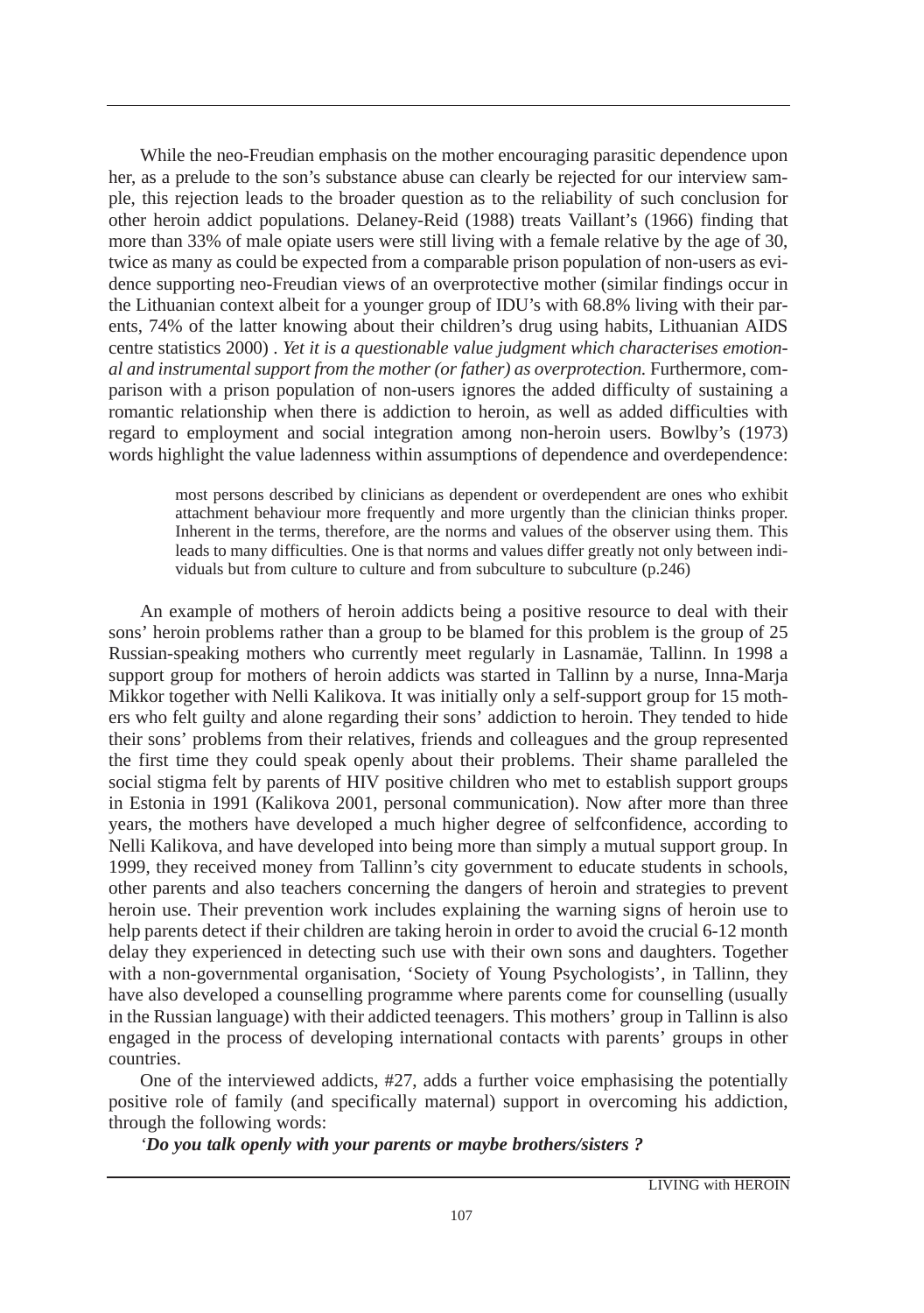While the neo-Freudian emphasis on the mother encouraging parasitic dependence upon her, as a prelude to the son's substance abuse can clearly be rejected for our interview sample, this rejection leads to the broader question as to the reliability of such conclusion for other heroin addict populations. Delaney-Reid (1988) treats Vaillant's (1966) finding that more than 33% of male opiate users were still living with a female relative by the age of 30, twice as many as could be expected from a comparable prison population of non-users as evidence supporting neo-Freudian views of an overprotective mother (similar findings occur in the Lithuanian context albeit for a younger group of IDU's with 68.8% living with their parents, 74% of the latter knowing about their children's drug using habits, Lithuanian AIDS centre statistics 2000) . *Yet it is a questionable value judgment which characterises emotional and instrumental support from the mother (or father) as overprotection.* Furthermore, comparison with a prison population of non-users ignores the added difficulty of sustaining a romantic relationship when there is addiction to heroin, as well as added difficulties with regard to employment and social integration among non-heroin users. Bowlby's (1973) words highlight the value ladenness within assumptions of dependence and overdependence:

> most persons described by clinicians as dependent or overdependent are ones who exhibit attachment behaviour more frequently and more urgently than the clinician thinks proper. Inherent in the terms, therefore, are the norms and values of the observer using them. This leads to many difficulties. One is that norms and values differ greatly not only between individuals but from culture to culture and from subculture to subculture (p.246)

An example of mothers of heroin addicts being a positive resource to deal with their sons' heroin problems rather than a group to be blamed for this problem is the group of 25 Russian-speaking mothers who currently meet regularly in Lasnamäe, Tallinn. In 1998 a support group for mothers of heroin addicts was started in Tallinn by a nurse, Inna-Marja Mikkor together with Nelli Kalikova. It was initially only a self-support group for 15 mothers who felt guilty and alone regarding their sons' addiction to heroin. They tended to hide their sons' problems from their relatives, friends and colleagues and the group represented the first time they could speak openly about their problems. Their shame paralleled the social stigma felt by parents of HIV positive children who met to establish support groups in Estonia in 1991 (Kalikova 2001, personal communication). Now after more than three years, the mothers have developed a much higher degree of selfconfidence, according to Nelli Kalikova, and have developed into being more than simply a mutual support group. In 1999, they received money from Tallinn's city government to educate students in schools, other parents and also teachers concerning the dangers of heroin and strategies to prevent heroin use. Their prevention work includes explaining the warning signs of heroin use to help parents detect if their children are taking heroin in order to avoid the crucial 6-12 month delay they experienced in detecting such use with their own sons and daughters. Together with a non-governmental organisation, 'Society of Young Psychologists', in Tallinn, they have also developed a counselling programme where parents come for counselling (usually in the Russian language) with their addicted teenagers. This mothers' group in Tallinn is also engaged in the process of developing international contacts with parents' groups in other countries.

One of the interviewed addicts, #27, adds a further voice emphasising the potentially positive role of family (and specifically maternal) support in overcoming his addiction, through the following words:

***'Do you talk openly with your parents or maybe brothers/sisters ?***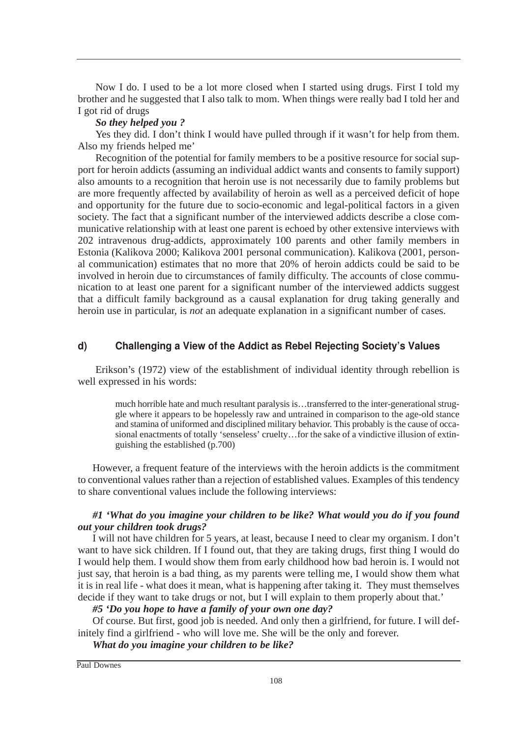Now I do. I used to be a lot more closed when I started using drugs. First I told my brother and he suggested that I also talk to mom. When things were really bad I told her and I got rid of drugs

***So they helped you ?***

Yes they did. I don't think I would have pulled through if it wasn't for help from them. Also my friends helped me'

Recognition of the potential for family members to be a positive resource for social support for heroin addicts (assuming an individual addict wants and consents to family support) also amounts to a recognition that heroin use is not necessarily due to family problems but are more frequently affected by availability of heroin as well as a perceived deficit of hope and opportunity for the future due to socio-economic and legal-political factors in a given society. The fact that a significant number of the interviewed addicts describe a close communicative relationship with at least one parent is echoed by other extensive interviews with 202 intravenous drug-addicts, approximately 100 parents and other family members in Estonia (Kalikova 2000; Kalikova 2001 personal communication). Kalikova (2001, personal communication) estimates that no more that 20% of heroin addicts could be said to be involved in heroin due to circumstances of family difficulty. The accounts of close communication to at least one parent for a significant number of the interviewed addicts suggest that a difficult family background as a causal explanation for drug taking generally and heroin use in particular, is *not* an adequate explanation in a significant number of cases.

## d) Challenging a View of the Addict as Rebel Rejecting Society's Values

Erikson's (1972) view of the establishment of individual identity through rebellion is well expressed in his words:

> much horrible hate and much resultant paralysis is…transferred to the inter-generational struggle where it appears to be hopelessly raw and untrained in comparison to the age-old stance and stamina of uniformed and disciplined military behavior. This probably is the cause of occasional enactments of totally 'senseless' cruelty…for the sake of a vindictive illusion of extinguishing the established (p.700)

However, a frequent feature of the interviews with the heroin addicts is the commitment to conventional values rather than a rejection of established values. Examples of this tendency to share conventional values include the following interviews:

***#1 'What do you imagine your children to be like? What would you do if you found out your children took drugs?***

I will not have children for 5 years, at least, because I need to clear my organism. I don't want to have sick children. If I found out, that they are taking drugs, first thing I would do I would help them. I would show them from early childhood how bad heroin is. I would not just say, that heroin is a bad thing, as my parents were telling me, I would show them what it is in real life - what does it mean, what is happening after taking it. They must themselves decide if they want to take drugs or not, but I will explain to them properly about that.'

***#5 'Do you hope to have a family of your own one day?***

Of course. But first, good job is needed. And only then a girlfriend, for future. I will definitely find a girlfriend - who will love me. She will be the only and forever.

***What do you imagine your children to be like?***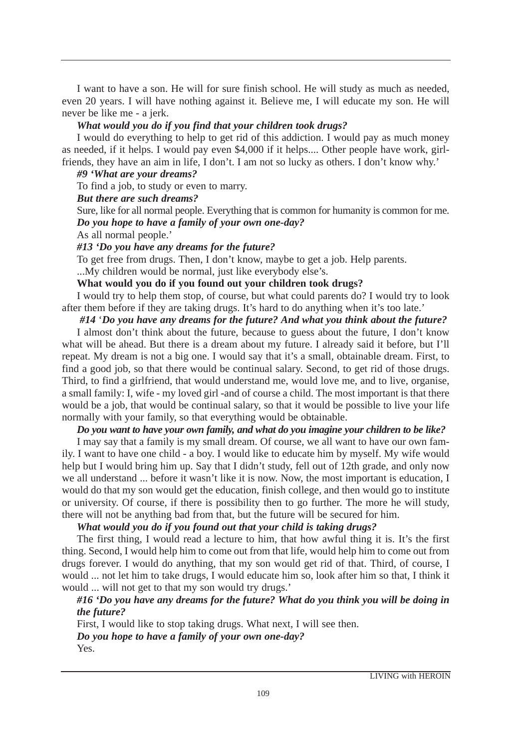I want to have a son. He will for sure finish school. He will study as much as needed, even 20 years. I will have nothing against it. Believe me, I will educate my son. He will never be like me - a jerk.

***What would you do if you find that your children took drugs?***

I would do everything to help to get rid of this addiction. I would pay as much money as needed, if it helps. I would pay even $4,000 if it helps.... Other people have work, girlfriends, they have an aim in life, I don't. I am not so lucky as others. I don't know why.'

***#9 'What are your dreams?***

To find a job, to study or even to marry.

***But there are such dreams?***

Sure, like for all normal people. Everything that is common for humanity is common for me.

***Do you hope to have a family of your own one-day?***

As all normal people.'

***#13 'Do you have any dreams for the future?***

To get free from drugs. Then, I don't know, maybe to get a job. Help parents.

...My children would be normal, just like everybody else's.

**What would you do if you found out your children took drugs?**

I would try to help them stop, of course, but what could parents do? I would try to look after them before if they are taking drugs. It's hard to do anything when it's too late.'

***#14 'Do you have any dreams for the future? And what you think about the future?***

I almost don't think about the future, because to guess about the future, I don't know what will be ahead. But there is a dream about my future. I already said it before, but I'll repeat. My dream is not a big one. I would say that it's a small, obtainable dream. First, to find a good job, so that there would be continual salary. Second, to get rid of those drugs. Third, to find a girlfriend, that would understand me, would love me, and to live, organise, a small family: I, wife - my loved girl -and of course a child. The most important is that there would be a job, that would be continual salary, so that it would be possible to live your life normally with your family, so that everything would be obtainable.

***Do you want to have your own family, and what do you imagine your children to be like?***

I may say that a family is my small dream. Of course, we all want to have our own family. I want to have one child - a boy. I would like to educate him by myself. My wife would help but I would bring him up. Say that I didn't study, fell out of 12th grade, and only now we all understand ... before it wasn't like it is now. Now, the most important is education, I would do that my son would get the education, finish college, and then would go to institute or university. Of course, if there is possibility then to go further. The more he will study, there will not be anything bad from that, but the future will be secured for him.

***What would you do if you found out that your child is taking drugs?***

The first thing, I would read a lecture to him, that how awful thing it is. It's the first thing. Second, I would help him to come out from that life, would help him to come out from drugs forever. I would do anything, that my son would get rid of that. Third, of course, I would ... not let him to take drugs, I would educate him so, look after him so that, I think it would ... will not get to that my son would try drugs.'

***#16 'Do you have any dreams for the future? What do you think you will be doing in the future?***

First, I would like to stop taking drugs. What next, I will see then.

***Do you hope to have a family of your own one-day?***

Yes.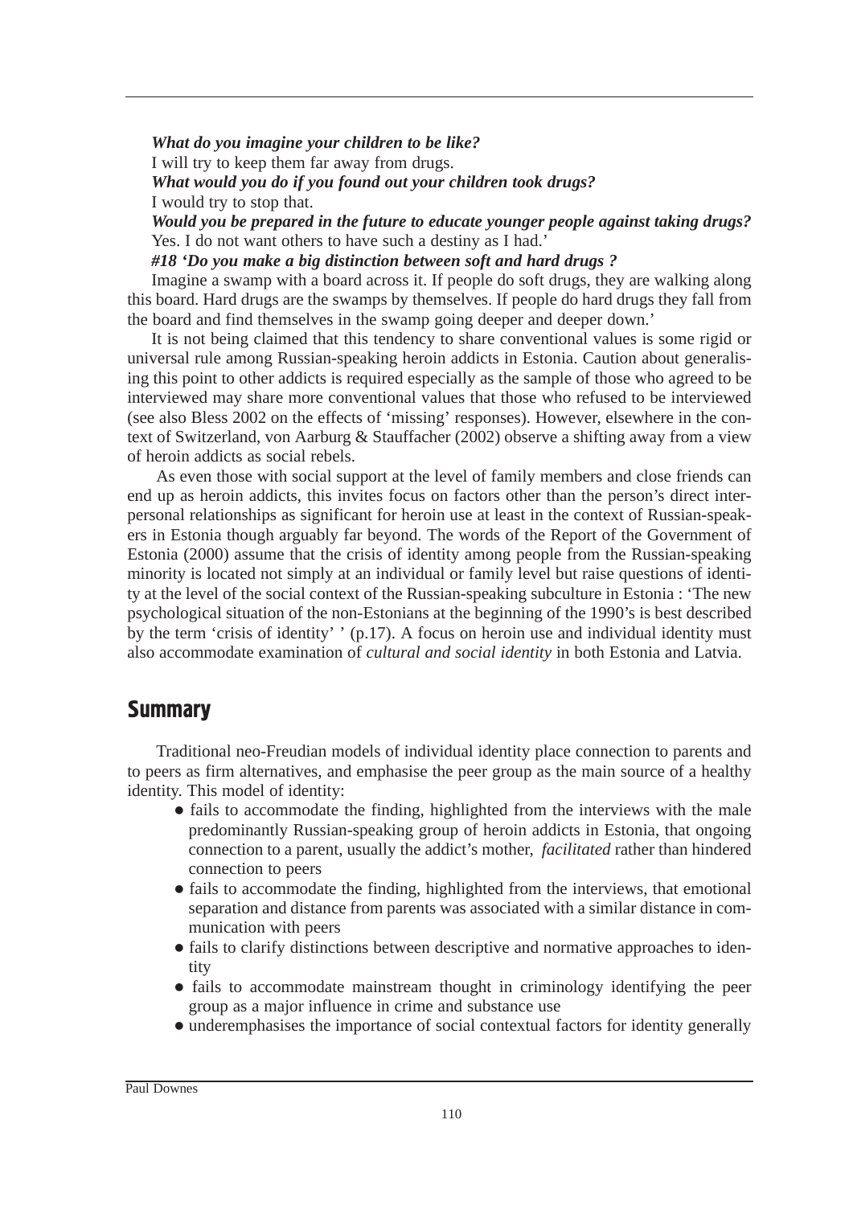***What do you imagine your children to be like?***

I will try to keep them far away from drugs.

***What would you do if you found out your children took drugs?***

I would try to stop that.

***Would you be prepared in the future to educate younger people against taking drugs?***

Yes. I do not want others to have such a destiny as I had.'

***#18 'Do you make a big distinction between soft and hard drugs ?***

Imagine a swamp with a board across it. If people do soft drugs, they are walking along this board. Hard drugs are the swamps by themselves. If people do hard drugs they fall from the board and find themselves in the swamp going deeper and deeper down.'

It is not being claimed that this tendency to share conventional values is some rigid or universal rule among Russian-speaking heroin addicts in Estonia. Caution about generalising this point to other addicts is required especially as the sample of those who agreed to be interviewed may share more conventional values that those who refused to be interviewed (see also Bless 2002 on the effects of 'missing' responses). However, elsewhere in the context of Switzerland, von Aarburg & Stauffacher (2002) observe a shifting away from a view of heroin addicts as social rebels.

As even those with social support at the level of family members and close friends can end up as heroin addicts, this invites focus on factors other than the person's direct interpersonal relationships as significant for heroin use at least in the context of Russian-speakers in Estonia though arguably far beyond. The words of the Report of the Government of Estonia (2000) assume that the crisis of identity among people from the Russian-speaking minority is located not simply at an individual or family level but raise questions of identity at the level of the social context of the Russian-speaking subculture in Estonia : 'The new psychological situation of the non-Estonians at the beginning of the 1990's is best described by the term 'crisis of identity' ' (p.17). A focus on heroin use and individual identity must also accommodate examination of *cultural and social identity* in both Estonia and Latvia.

## Summary

Traditional neo-Freudian models of individual identity place connection to parents and to peers as firm alternatives, and emphasise the peer group as the main source of a healthy identity. This model of identity:

- fails to accommodate the finding, highlighted from the interviews with the male predominantly Russian-speaking group of heroin addicts in Estonia, that ongoing connection to a parent, usually the addict's mother, *facilitated* rather than hindered connection to peers
- fails to accommodate the finding, highlighted from the interviews, that emotional separation and distance from parents was associated with a similar distance in communication with peers
- fails to clarify distinctions between descriptive and normative approaches to identity
- fails to accommodate mainstream thought in criminology identifying the peer group as a major influence in crime and substance use
- underemphasises the importance of social contextual factors for identity generally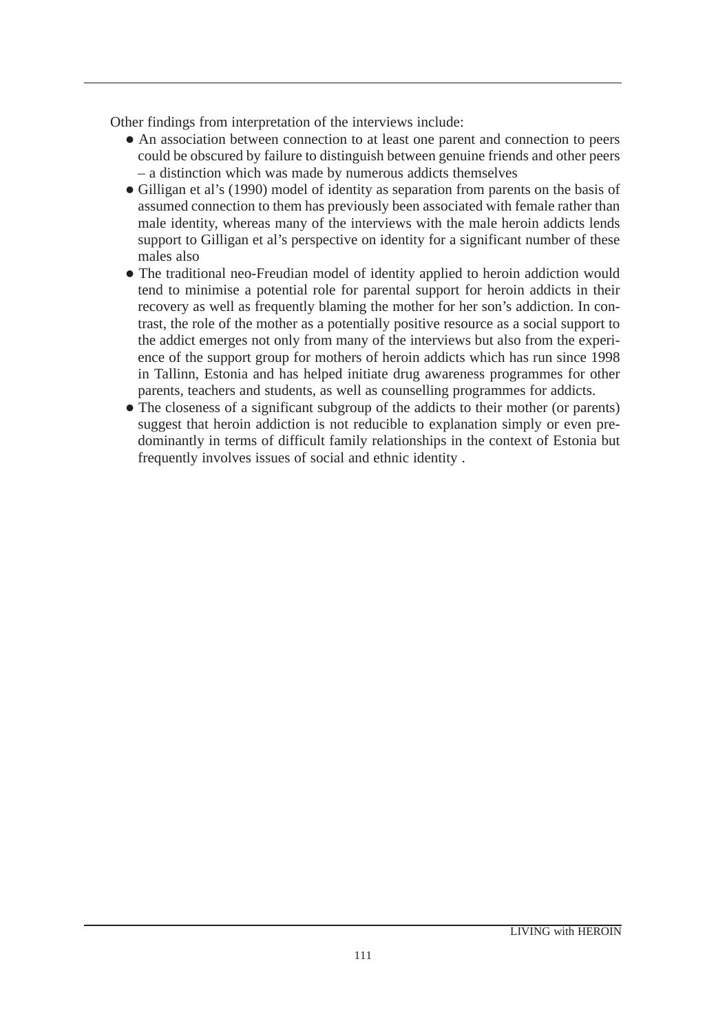Other findings from interpretation of the interviews include:

- An association between connection to at least one parent and connection to peers could be obscured by failure to distinguish between genuine friends and other peers – a distinction which was made by numerous addicts themselves
- Gilligan et al's (1990) model of identity as separation from parents on the basis of assumed connection to them has previously been associated with female rather than male identity, whereas many of the interviews with the male heroin addicts lends support to Gilligan et al's perspective on identity for a significant number of these males also
- The traditional neo-Freudian model of identity applied to heroin addiction would tend to minimise a potential role for parental support for heroin addicts in their recovery as well as frequently blaming the mother for her son's addiction. In contrast, the role of the mother as a potentially positive resource as a social support to the addict emerges not only from many of the interviews but also from the experience of the support group for mothers of heroin addicts which has run since 1998 in Tallinn, Estonia and has helped initiate drug awareness programmes for other parents, teachers and students, as well as counselling programmes for addicts.
- The closeness of a significant subgroup of the addicts to their mother (or parents) suggest that heroin addiction is not reducible to explanation simply or even predominantly in terms of difficult family relationships in the context of Estonia but frequently involves issues of social and ethnic identity .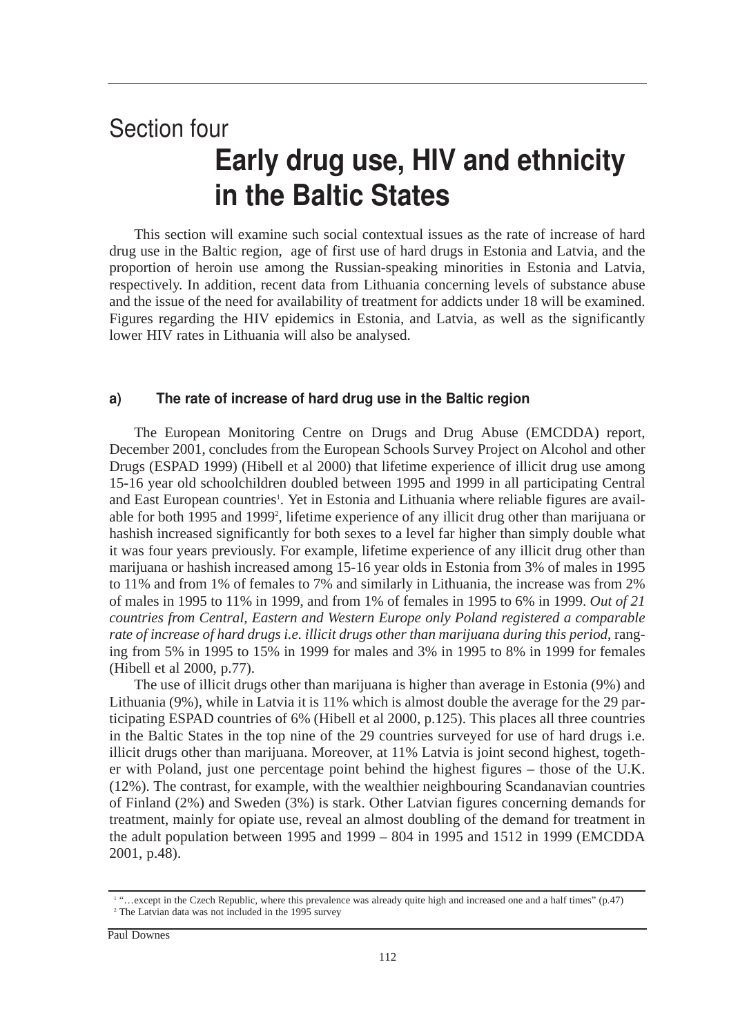# Section four

## Early drug use, HIV and ethnicity in the Baltic States

This section will examine such social contextual issues as the rate of increase of hard drug use in the Baltic region, age of first use of hard drugs in Estonia and Latvia, and the proportion of heroin use among the Russian-speaking minorities in Estonia and Latvia, respectively. In addition, recent data from Lithuania concerning levels of substance abuse and the issue of the need for availability of treatment for addicts under 18 will be examined. Figures regarding the HIV epidemics in Estonia, and Latvia, as well as the significantly lower HIV rates in Lithuania will also be analysed.

### a) The rate of increase of hard drug use in the Baltic region

The European Monitoring Centre on Drugs and Drug Abuse (EMCDDA) report, December 2001, concludes from the European Schools Survey Project on Alcohol and other Drugs (ESPAD 1999) (Hibell et al 2000) that lifetime experience of illicit drug use among 15-16 year old schoolchildren doubled between 1995 and 1999 in all participating Central and East European countries[1]. Yet in Estonia and Lithuania where reliable figures are available for both 1995 and 1999[2], lifetime experience of any illicit drug other than marijuana or hashish increased significantly for both sexes to a level far higher than simply double what it was four years previously. For example, lifetime experience of any illicit drug other than marijuana or hashish increased among 15-16 year olds in Estonia from 3% of males in 1995 to 11% and from 1% of females to 7% and similarly in Lithuania, the increase was from 2% of males in 1995 to 11% in 1999, and from 1% of females in 1995 to 6% in 1999. *Out of 21 countries from Central, Eastern and Western Europe only Poland registered a comparable rate of increase of hard drugs i.e. illicit drugs other than marijuana during this period*, ranging from 5% in 1995 to 15% in 1999 for males and 3% in 1995 to 8% in 1999 for females (Hibell et al 2000, p.77).

The use of illicit drugs other than marijuana is higher than average in Estonia (9%) and Lithuania (9%), while in Latvia it is 11% which is almost double the average for the 29 participating ESPAD countries of 6% (Hibell et al 2000, p.125). This places all three countries in the Baltic States in the top nine of the 29 countries surveyed for use of hard drugs i.e. illicit drugs other than marijuana. Moreover, at 11% Latvia is joint second highest, together with Poland, just one percentage point behind the highest figures – those of the U.K. (12%). The contrast, for example, with the wealthier neighbouring Scandanavian countries of Finland (2%) and Sweden (3%) is stark. Other Latvian figures concerning demands for treatment, mainly for opiate use, reveal an almost doubling of the demand for treatment in the adult population between 1995 and 1999 – 804 in 1995 and 1512 in 1999 (EMCDDA 2001, p.48).

---

[1] "…except in the Czech Republic, where this prevalence was already quite high and increased one and a half times" (p.47)

[2] The Latvian data was not included in the 1995 survey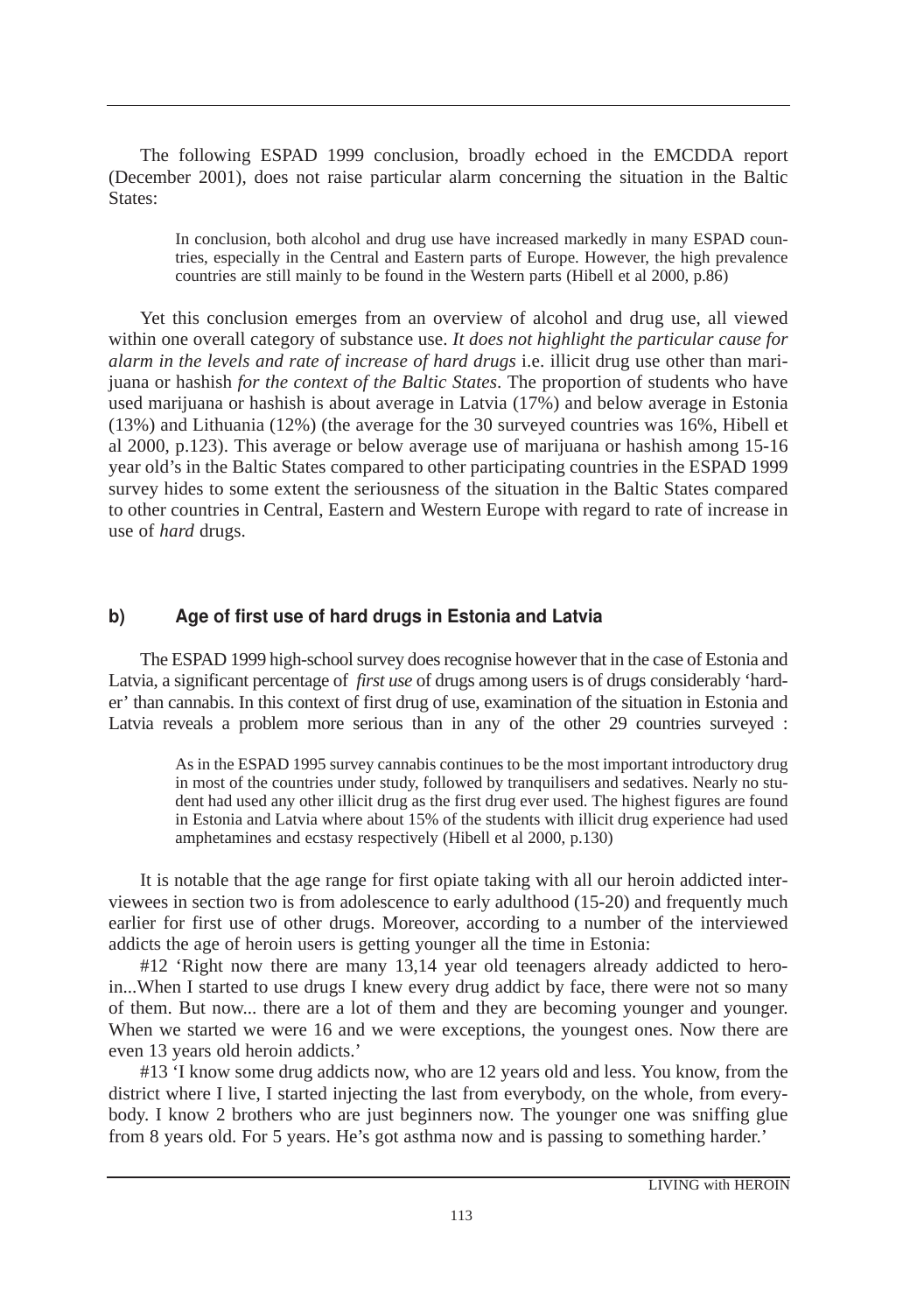The following ESPAD 1999 conclusion, broadly echoed in the EMCDDA report (December 2001), does not raise particular alarm concerning the situation in the Baltic States:

> In conclusion, both alcohol and drug use have increased markedly in many ESPAD countries, especially in the Central and Eastern parts of Europe. However, the high prevalence countries are still mainly to be found in the Western parts (Hibell et al 2000, p.86)

Yet this conclusion emerges from an overview of alcohol and drug use, all viewed within one overall category of substance use. *It does not highlight the particular cause for alarm in the levels and rate of increase of hard drugs* i.e. illicit drug use other than marijuana or hashish *for the context of the Baltic States*. The proportion of students who have used marijuana or hashish is about average in Latvia (17%) and below average in Estonia (13%) and Lithuania (12%) (the average for the 30 surveyed countries was 16%, Hibell et al 2000, p.123). This average or below average use of marijuana or hashish among 15-16 year old's in the Baltic States compared to other participating countries in the ESPAD 1999 survey hides to some extent the seriousness of the situation in the Baltic States compared to other countries in Central, Eastern and Western Europe with regard to rate of increase in use of *hard* drugs.

### b) Age of first use of hard drugs in Estonia and Latvia

The ESPAD 1999 high-school survey does recognise however that in the case of Estonia and Latvia, a significant percentage of *first use* of drugs among users is of drugs considerably 'harder' than cannabis. In this context of first drug of use, examination of the situation in Estonia and Latvia reveals a problem more serious than in any of the other 29 countries surveyed :

> As in the ESPAD 1995 survey cannabis continues to be the most important introductory drug in most of the countries under study, followed by tranquilisers and sedatives. Nearly no student had used any other illicit drug as the first drug ever used. The highest figures are found in Estonia and Latvia where about 15% of the students with illicit drug experience had used amphetamines and ecstasy respectively (Hibell et al 2000, p.130)

It is notable that the age range for first opiate taking with all our heroin addicted interviewees in section two is from adolescence to early adulthood (15-20) and frequently much earlier for first use of other drugs. Moreover, according to a number of the interviewed addicts the age of heroin users is getting younger all the time in Estonia:

#12 'Right now there are many 13,14 year old teenagers already addicted to heroin...When I started to use drugs I knew every drug addict by face, there were not so many of them. But now... there are a lot of them and they are becoming younger and younger. When we started we were 16 and we were exceptions, the youngest ones. Now there are even 13 years old heroin addicts.'

#13 'I know some drug addicts now, who are 12 years old and less. You know, from the district where I live, I started injecting the last from everybody, on the whole, from everybody. I know 2 brothers who are just beginners now. The younger one was sniffing glue from 8 years old. For 5 years. He's got asthma now and is passing to something harder.'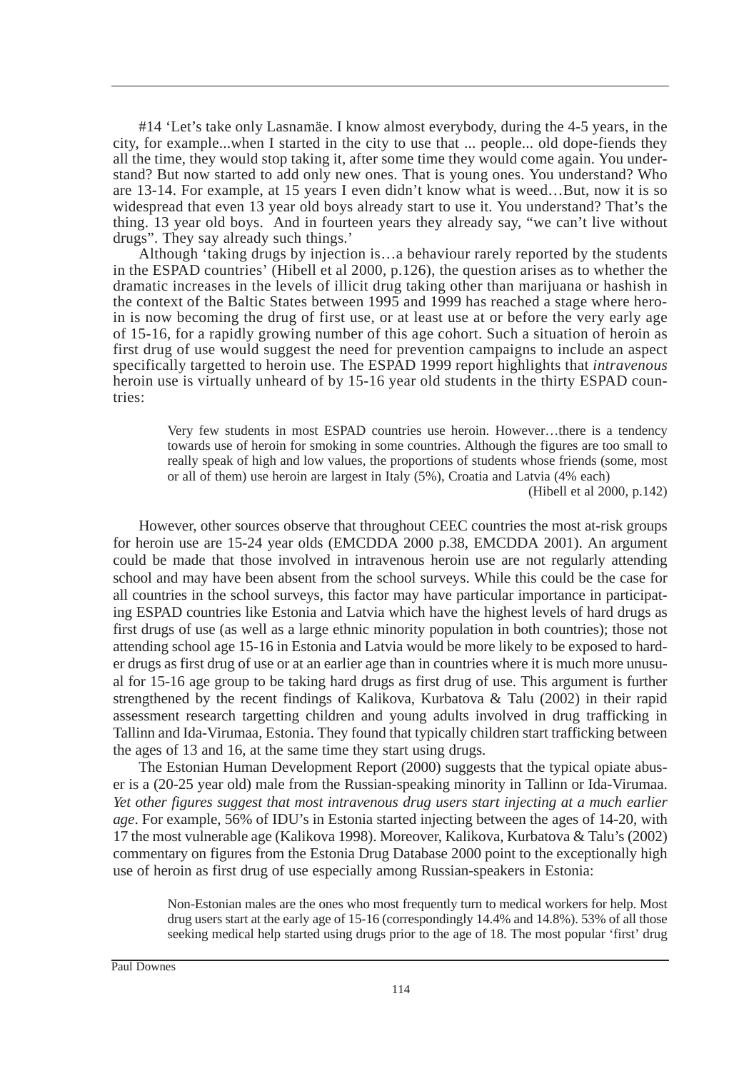#14 'Let's take only Lasnamäe. I know almost everybody, during the 4-5 years, in the city, for example...when I started in the city to use that ... people... old dope-fiends they all the time, they would stop taking it, after some time they would come again. You understand? But now started to add only new ones. That is young ones. You understand? Who are 13-14. For example, at 15 years I even didn't know what is weed…But, now it is so widespread that even 13 year old boys already start to use it. You understand? That's the thing. 13 year old boys. And in fourteen years they already say, "we can't live without drugs". They say already such things.'

Although 'taking drugs by injection is…a behaviour rarely reported by the students in the ESPAD countries' (Hibell et al 2000, p.126), the question arises as to whether the dramatic increases in the levels of illicit drug taking other than marijuana or hashish in the context of the Baltic States between 1995 and 1999 has reached a stage where heroin is now becoming the drug of first use, or at least use at or before the very early age of 15-16, for a rapidly growing number of this age cohort. Such a situation of heroin as first drug of use would suggest the need for prevention campaigns to include an aspect specifically targetted to heroin use. The ESPAD 1999 report highlights that *intravenous* heroin use is virtually unheard of by 15-16 year old students in the thirty ESPAD countries:

> Very few students in most ESPAD countries use heroin. However…there is a tendency towards use of heroin for smoking in some countries. Although the figures are too small to really speak of high and low values, the proportions of students whose friends (some, most or all of them) use heroin are largest in Italy (5%), Croatia and Latvia (4% each)
>
> (Hibell et al 2000, p.142)

However, other sources observe that throughout CEEC countries the most at-risk groups for heroin use are 15-24 year olds (EMCDDA 2000 p.38, EMCDDA 2001). An argument could be made that those involved in intravenous heroin use are not regularly attending school and may have been absent from the school surveys. While this could be the case for all countries in the school surveys, this factor may have particular importance in participating ESPAD countries like Estonia and Latvia which have the highest levels of hard drugs as first drugs of use (as well as a large ethnic minority population in both countries); those not attending school age 15-16 in Estonia and Latvia would be more likely to be exposed to harder drugs as first drug of use or at an earlier age than in countries where it is much more unusual for 15-16 age group to be taking hard drugs as first drug of use. This argument is further strengthened by the recent findings of Kalikova, Kurbatova & Talu (2002) in their rapid assessment research targetting children and young adults involved in drug trafficking in Tallinn and Ida-Virumaa, Estonia. They found that typically children start trafficking between the ages of 13 and 16, at the same time they start using drugs.

The Estonian Human Development Report (2000) suggests that the typical opiate abuser is a (20-25 year old) male from the Russian-speaking minority in Tallinn or Ida-Virumaa. *Yet other figures suggest that most intravenous drug users start injecting at a much earlier age*. For example, 56% of IDU's in Estonia started injecting between the ages of 14-20, with 17 the most vulnerable age (Kalikova 1998). Moreover, Kalikova, Kurbatova & Talu's (2002) commentary on figures from the Estonia Drug Database 2000 point to the exceptionally high use of heroin as first drug of use especially among Russian-speakers in Estonia:

> Non-Estonian males are the ones who most frequently turn to medical workers for help. Most drug users start at the early age of 15-16 (correspondingly 14.4% and 14.8%). 53% of all those seeking medical help started using drugs prior to the age of 18. The most popular 'first' drug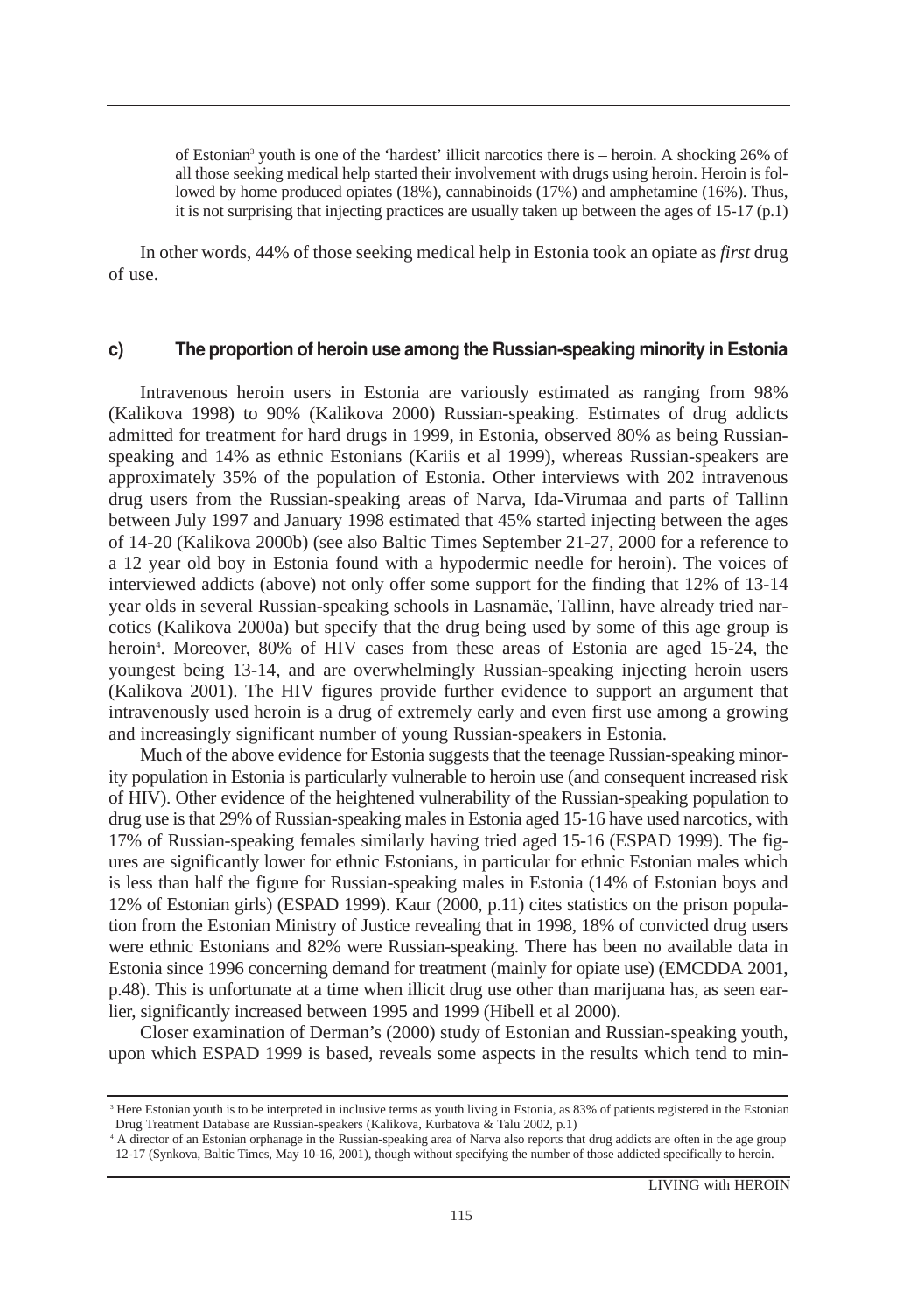> of Estonian[3] youth is one of the 'hardest' illicit narcotics there is – heroin. A shocking 26% of all those seeking medical help started their involvement with drugs using heroin. Heroin is followed by home produced opiates (18%), cannabinoids (17%) and amphetamine (16%). Thus, it is not surprising that injecting practices are usually taken up between the ages of 15-17 (p.1)

In other words, 44% of those seeking medical help in Estonia took an opiate as *first* drug of use.

### c) The proportion of heroin use among the Russian-speaking minority in Estonia

Intravenous heroin users in Estonia are variously estimated as ranging from 98% (Kalikova 1998) to 90% (Kalikova 2000) Russian-speaking. Estimates of drug addicts admitted for treatment for hard drugs in 1999, in Estonia, observed 80% as being Russian-speaking and 14% as ethnic Estonians (Kariis et al 1999), whereas Russian-speakers are approximately 35% of the population of Estonia. Other interviews with 202 intravenous drug users from the Russian-speaking areas of Narva, Ida-Virumaa and parts of Tallinn between July 1997 and January 1998 estimated that 45% started injecting between the ages of 14-20 (Kalikova 2000b) (see also Baltic Times September 21-27, 2000 for a reference to a 12 year old boy in Estonia found with a hypodermic needle for heroin). The voices of interviewed addicts (above) not only offer some support for the finding that 12% of 13-14 year olds in several Russian-speaking schools in Lasnamäe, Tallinn, have already tried narcotics (Kalikova 2000a) but specify that the drug being used by some of this age group is heroin[4]. Moreover, 80% of HIV cases from these areas of Estonia are aged 15-24, the youngest being 13-14, and are overwhelmingly Russian-speaking injecting heroin users (Kalikova 2001). The HIV figures provide further evidence to support an argument that intravenously used heroin is a drug of extremely early and even first use among a growing and increasingly significant number of young Russian-speakers in Estonia.

Much of the above evidence for Estonia suggests that the teenage Russian-speaking minority population in Estonia is particularly vulnerable to heroin use (and consequent increased risk of HIV). Other evidence of the heightened vulnerability of the Russian-speaking population to drug use is that 29% of Russian-speaking males in Estonia aged 15-16 have used narcotics, with 17% of Russian-speaking females similarly having tried aged 15-16 (ESPAD 1999). The figures are significantly lower for ethnic Estonians, in particular for ethnic Estonian males which is less than half the figure for Russian-speaking males in Estonia (14% of Estonian boys and 12% of Estonian girls) (ESPAD 1999). Kaur (2000, p.11) cites statistics on the prison population from the Estonian Ministry of Justice revealing that in 1998, 18% of convicted drug users were ethnic Estonians and 82% were Russian-speaking. There has been no available data in Estonia since 1996 concerning demand for treatment (mainly for opiate use) (EMCDDA 2001, p.48). This is unfortunate at a time when illicit drug use other than marijuana has, as seen earlier, significantly increased between 1995 and 1999 (Hibell et al 2000).

Closer examination of Derman's (2000) study of Estonian and Russian-speaking youth, upon which ESPAD 1999 is based, reveals some aspects in the results which tend to min-

---

[3] Here Estonian youth is to be interpreted in inclusive terms as youth living in Estonia, as 83% of patients registered in the Estonian Drug Treatment Database are Russian-speakers (Kalikova, Kurbatova & Talu 2002, p.1)

[4] A director of an Estonian orphanage in the Russian-speaking area of Narva also reports that drug addicts are often in the age group 12-17 (Synkova, Baltic Times, May 10-16, 2001), though without specifying the number of those addicted specifically to heroin.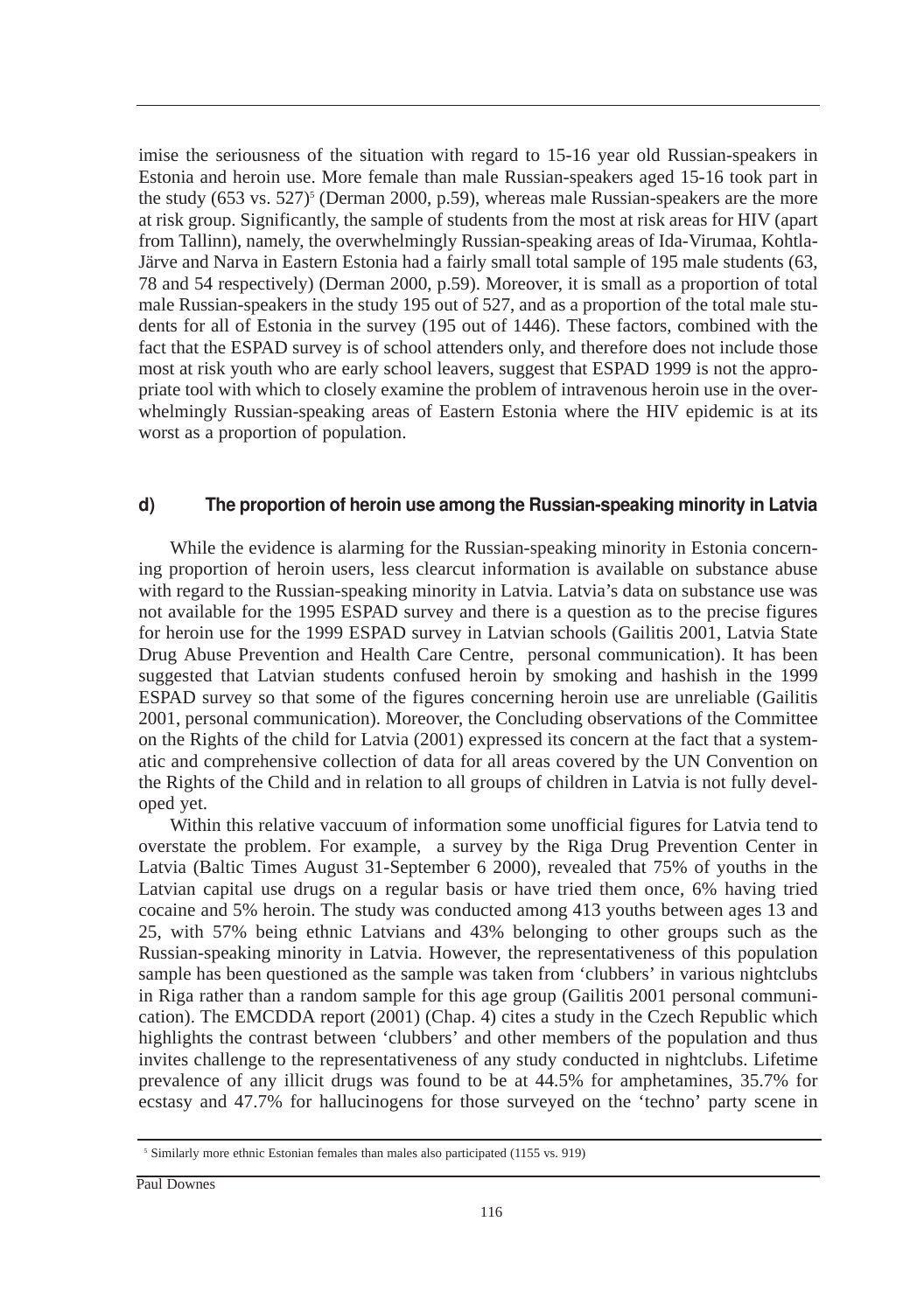imise the seriousness of the situation with regard to 15-16 year old Russian-speakers in Estonia and heroin use. More female than male Russian-speakers aged 15-16 took part in the study (653 vs. 527)[5] (Derman 2000, p.59), whereas male Russian-speakers are the more at risk group. Significantly, the sample of students from the most at risk areas for HIV (apart from Tallinn), namely, the overwhelmingly Russian-speaking areas of Ida-Virumaa, Kohtla-Järve and Narva in Eastern Estonia had a fairly small total sample of 195 male students (63, 78 and 54 respectively) (Derman 2000, p.59). Moreover, it is small as a proportion of total male Russian-speakers in the study 195 out of 527, and as a proportion of the total male students for all of Estonia in the survey (195 out of 1446). These factors, combined with the fact that the ESPAD survey is of school attenders only, and therefore does not include those most at risk youth who are early school leavers, suggest that ESPAD 1999 is not the appropriate tool with which to closely examine the problem of intravenous heroin use in the overwhelmingly Russian-speaking areas of Eastern Estonia where the HIV epidemic is at its worst as a proportion of population.

### d) The proportion of heroin use among the Russian-speaking minority in Latvia

While the evidence is alarming for the Russian-speaking minority in Estonia concerning proportion of heroin users, less clearcut information is available on substance abuse with regard to the Russian-speaking minority in Latvia. Latvia's data on substance use was not available for the 1995 ESPAD survey and there is a question as to the precise figures for heroin use for the 1999 ESPAD survey in Latvian schools (Gailitis 2001, Latvia State Drug Abuse Prevention and Health Care Centre, personal communication). It has been suggested that Latvian students confused heroin by smoking and hashish in the 1999 ESPAD survey so that some of the figures concerning heroin use are unreliable (Gailitis 2001, personal communication). Moreover, the Concluding observations of the Committee on the Rights of the child for Latvia (2001) expressed its concern at the fact that a systematic and comprehensive collection of data for all areas covered by the UN Convention on the Rights of the Child and in relation to all groups of children in Latvia is not fully developed yet.

Within this relative vaccuum of information some unofficial figures for Latvia tend to overstate the problem. For example, a survey by the Riga Drug Prevention Center in Latvia (Baltic Times August 31-September 6 2000), revealed that 75% of youths in the Latvian capital use drugs on a regular basis or have tried them once, 6% having tried cocaine and 5% heroin. The study was conducted among 413 youths between ages 13 and 25, with 57% being ethnic Latvians and 43% belonging to other groups such as the Russian-speaking minority in Latvia. However, the representativeness of this population sample has been questioned as the sample was taken from 'clubbers' in various nightclubs in Riga rather than a random sample for this age group (Gailitis 2001 personal communication). The EMCDDA report (2001) (Chap. 4) cites a study in the Czech Republic which highlights the contrast between 'clubbers' and other members of the population and thus invites challenge to the representativeness of any study conducted in nightclubs. Lifetime prevalence of any illicit drugs was found to be at 44.5% for amphetamines, 35.7% for ecstasy and 47.7% for hallucinogens for those surveyed on the 'techno' party scene in

[5] Similarly more ethnic Estonian females than males also participated (1155 vs. 919)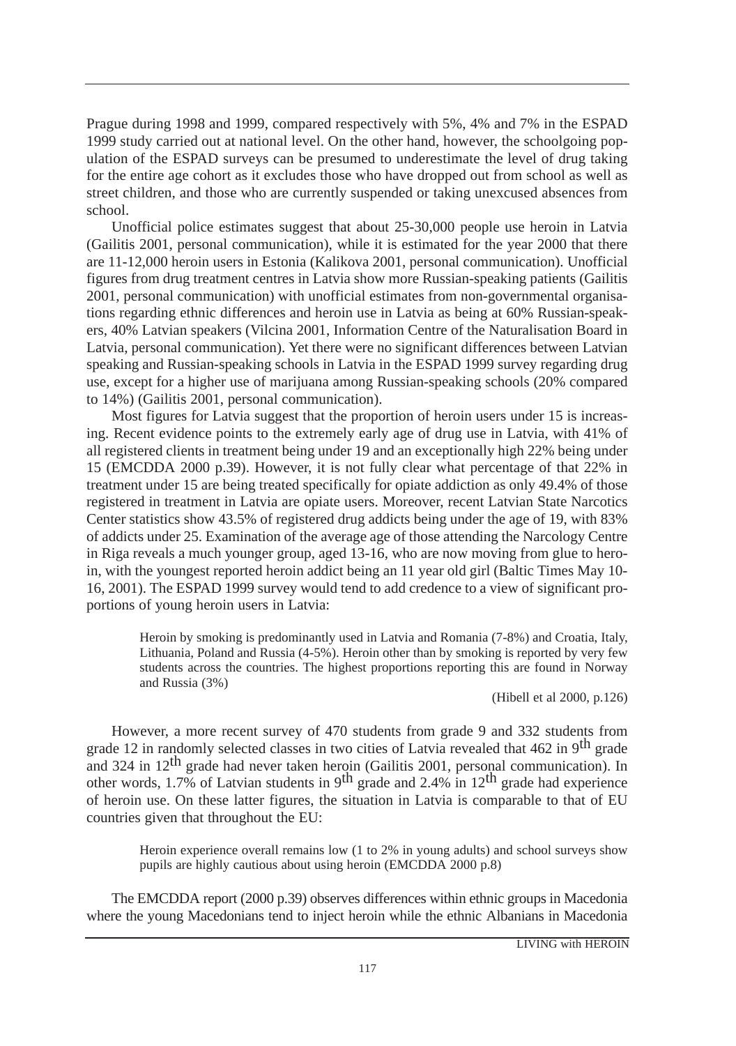Prague during 1998 and 1999, compared respectively with 5%, 4% and 7% in the ESPAD 1999 study carried out at national level. On the other hand, however, the schoolgoing population of the ESPAD surveys can be presumed to underestimate the level of drug taking for the entire age cohort as it excludes those who have dropped out from school as well as street children, and those who are currently suspended or taking unexcused absences from school.

Unofficial police estimates suggest that about 25-30,000 people use heroin in Latvia (Gailitis 2001, personal communication), while it is estimated for the year 2000 that there are 11-12,000 heroin users in Estonia (Kalikova 2001, personal communication). Unofficial figures from drug treatment centres in Latvia show more Russian-speaking patients (Gailitis 2001, personal communication) with unofficial estimates from non-governmental organisations regarding ethnic differences and heroin use in Latvia as being at 60% Russian-speakers, 40% Latvian speakers (Vilcina 2001, Information Centre of the Naturalisation Board in Latvia, personal communication). Yet there were no significant differences between Latvian speaking and Russian-speaking schools in Latvia in the ESPAD 1999 survey regarding drug use, except for a higher use of marijuana among Russian-speaking schools (20% compared to 14%) (Gailitis 2001, personal communication).

Most figures for Latvia suggest that the proportion of heroin users under 15 is increasing. Recent evidence points to the extremely early age of drug use in Latvia, with 41% of all registered clients in treatment being under 19 and an exceptionally high 22% being under 15 (EMCDDA 2000 p.39). However, it is not fully clear what percentage of that 22% in treatment under 15 are being treated specifically for opiate addiction as only 49.4% of those registered in treatment in Latvia are opiate users. Moreover, recent Latvian State Narcotics Center statistics show 43.5% of registered drug addicts being under the age of 19, with 83% of addicts under 25. Examination of the average age of those attending the Narcology Centre in Riga reveals a much younger group, aged 13-16, who are now moving from glue to heroin, with the youngest reported heroin addict being an 11 year old girl (Baltic Times May 10-16, 2001). The ESPAD 1999 survey would tend to add credence to a view of significant proportions of young heroin users in Latvia:

> Heroin by smoking is predominantly used in Latvia and Romania (7-8%) and Croatia, Italy, Lithuania, Poland and Russia (4-5%). Heroin other than by smoking is reported by very few students across the countries. The highest proportions reporting this are found in Norway and Russia (3%)
>
> (Hibell et al 2000, p.126)

However, a more recent survey of 470 students from grade 9 and 332 students from grade 12 in randomly selected classes in two cities of Latvia revealed that 462 in 9th grade and 324 in 12th grade had never taken heroin (Gailitis 2001, personal communication). In other words, 1.7% of Latvian students in 9th grade and 2.4% in 12th grade had experience of heroin use. On these latter figures, the situation in Latvia is comparable to that of EU countries given that throughout the EU:

> Heroin experience overall remains low (1 to 2% in young adults) and school surveys show pupils are highly cautious about using heroin (EMCDDA 2000 p.8)

The EMCDDA report (2000 p.39) observes differences within ethnic groups in Macedonia where the young Macedonians tend to inject heroin while the ethnic Albanians in Macedonia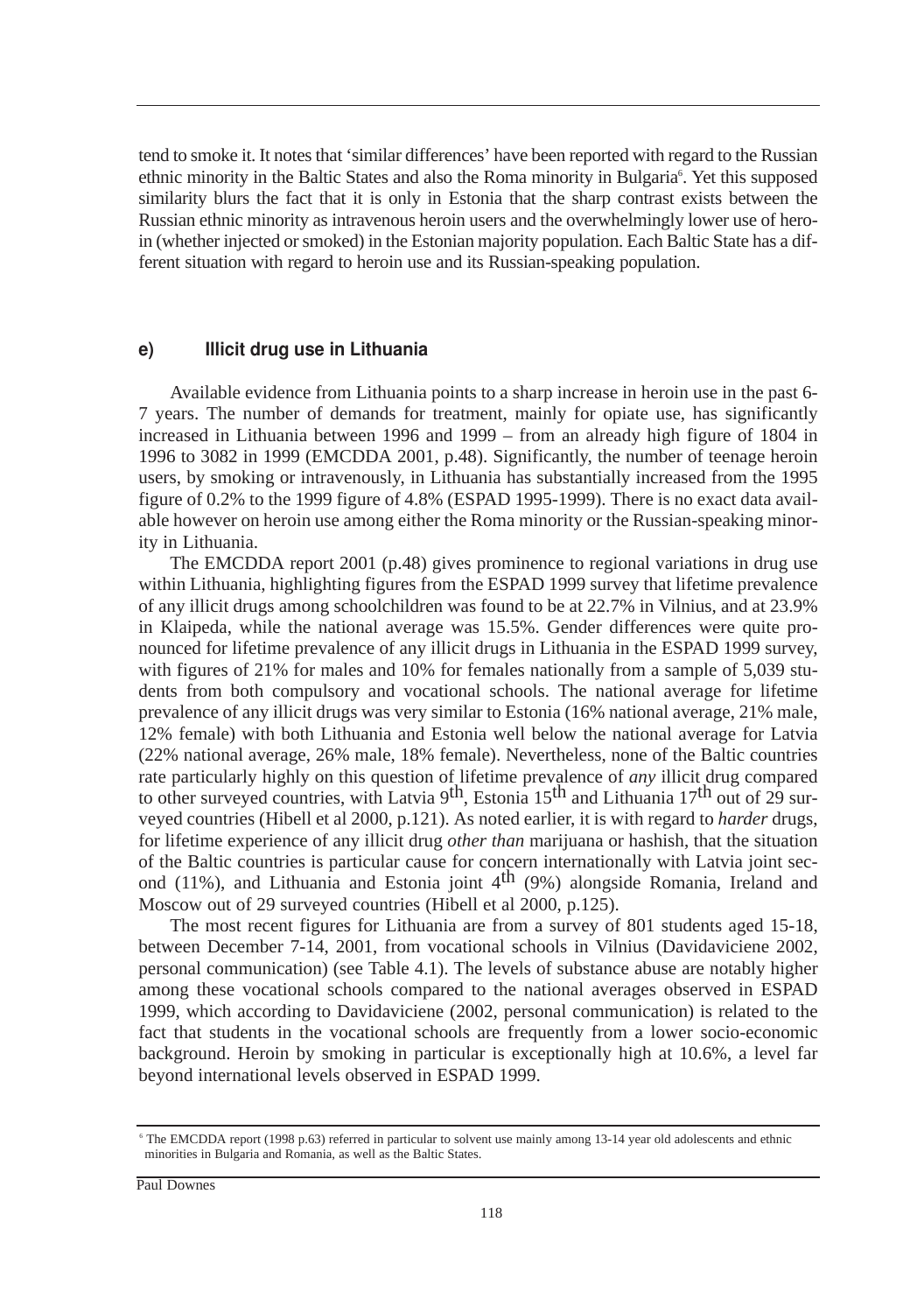tend to smoke it. It notes that 'similar differences' have been reported with regard to the Russian ethnic minority in the Baltic States and also the Roma minority in Bulgaria[6]. Yet this supposed similarity blurs the fact that it is only in Estonia that the sharp contrast exists between the Russian ethnic minority as intravenous heroin users and the overwhelmingly lower use of heroin (whether injected or smoked) in the Estonian majority population. Each Baltic State has a different situation with regard to heroin use and its Russian-speaking population.

### e) Illicit drug use in Lithuania

Available evidence from Lithuania points to a sharp increase in heroin use in the past 6-7 years. The number of demands for treatment, mainly for opiate use, has significantly increased in Lithuania between 1996 and 1999 – from an already high figure of 1804 in 1996 to 3082 in 1999 (EMCDDA 2001, p.48). Significantly, the number of teenage heroin users, by smoking or intravenously, in Lithuania has substantially increased from the 1995 figure of 0.2% to the 1999 figure of 4.8% (ESPAD 1995-1999). There is no exact data available however on heroin use among either the Roma minority or the Russian-speaking minority in Lithuania.

The EMCDDA report 2001 (p.48) gives prominence to regional variations in drug use within Lithuania, highlighting figures from the ESPAD 1999 survey that lifetime prevalence of any illicit drugs among schoolchildren was found to be at 22.7% in Vilnius, and at 23.9% in Klaipeda, while the national average was 15.5%. Gender differences were quite pronounced for lifetime prevalence of any illicit drugs in Lithuania in the ESPAD 1999 survey, with figures of 21% for males and 10% for females nationally from a sample of 5,039 students from both compulsory and vocational schools. The national average for lifetime prevalence of any illicit drugs was very similar to Estonia (16% national average, 21% male, 12% female) with both Lithuania and Estonia well below the national average for Latvia (22% national average, 26% male, 18% female). Nevertheless, none of the Baltic countries rate particularly highly on this question of lifetime prevalence of *any* illicit drug compared to other surveyed countries, with Latvia 9th, Estonia 15th and Lithuania 17th out of 29 surveyed countries (Hibell et al 2000, p.121). As noted earlier, it is with regard to *harder* drugs, for lifetime experience of any illicit drug *other than* marijuana or hashish, that the situation of the Baltic countries is particular cause for concern internationally with Latvia joint second (11%), and Lithuania and Estonia joint 4th (9%) alongside Romania, Ireland and Moscow out of 29 surveyed countries (Hibell et al 2000, p.125).

The most recent figures for Lithuania are from a survey of 801 students aged 15-18, between December 7-14, 2001, from vocational schools in Vilnius (Davidaviciene 2002, personal communication) (see Table 4.1). The levels of substance abuse are notably higher among these vocational schools compared to the national averages observed in ESPAD 1999, which according to Davidaviciene (2002, personal communication) is related to the fact that students in the vocational schools are frequently from a lower socio-economic background. Heroin by smoking in particular is exceptionally high at 10.6%, a level far beyond international levels observed in ESPAD 1999.

---

[6] The EMCDDA report (1998 p.63) referred in particular to solvent use mainly among 13-14 year old adolescents and ethnic minorities in Bulgaria and Romania, as well as the Baltic States.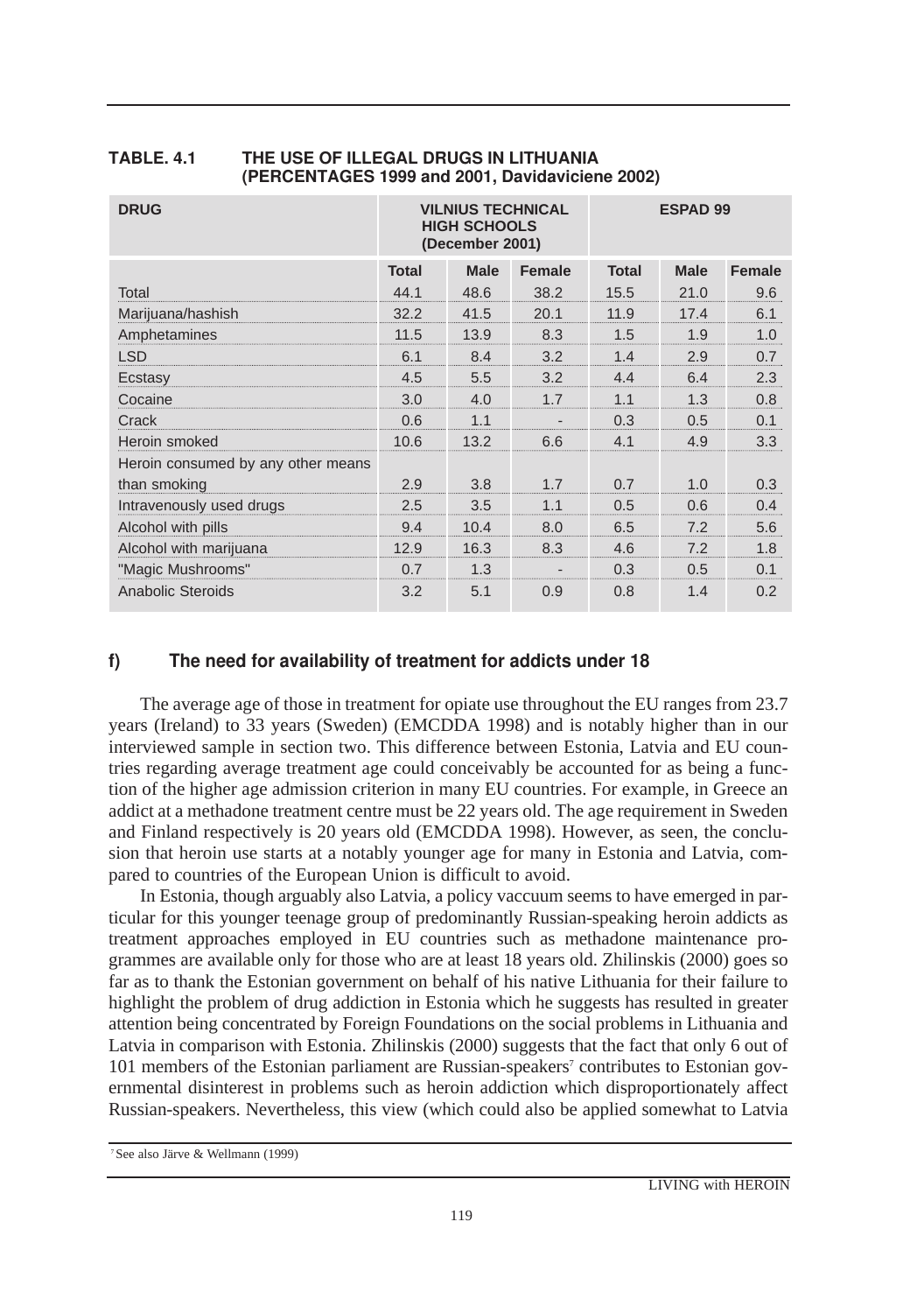**TABLE. 4.1 THE USE OF ILLEGAL DRUGS IN LITHUANIA (PERCENTAGES 1999 and 2001, Davidaviciene 2002)**

| DRUG | VILNIUS TECHNICAL HIGH SCHOOLS (December 2001) | | | ESPAD 99 | | |
|---|---|---|---|---|---|---|
| | Total | Male | Female | Total | Male | Female |
| Total | 44.1 | 48.6 | 38.2 | 15.5 | 21.0 | 9.6 |
| Marijuana/hashish | 32.2 | 41.5 | 20.1 | 11.9 | 17.4 | 6.1 |
| Amphetamines | 11.5 | 13.9 | 8.3 | 1.5 | 1.9 | 1.0 |
| LSD | 6.1 | 8.4 | 3.2 | 1.4 | 2.9 | 0.7 |
| Ecstasy | 4.5 | 5.5 | 3.2 | 4.4 | 6.4 | 2.3 |
| Cocaine | 3.0 | 4.0 | 1.7 | 1.1 | 1.3 | 0.8 |
| Crack | 0.6 | 1.1 | - | 0.3 | 0.5 | 0.1 |
| Heroin smoked | 10.6 | 13.2 | 6.6 | 4.1 | 4.9 | 3.3 |
| Heroin consumed by any other means than smoking | 2.9 | 3.8 | 1.7 | 0.7 | 1.0 | 0.3 |
| Intravenously used drugs | 2.5 | 3.5 | 1.1 | 0.5 | 0.6 | 0.4 |
| Alcohol with pills | 9.4 | 10.4 | 8.0 | 6.5 | 7.2 | 5.6 |
| Alcohol with marijuana | 12.9 | 16.3 | 8.3 | 4.6 | 7.2 | 1.8 |
| "Magic Mushrooms" | 0.7 | 1.3 | - | 0.3 | 0.5 | 0.1 |
| Anabolic Steroids | 3.2 | 5.1 | 0.9 | 0.8 | 1.4 | 0.2 |

### f) The need for availability of treatment for addicts under 18

The average age of those in treatment for opiate use throughout the EU ranges from 23.7 years (Ireland) to 33 years (Sweden) (EMCDDA 1998) and is notably higher than in our interviewed sample in section two. This difference between Estonia, Latvia and EU countries regarding average treatment age could conceivably be accounted for as being a function of the higher age admission criterion in many EU countries. For example, in Greece an addict at a methadone treatment centre must be 22 years old. The age requirement in Sweden and Finland respectively is 20 years old (EMCDDA 1998). However, as seen, the conclusion that heroin use starts at a notably younger age for many in Estonia and Latvia, compared to countries of the European Union is difficult to avoid.

In Estonia, though arguably also Latvia, a policy vaccuum seems to have emerged in particular for this younger teenage group of predominantly Russian-speaking heroin addicts as treatment approaches employed in EU countries such as methadone maintenance programmes are available only for those who are at least 18 years old. Zhilinskis (2000) goes so far as to thank the Estonian government on behalf of his native Lithuania for their failure to highlight the problem of drug addiction in Estonia which he suggests has resulted in greater attention being concentrated by Foreign Foundations on the social problems in Lithuania and Latvia in comparison with Estonia. Zhilinskis (2000) suggests that the fact that only 6 out of 101 members of the Estonian parliament are Russian-speakers[7] contributes to Estonian governmental disinterest in problems such as heroin addiction which disproportionately affect Russian-speakers. Nevertheless, this view (which could also be applied somewhat to Latvia

[7] See also Järve & Wellmann (1999)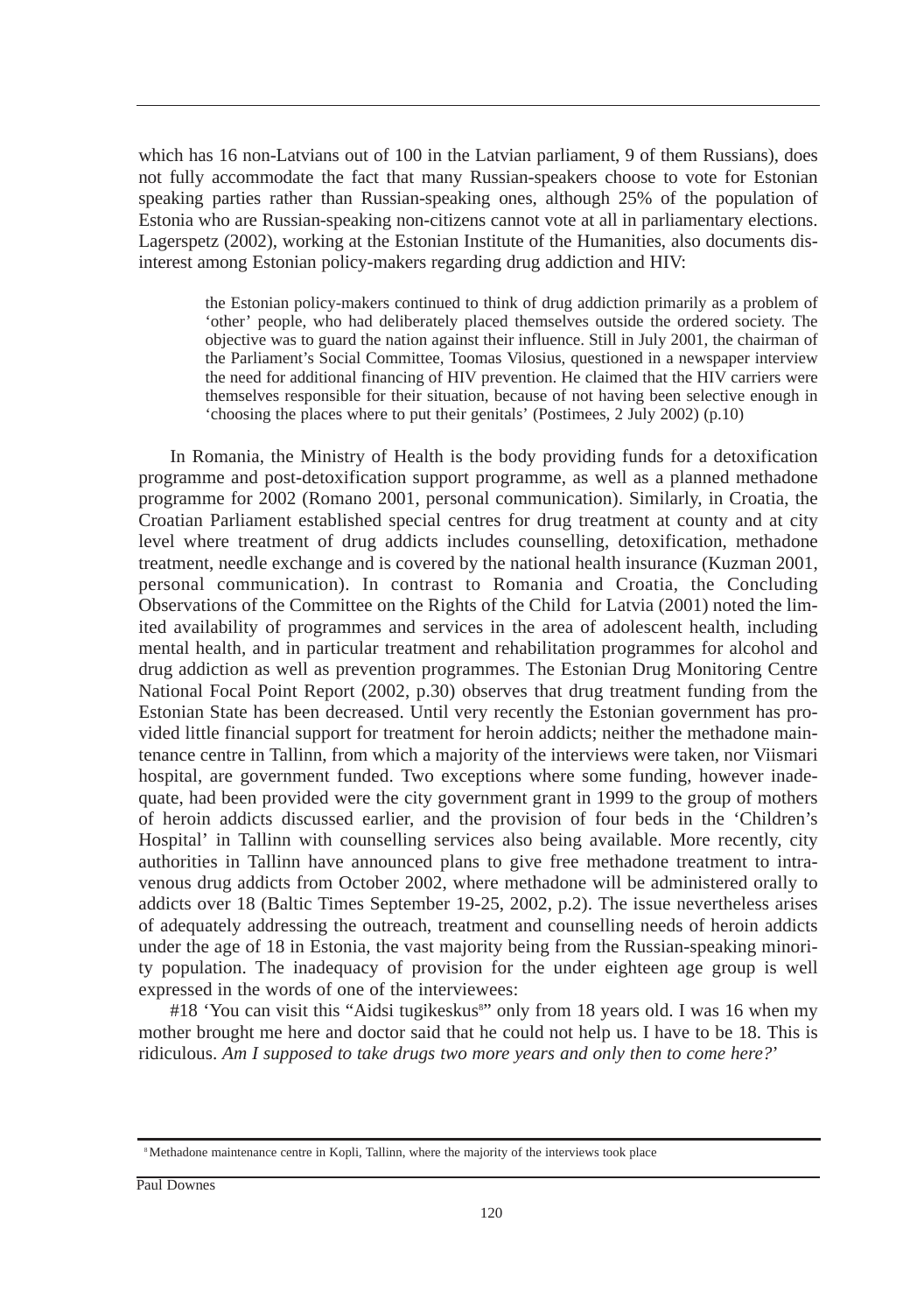which has 16 non-Latvians out of 100 in the Latvian parliament, 9 of them Russians), does not fully accommodate the fact that many Russian-speakers choose to vote for Estonian speaking parties rather than Russian-speaking ones, although 25% of the population of Estonia who are Russian-speaking non-citizens cannot vote at all in parliamentary elections. Lagerspetz (2002), working at the Estonian Institute of the Humanities, also documents disinterest among Estonian policy-makers regarding drug addiction and HIV:

> the Estonian policy-makers continued to think of drug addiction primarily as a problem of 'other' people, who had deliberately placed themselves outside the ordered society. The objective was to guard the nation against their influence. Still in July 2001, the chairman of the Parliament's Social Committee, Toomas Vilosius, questioned in a newspaper interview the need for additional financing of HIV prevention. He claimed that the HIV carriers were themselves responsible for their situation, because of not having been selective enough in 'choosing the places where to put their genitals' (Postimees, 2 July 2002) (p.10)

In Romania, the Ministry of Health is the body providing funds for a detoxification programme and post-detoxification support programme, as well as a planned methadone programme for 2002 (Romano 2001, personal communication). Similarly, in Croatia, the Croatian Parliament established special centres for drug treatment at county and at city level where treatment of drug addicts includes counselling, detoxification, methadone treatment, needle exchange and is covered by the national health insurance (Kuzman 2001, personal communication). In contrast to Romania and Croatia, the Concluding Observations of the Committee on the Rights of the Child for Latvia (2001) noted the limited availability of programmes and services in the area of adolescent health, including mental health, and in particular treatment and rehabilitation programmes for alcohol and drug addiction as well as prevention programmes. The Estonian Drug Monitoring Centre National Focal Point Report (2002, p.30) observes that drug treatment funding from the Estonian State has been decreased. Until very recently the Estonian government has provided little financial support for treatment for heroin addicts; neither the methadone maintenance centre in Tallinn, from which a majority of the interviews were taken, nor Viismari hospital, are government funded. Two exceptions where some funding, however inadequate, had been provided were the city government grant in 1999 to the group of mothers of heroin addicts discussed earlier, and the provision of four beds in the 'Children's Hospital' in Tallinn with counselling services also being available. More recently, city authorities in Tallinn have announced plans to give free methadone treatment to intravenous drug addicts from October 2002, where methadone will be administered orally to addicts over 18 (Baltic Times September 19-25, 2002, p.2). The issue nevertheless arises of adequately addressing the outreach, treatment and counselling needs of heroin addicts under the age of 18 in Estonia, the vast majority being from the Russian-speaking minority population. The inadequacy of provision for the under eighteen age group is well expressed in the words of one of the interviewees:

#18 'You can visit this "Aidsi tugikeskus[8]" only from 18 years old. I was 16 when my mother brought me here and doctor said that he could not help us. I have to be 18. This is ridiculous. *Am I supposed to take drugs two more years and only then to come here?*'

---

[8] Methadone maintenance centre in Kopli, Tallinn, where the majority of the interviews took place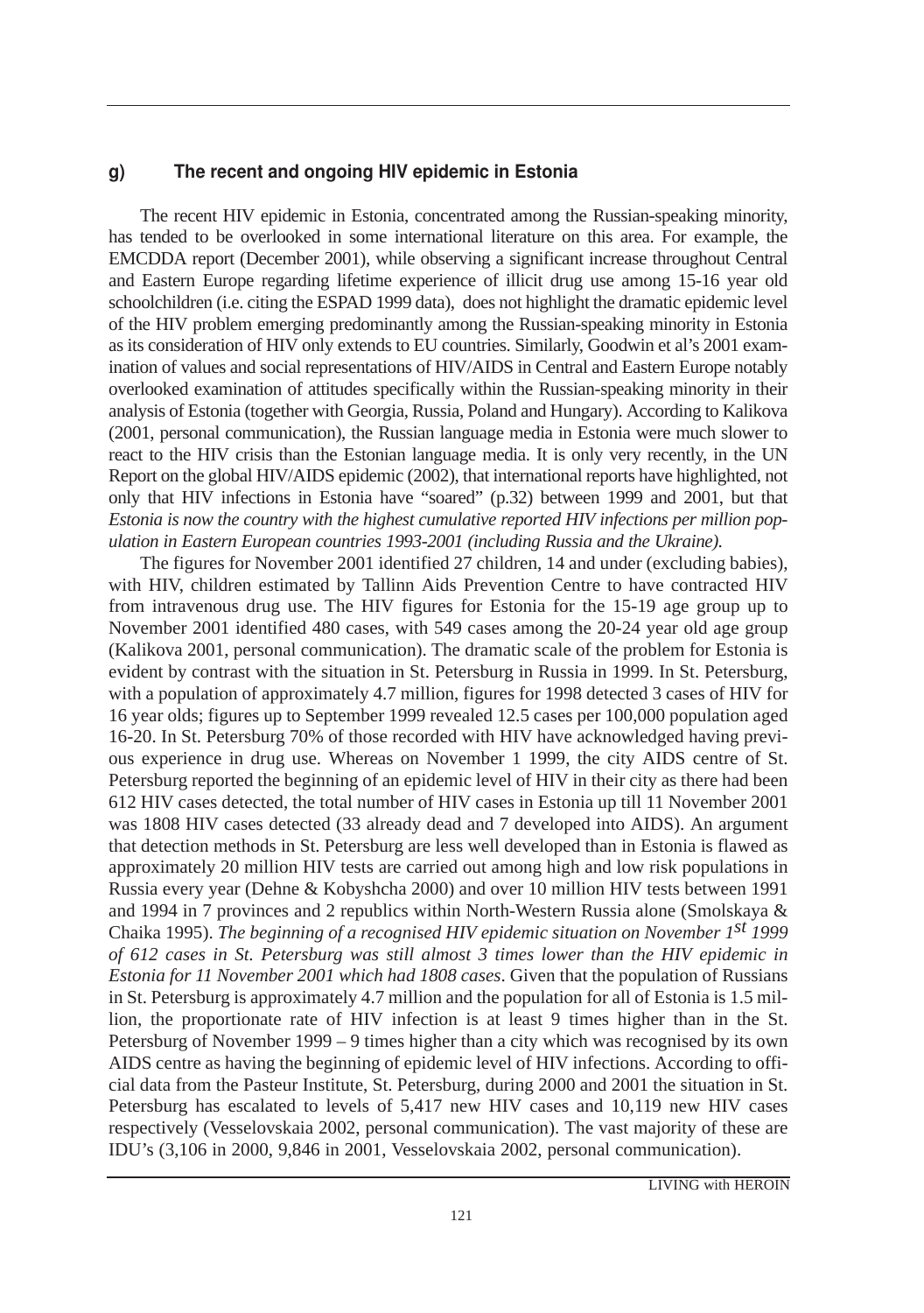### g) The recent and ongoing HIV epidemic in Estonia

The recent HIV epidemic in Estonia, concentrated among the Russian-speaking minority, has tended to be overlooked in some international literature on this area. For example, the EMCDDA report (December 2001), while observing a significant increase throughout Central and Eastern Europe regarding lifetime experience of illicit drug use among 15-16 year old schoolchildren (i.e. citing the ESPAD 1999 data), does not highlight the dramatic epidemic level of the HIV problem emerging predominantly among the Russian-speaking minority in Estonia as its consideration of HIV only extends to EU countries. Similarly, Goodwin et al's 2001 examination of values and social representations of HIV/AIDS in Central and Eastern Europe notably overlooked examination of attitudes specifically within the Russian-speaking minority in their analysis of Estonia (together with Georgia, Russia, Poland and Hungary). According to Kalikova (2001, personal communication), the Russian language media in Estonia were much slower to react to the HIV crisis than the Estonian language media. It is only very recently, in the UN Report on the global HIV/AIDS epidemic (2002), that international reports have highlighted, not only that HIV infections in Estonia have "soared" (p.32) between 1999 and 2001, but that *Estonia is now the country with the highest cumulative reported HIV infections per million population in Eastern European countries 1993-2001 (including Russia and the Ukraine).*

The figures for November 2001 identified 27 children, 14 and under (excluding babies), with HIV, children estimated by Tallinn Aids Prevention Centre to have contracted HIV from intravenous drug use. The HIV figures for Estonia for the 15-19 age group up to November 2001 identified 480 cases, with 549 cases among the 20-24 year old age group (Kalikova 2001, personal communication). The dramatic scale of the problem for Estonia is evident by contrast with the situation in St. Petersburg in Russia in 1999. In St. Petersburg, with a population of approximately 4.7 million, figures for 1998 detected 3 cases of HIV for 16 year olds; figures up to September 1999 revealed 12.5 cases per 100,000 population aged 16-20. In St. Petersburg 70% of those recorded with HIV have acknowledged having previous experience in drug use. Whereas on November 1 1999, the city AIDS centre of St. Petersburg reported the beginning of an epidemic level of HIV in their city as there had been 612 HIV cases detected, the total number of HIV cases in Estonia up till 11 November 2001 was 1808 HIV cases detected (33 already dead and 7 developed into AIDS). An argument that detection methods in St. Petersburg are less well developed than in Estonia is flawed as approximately 20 million HIV tests are carried out among high and low risk populations in Russia every year (Dehne & Kobyshcha 2000) and over 10 million HIV tests between 1991 and 1994 in 7 provinces and 2 republics within North-Western Russia alone (Smolskaya & Chaika 1995). *The beginning of a recognised HIV epidemic situation on November 1st 1999 of 612 cases in St. Petersburg was still almost 3 times lower than the HIV epidemic in Estonia for 11 November 2001 which had 1808 cases*. Given that the population of Russians in St. Petersburg is approximately 4.7 million and the population for all of Estonia is 1.5 million, the proportionate rate of HIV infection is at least 9 times higher than in the St. Petersburg of November 1999 – 9 times higher than a city which was recognised by its own AIDS centre as having the beginning of epidemic level of HIV infections. According to official data from the Pasteur Institute, St. Petersburg, during 2000 and 2001 the situation in St. Petersburg has escalated to levels of 5,417 new HIV cases and 10,119 new HIV cases respectively (Vesselovskaia 2002, personal communication). The vast majority of these are IDU's (3,106 in 2000, 9,846 in 2001, Vesselovskaia 2002, personal communication).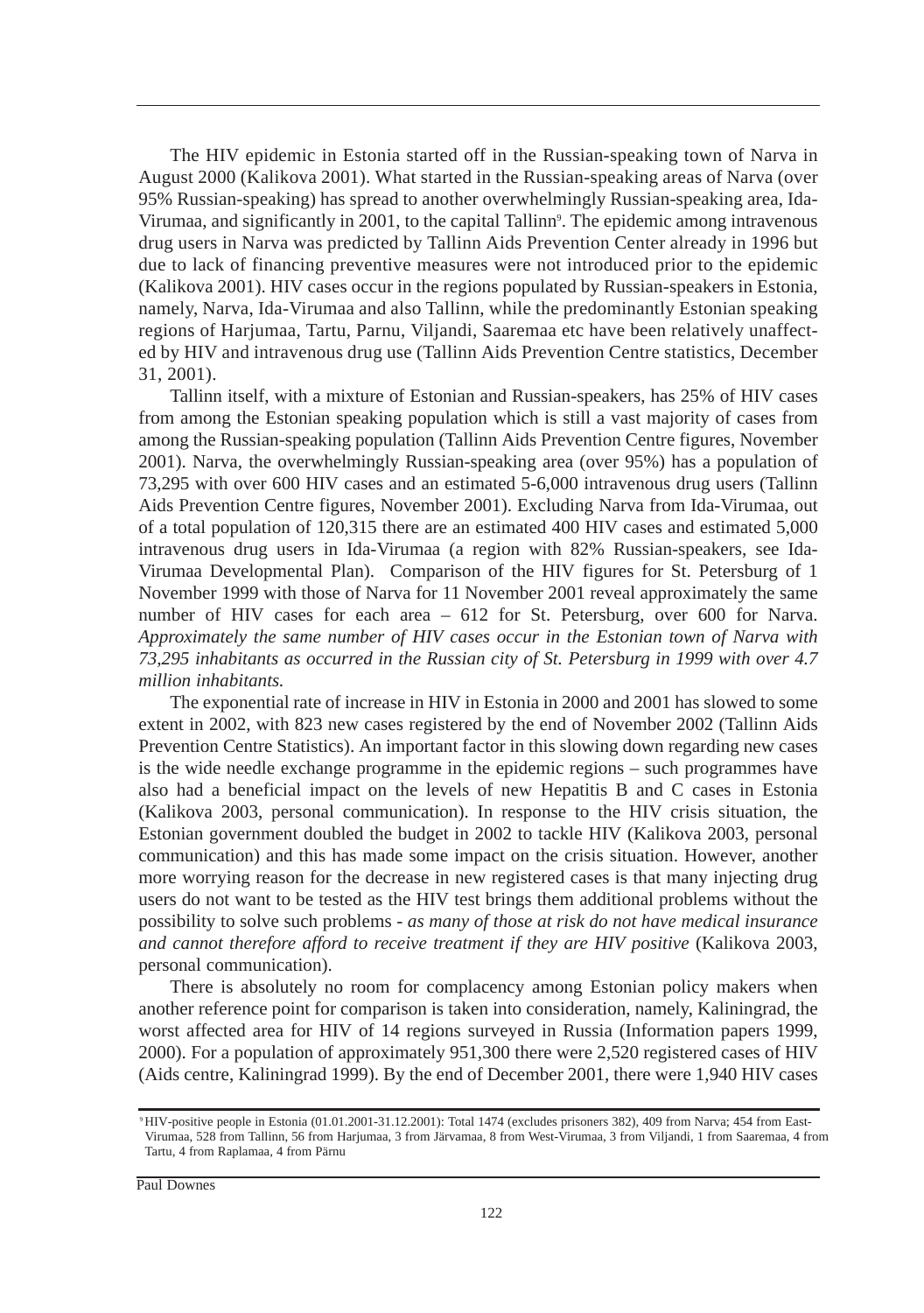The HIV epidemic in Estonia started off in the Russian-speaking town of Narva in August 2000 (Kalikova 2001). What started in the Russian-speaking areas of Narva (over 95% Russian-speaking) has spread to another overwhelmingly Russian-speaking area, Ida-Virumaa, and significantly in 2001, to the capital Tallinn[9]. The epidemic among intravenous drug users in Narva was predicted by Tallinn Aids Prevention Center already in 1996 but due to lack of financing preventive measures were not introduced prior to the epidemic (Kalikova 2001). HIV cases occur in the regions populated by Russian-speakers in Estonia, namely, Narva, Ida-Virumaa and also Tallinn, while the predominantly Estonian speaking regions of Harjumaa, Tartu, Parnu, Viljandi, Saaremaa etc have been relatively unaffected by HIV and intravenous drug use (Tallinn Aids Prevention Centre statistics, December 31, 2001).

Tallinn itself, with a mixture of Estonian and Russian-speakers, has 25% of HIV cases from among the Estonian speaking population which is still a vast majority of cases from among the Russian-speaking population (Tallinn Aids Prevention Centre figures, November 2001). Narva, the overwhelmingly Russian-speaking area (over 95%) has a population of 73,295 with over 600 HIV cases and an estimated 5-6,000 intravenous drug users (Tallinn Aids Prevention Centre figures, November 2001). Excluding Narva from Ida-Virumaa, out of a total population of 120,315 there are an estimated 400 HIV cases and estimated 5,000 intravenous drug users in Ida-Virumaa (a region with 82% Russian-speakers, see Ida-Virumaa Developmental Plan). Comparison of the HIV figures for St. Petersburg of 1 November 1999 with those of Narva for 11 November 2001 reveal approximately the same number of HIV cases for each area – 612 for St. Petersburg, over 600 for Narva. *Approximately the same number of HIV cases occur in the Estonian town of Narva with 73,295 inhabitants as occurred in the Russian city of St. Petersburg in 1999 with over 4.7 million inhabitants.*

The exponential rate of increase in HIV in Estonia in 2000 and 2001 has slowed to some extent in 2002, with 823 new cases registered by the end of November 2002 (Tallinn Aids Prevention Centre Statistics). An important factor in this slowing down regarding new cases is the wide needle exchange programme in the epidemic regions – such programmes have also had a beneficial impact on the levels of new Hepatitis B and C cases in Estonia (Kalikova 2003, personal communication). In response to the HIV crisis situation, the Estonian government doubled the budget in 2002 to tackle HIV (Kalikova 2003, personal communication) and this has made some impact on the crisis situation. However, another more worrying reason for the decrease in new registered cases is that many injecting drug users do not want to be tested as the HIV test brings them additional problems without the possibility to solve such problems - *as many of those at risk do not have medical insurance and cannot therefore afford to receive treatment if they are HIV positive* (Kalikova 2003, personal communication).

There is absolutely no room for complacency among Estonian policy makers when another reference point for comparison is taken into consideration, namely, Kaliningrad, the worst affected area for HIV of 14 regions surveyed in Russia (Information papers 1999, 2000). For a population of approximately 951,300 there were 2,520 registered cases of HIV (Aids centre, Kaliningrad 1999). By the end of December 2001, there were 1,940 HIV cases

[9] HIV-positive people in Estonia (01.01.2001-31.12.2001): Total 1474 (excludes prisoners 382), 409 from Narva; 454 from East-Virumaa, 528 from Tallinn, 56 from Harjumaa, 3 from Järvamaa, 8 from West-Virumaa, 3 from Viljandi, 1 from Saaremaa, 4 from Tartu, 4 from Raplamaa, 4 from Pärnu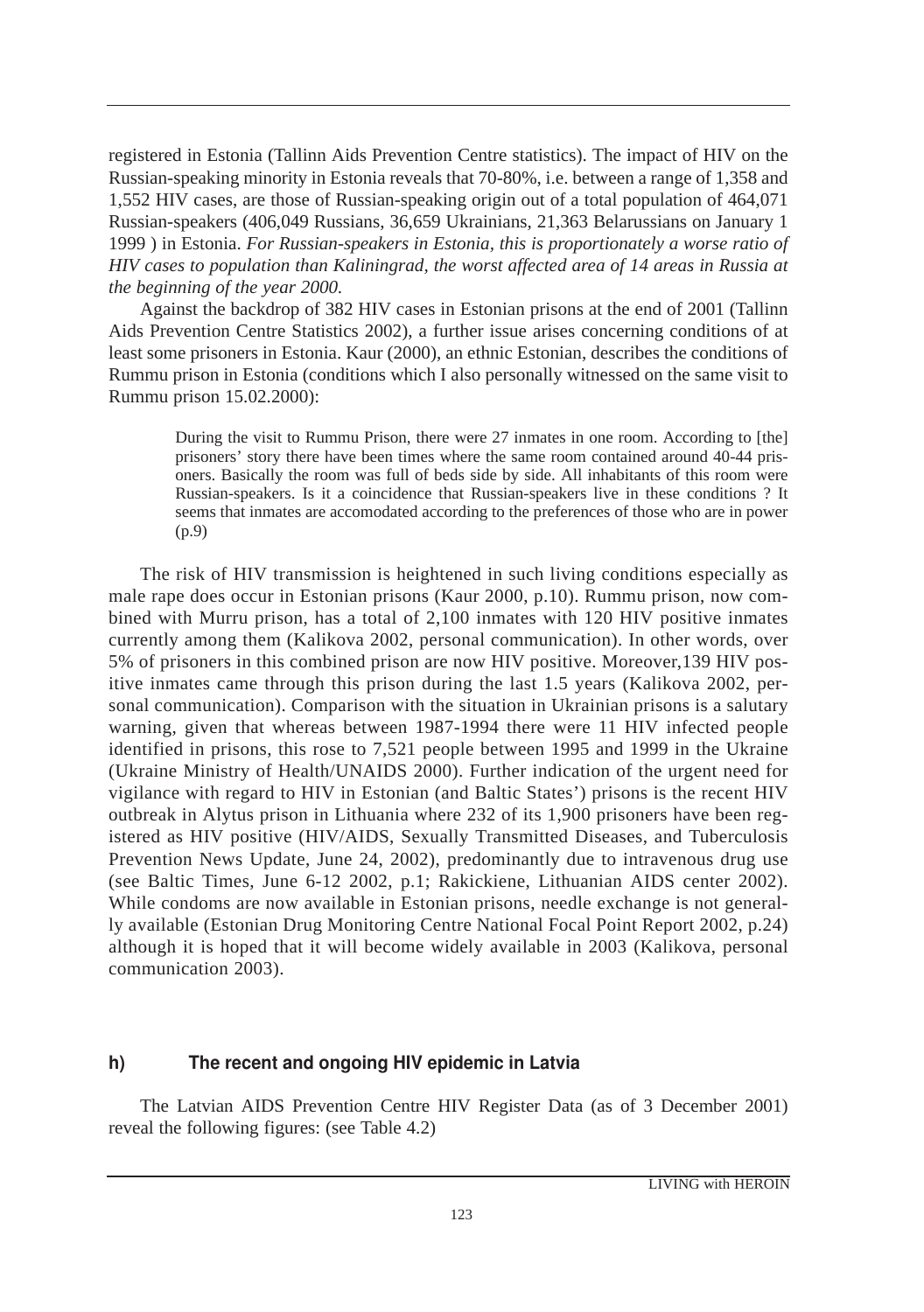registered in Estonia (Tallinn Aids Prevention Centre statistics). The impact of HIV on the Russian-speaking minority in Estonia reveals that 70-80%, i.e. between a range of 1,358 and 1,552 HIV cases, are those of Russian-speaking origin out of a total population of 464,071 Russian-speakers (406,049 Russians, 36,659 Ukrainians, 21,363 Belarussians on January 1 1999 ) in Estonia. *For Russian-speakers in Estonia, this is proportionately a worse ratio of HIV cases to population than Kaliningrad, the worst affected area of 14 areas in Russia at the beginning of the year 2000.*

Against the backdrop of 382 HIV cases in Estonian prisons at the end of 2001 (Tallinn Aids Prevention Centre Statistics 2002), a further issue arises concerning conditions of at least some prisoners in Estonia. Kaur (2000), an ethnic Estonian, describes the conditions of Rummu prison in Estonia (conditions which I also personally witnessed on the same visit to Rummu prison 15.02.2000):

> During the visit to Rummu Prison, there were 27 inmates in one room. According to [the] prisoners' story there have been times where the same room contained around 40-44 prisoners. Basically the room was full of beds side by side. All inhabitants of this room were Russian-speakers. Is it a coincidence that Russian-speakers live in these conditions ? It seems that inmates are accomodated according to the preferences of those who are in power (p.9)

The risk of HIV transmission is heightened in such living conditions especially as male rape does occur in Estonian prisons (Kaur 2000, p.10). Rummu prison, now combined with Murru prison, has a total of 2,100 inmates with 120 HIV positive inmates currently among them (Kalikova 2002, personal communication). In other words, over 5% of prisoners in this combined prison are now HIV positive. Moreover,139 HIV positive inmates came through this prison during the last 1.5 years (Kalikova 2002, personal communication). Comparison with the situation in Ukrainian prisons is a salutary warning, given that whereas between 1987-1994 there were 11 HIV infected people identified in prisons, this rose to 7,521 people between 1995 and 1999 in the Ukraine (Ukraine Ministry of Health/UNAIDS 2000). Further indication of the urgent need for vigilance with regard to HIV in Estonian (and Baltic States') prisons is the recent HIV outbreak in Alytus prison in Lithuania where 232 of its 1,900 prisoners have been registered as HIV positive (HIV/AIDS, Sexually Transmitted Diseases, and Tuberculosis Prevention News Update, June 24, 2002), predominantly due to intravenous drug use (see Baltic Times, June 6-12 2002, p.1; Rakickiene, Lithuanian AIDS center 2002). While condoms are now available in Estonian prisons, needle exchange is not generally available (Estonian Drug Monitoring Centre National Focal Point Report 2002, p.24) although it is hoped that it will become widely available in 2003 (Kalikova, personal communication 2003).

### h) The recent and ongoing HIV epidemic in Latvia

The Latvian AIDS Prevention Centre HIV Register Data (as of 3 December 2001) reveal the following figures: (see Table 4.2)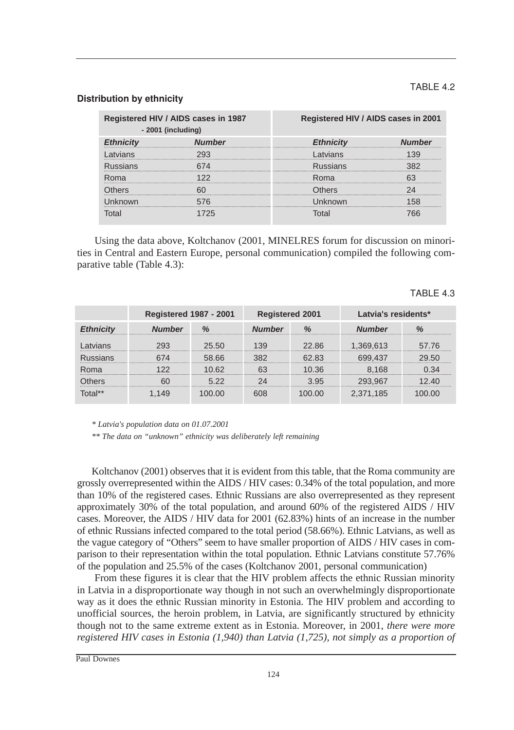TABLE 4.2

**Distribution by ethnicity**

| Registered HIV / AIDS cases in 1987 - 2001 (including) | | Registered HIV / AIDS cases in 2001 | |
|---|---|---|---|
| *Ethnicity* | *Number* | *Ethnicity* | *Number* |
| Latvians | 293 | Latvians | 139 |
| Russians | 674 | Russians | 382 |
| Roma | 122 | Roma | 63 |
| Others | 60 | Others | 24 |
| Unknown | 576 | Unknown | 158 |
| Total | 1725 | Total | 766 |

Using the data above, Koltchanov (2001, MINELRES forum for discussion on minorities in Central and Eastern Europe, personal communication) compiled the following comparative table (Table 4.3):

TABLE 4.3

| | Registered 1987 - 2001 | | Registered 2001 | | Latvia's residents* | |
|---|---|---|---|---|---|---|
| *Ethnicity* | *Number* | *%* | *Number* | *%* | *Number* | *%* |
| Latvians | 293 | 25.50 | 139 | 22.86 | 1,369,613 | 57.76 |
| Russians | 674 | 58.66 | 382 | 62.83 | 699,437 | 29.50 |
| Roma | 122 | 10.62 | 63 | 10.36 | 8,168 | 0.34 |
| Others | 60 | 5.22 | 24 | 3.95 | 293,967 | 12.40 |
| Total** | 1,149 | 100.00 | 608 | 100.00 | 2,371,185 | 100.00 |

*\* Latvia's population data on 01.07.2001*

*\*\* The data on "unknown" ethnicity was deliberately left remaining*

Koltchanov (2001) observes that it is evident from this table, that the Roma community are grossly overrepresented within the AIDS / HIV cases: 0.34% of the total population, and more than 10% of the registered cases. Ethnic Russians are also overrepresented as they represent approximately 30% of the total population, and around 60% of the registered AIDS / HIV cases. Moreover, the AIDS / HIV data for 2001 (62.83%) hints of an increase in the number of ethnic Russians infected compared to the total period (58.66%). Ethnic Latvians, as well as the vague category of "Others" seem to have smaller proportion of AIDS / HIV cases in comparison to their representation within the total population. Ethnic Latvians constitute 57.76% of the population and 25.5% of the cases (Koltchanov 2001, personal communication)

From these figures it is clear that the HIV problem affects the ethnic Russian minority in Latvia in a disproportionate way though in not such an overwhelmingly disproportionate way as it does the ethnic Russian minority in Estonia. The HIV problem and according to unofficial sources, the heroin problem, in Latvia, are significantly structured by ethnicity though not to the same extreme extent as in Estonia. Moreover, in 2001, *there were more registered HIV cases in Estonia (1,940) than Latvia (1,725), not simply as a proportion of*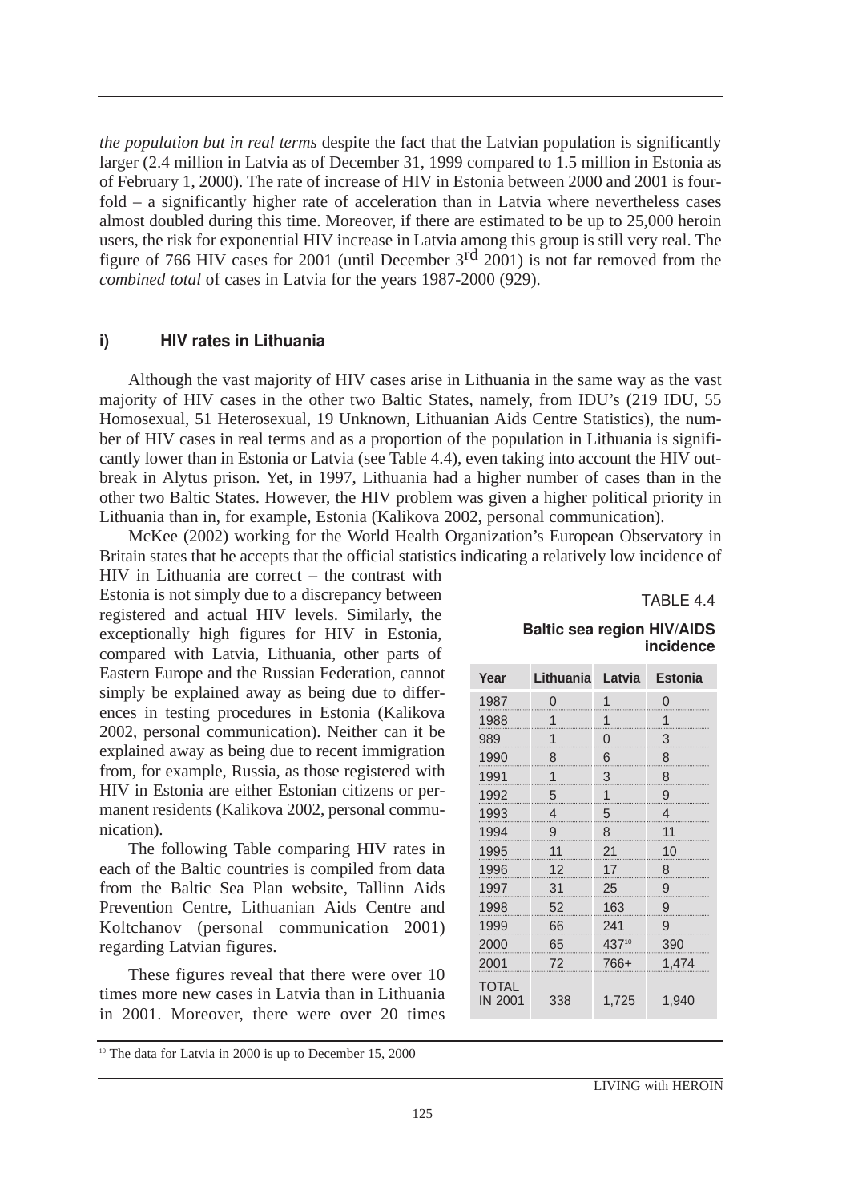*the population but in real terms* despite the fact that the Latvian population is significantly larger (2.4 million in Latvia as of December 31, 1999 compared to 1.5 million in Estonia as of February 1, 2000). The rate of increase of HIV in Estonia between 2000 and 2001 is four-fold – a significantly higher rate of acceleration than in Latvia where nevertheless cases almost doubled during this time. Moreover, if there are estimated to be up to 25,000 heroin users, the risk for exponential HIV increase in Latvia among this group is still very real. The figure of 766 HIV cases for 2001 (until December 3rd 2001) is not far removed from the *combined total* of cases in Latvia for the years 1987-2000 (929).

### i) HIV rates in Lithuania

Although the vast majority of HIV cases arise in Lithuania in the same way as the vast majority of HIV cases in the other two Baltic States, namely, from IDU's (219 IDU, 55 Homosexual, 51 Heterosexual, 19 Unknown, Lithuanian Aids Centre Statistics), the number of HIV cases in real terms and as a proportion of the population in Lithuania is significantly lower than in Estonia or Latvia (see Table 4.4), even taking into account the HIV outbreak in Alytus prison. Yet, in 1997, Lithuania had a higher number of cases than in the other two Baltic States. However, the HIV problem was given a higher political priority in Lithuania than in, for example, Estonia (Kalikova 2002, personal communication).

McKee (2002) working for the World Health Organization's European Observatory in Britain states that he accepts that the official statistics indicating a relatively low incidence of HIV in Lithuania are correct – the contrast with Estonia is not simply due to a discrepancy between registered and actual HIV levels. Similarly, the exceptionally high figures for HIV in Estonia, compared with Latvia, Lithuania, other parts of Eastern Europe and the Russian Federation, cannot simply be explained away as being due to differences in testing procedures in Estonia (Kalikova 2002, personal communication). Neither can it be explained away as being due to recent immigration from, for example, Russia, as those registered with HIV in Estonia are either Estonian citizens or permanent residents (Kalikova 2002, personal communication).

The following Table comparing HIV rates in each of the Baltic countries is compiled from data from the Baltic Sea Plan website, Tallinn Aids Prevention Centre, Lithuanian Aids Centre and Koltchanov (personal communication 2001) regarding Latvian figures.

TABLE 4.4

**Baltic sea region HIV/AIDS incidence**

| Year | Lithuania | Latvia | Estonia |
|---|---|---|---|
| 1987 | 0 | 1 | 0 |
| 1988 | 1 | 1 | 1 |
| 989 | 1 | 0 | 3 |
| 1990 | 8 | 6 | 8 |
| 1991 | 1 | 3 | 8 |
| 1992 | 5 | 1 | 9 |
| 1993 | 4 | 5 | 4 |
| 1994 | 9 | 8 | 11 |
| 1995 | 11 | 21 | 10 |
| 1996 | 12 | 17 | 8 |
| 1997 | 31 | 25 | 9 |
| 1998 | 52 | 163 | 9 |
| 1999 | 66 | 241 | 9 |
| 2000 | 65 | 437[10] | 390 |
| 2001 | 72 | 766+ | 1,474 |
| TOTAL IN 2001 | 338 | 1,725 | 1,940 |

These figures reveal that there were over 10 times more new cases in Latvia than in Lithuania in 2001. Moreover, there were over 20 times

[10] The data for Latvia in 2000 is up to December 15, 2000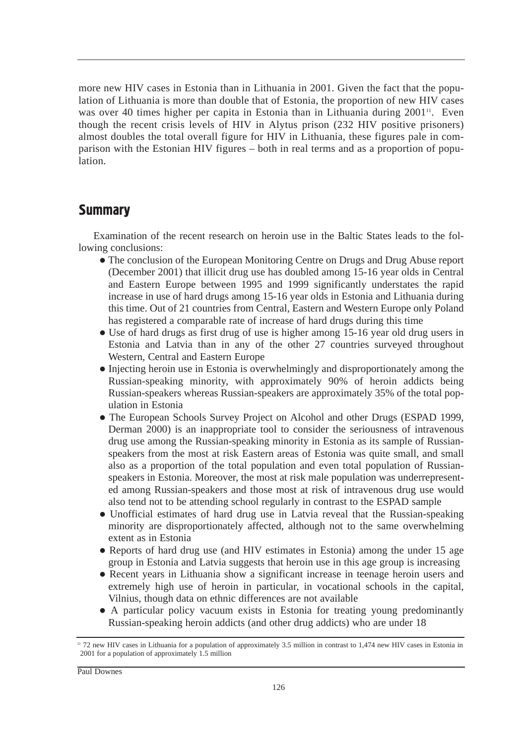more new HIV cases in Estonia than in Lithuania in 2001. Given the fact that the population of Lithuania is more than double that of Estonia, the proportion of new HIV cases was over 40 times higher per capita in Estonia than in Lithuania during 2001[11]. Even though the recent crisis levels of HIV in Alytus prison (232 HIV positive prisoners) almost doubles the total overall figure for HIV in Lithuania, these figures pale in comparison with the Estonian HIV figures – both in real terms and as a proportion of population.

## Summary

Examination of the recent research on heroin use in the Baltic States leads to the following conclusions:

- The conclusion of the European Monitoring Centre on Drugs and Drug Abuse report (December 2001) that illicit drug use has doubled among 15-16 year olds in Central and Eastern Europe between 1995 and 1999 significantly understates the rapid increase in use of hard drugs among 15-16 year olds in Estonia and Lithuania during this time. Out of 21 countries from Central, Eastern and Western Europe only Poland has registered a comparable rate of increase of hard drugs during this time
- Use of hard drugs as first drug of use is higher among 15-16 year old drug users in Estonia and Latvia than in any of the other 27 countries surveyed throughout Western, Central and Eastern Europe
- Injecting heroin use in Estonia is overwhelmingly and disproportionately among the Russian-speaking minority, with approximately 90% of heroin addicts being Russian-speakers whereas Russian-speakers are approximately 35% of the total population in Estonia
- The European Schools Survey Project on Alcohol and other Drugs (ESPAD 1999, Derman 2000) is an inappropriate tool to consider the seriousness of intravenous drug use among the Russian-speaking minority in Estonia as its sample of Russian-speakers from the most at risk Eastern areas of Estonia was quite small, and small also as a proportion of the total population and even total population of Russian-speakers in Estonia. Moreover, the most at risk male population was underrepresented among Russian-speakers and those most at risk of intravenous drug use would also tend not to be attending school regularly in contrast to the ESPAD sample
- Unofficial estimates of hard drug use in Latvia reveal that the Russian-speaking minority are disproportionately affected, although not to the same overwhelming extent as in Estonia
- Reports of hard drug use (and HIV estimates in Estonia) among the under 15 age group in Estonia and Latvia suggests that heroin use in this age group is increasing
- Recent years in Lithuania show a significant increase in teenage heroin users and extremely high use of heroin in particular, in vocational schools in the capital, Vilnius, though data on ethnic differences are not available
- A particular policy vacuum exists in Estonia for treating young predominantly Russian-speaking heroin addicts (and other drug addicts) who are under 18

[11] 72 new HIV cases in Lithuania for a population of approximately 3.5 million in contrast to 1,474 new HIV cases in Estonia in 2001 for a population of approximately 1.5 million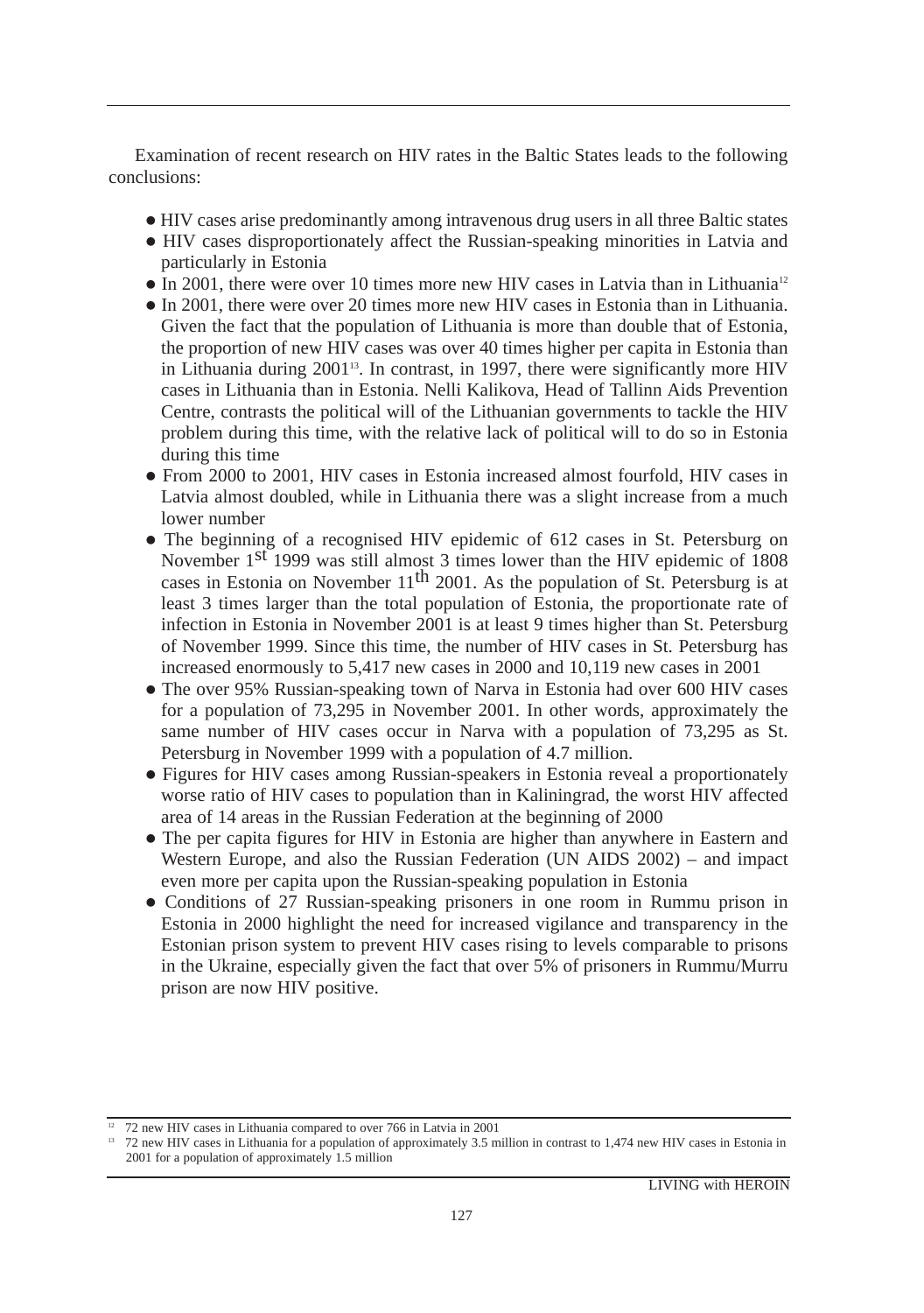Examination of recent research on HIV rates in the Baltic States leads to the following conclusions:

- HIV cases arise predominantly among intravenous drug users in all three Baltic states
- HIV cases disproportionately affect the Russian-speaking minorities in Latvia and particularly in Estonia
- In 2001, there were over 10 times more new HIV cases in Latvia than in Lithuania[12]
- In 2001, there were over 20 times more new HIV cases in Estonia than in Lithuania. Given the fact that the population of Lithuania is more than double that of Estonia, the proportion of new HIV cases was over 40 times higher per capita in Estonia than in Lithuania during 2001[13]. In contrast, in 1997, there were significantly more HIV cases in Lithuania than in Estonia. Nelli Kalikova, Head of Tallinn Aids Prevention Centre, contrasts the political will of the Lithuanian governments to tackle the HIV problem during this time, with the relative lack of political will to do so in Estonia during this time
- From 2000 to 2001, HIV cases in Estonia increased almost fourfold, HIV cases in Latvia almost doubled, while in Lithuania there was a slight increase from a much lower number
- The beginning of a recognised HIV epidemic of 612 cases in St. Petersburg on November 1st 1999 was still almost 3 times lower than the HIV epidemic of 1808 cases in Estonia on November 11th 2001. As the population of St. Petersburg is at least 3 times larger than the total population of Estonia, the proportionate rate of infection in Estonia in November 2001 is at least 9 times higher than St. Petersburg of November 1999. Since this time, the number of HIV cases in St. Petersburg has increased enormously to 5,417 new cases in 2000 and 10,119 new cases in 2001
- The over 95% Russian-speaking town of Narva in Estonia had over 600 HIV cases for a population of 73,295 in November 2001. In other words, approximately the same number of HIV cases occur in Narva with a population of 73,295 as St. Petersburg in November 1999 with a population of 4.7 million.
- Figures for HIV cases among Russian-speakers in Estonia reveal a proportionately worse ratio of HIV cases to population than in Kaliningrad, the worst HIV affected area of 14 areas in the Russian Federation at the beginning of 2000
- The per capita figures for HIV in Estonia are higher than anywhere in Eastern and Western Europe, and also the Russian Federation (UN AIDS 2002) – and impact even more per capita upon the Russian-speaking population in Estonia
- Conditions of 27 Russian-speaking prisoners in one room in Rummu prison in Estonia in 2000 highlight the need for increased vigilance and transparency in the Estonian prison system to prevent HIV cases rising to levels comparable to prisons in the Ukraine, especially given the fact that over 5% of prisoners in Rummu/Murru prison are now HIV positive.

---

[12] 72 new HIV cases in Lithuania compared to over 766 in Latvia in 2001

[13] 72 new HIV cases in Lithuania for a population of approximately 3.5 million in contrast to 1,474 new HIV cases in Estonia in 2001 for a population of approximately 1.5 million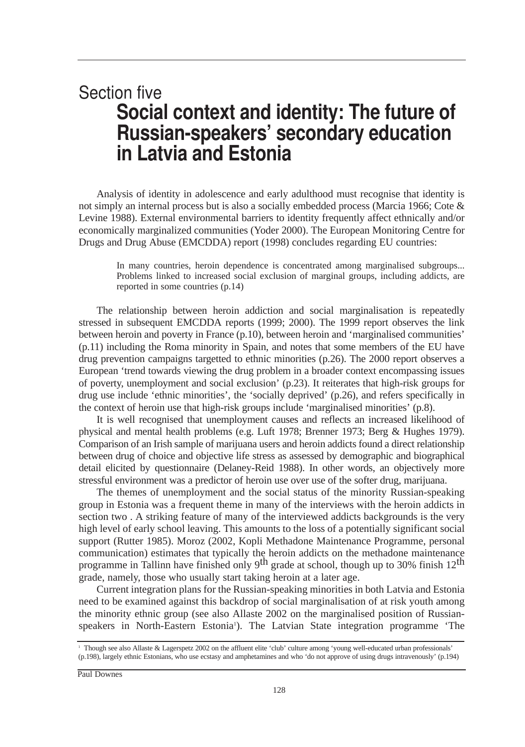# Section five
## Social context and identity: The future of Russian-speakers' secondary education in Latvia and Estonia

Analysis of identity in adolescence and early adulthood must recognise that identity is not simply an internal process but is also a socially embedded process (Marcia 1966; Cote & Levine 1988). External environmental barriers to identity frequently affect ethnically and/or economically marginalized communities (Yoder 2000). The European Monitoring Centre for Drugs and Drug Abuse (EMCDDA) report (1998) concludes regarding EU countries:

> In many countries, heroin dependence is concentrated among marginalised subgroups... Problems linked to increased social exclusion of marginal groups, including addicts, are reported in some countries (p.14)

The relationship between heroin addiction and social marginalisation is repeatedly stressed in subsequent EMCDDA reports (1999; 2000). The 1999 report observes the link between heroin and poverty in France (p.10), between heroin and 'marginalised communities' (p.11) including the Roma minority in Spain, and notes that some members of the EU have drug prevention campaigns targetted to ethnic minorities (p.26). The 2000 report observes a European 'trend towards viewing the drug problem in a broader context encompassing issues of poverty, unemployment and social exclusion' (p.23). It reiterates that high-risk groups for drug use include 'ethnic minorities', the 'socially deprived' (p.26), and refers specifically in the context of heroin use that high-risk groups include 'marginalised minorities' (p.8).

It is well recognised that unemployment causes and reflects an increased likelihood of physical and mental health problems (e.g. Luft 1978; Brenner 1973; Berg & Hughes 1979). Comparison of an Irish sample of marijuana users and heroin addicts found a direct relationship between drug of choice and objective life stress as assessed by demographic and biographical detail elicited by questionnaire (Delaney-Reid 1988). In other words, an objectively more stressful environment was a predictor of heroin use over use of the softer drug, marijuana.

The themes of unemployment and the social status of the minority Russian-speaking group in Estonia was a frequent theme in many of the interviews with the heroin addicts in section two . A striking feature of many of the interviewed addicts backgrounds is the very high level of early school leaving. This amounts to the loss of a potentially significant social support (Rutter 1985). Moroz (2002, Kopli Methadone Maintenance Programme, personal communication) estimates that typically the heroin addicts on the methadone maintenance programme in Tallinn have finished only 9th grade at school, though up to 30% finish 12th grade, namely, those who usually start taking heroin at a later age.

Current integration plans for the Russian-speaking minorities in both Latvia and Estonia need to be examined against this backdrop of social marginalisation of at risk youth among the minority ethnic group (see also Allaste 2002 on the marginalised position of Russian-speakers in North-Eastern Estonia[1]). The Latvian State integration programme 'The

[1] Though see also Allaste & Lagerspetz 2002 on the affluent elite 'club' culture among 'young well-educated urban professionals' (p.198), largely ethnic Estonians, who use ecstasy and amphetamines and who 'do not approve of using drugs intravenously' (p.194)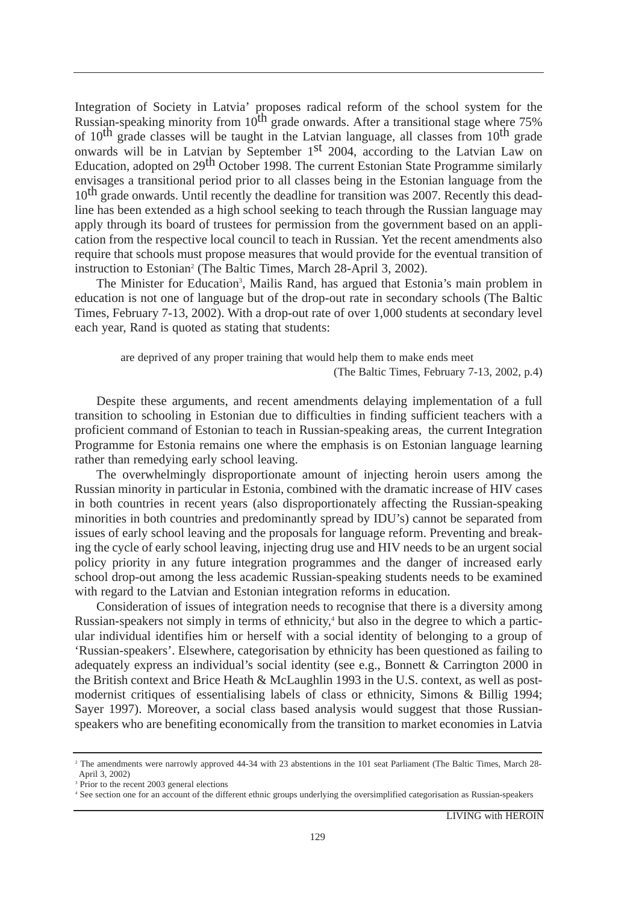Integration of Society in Latvia' proposes radical reform of the school system for the Russian-speaking minority from 10th grade onwards. After a transitional stage where 75% of 10th grade classes will be taught in the Latvian language, all classes from 10th grade onwards will be in Latvian by September 1st 2004, according to the Latvian Law on Education, adopted on 29th October 1998. The current Estonian State Programme similarly envisages a transitional period prior to all classes being in the Estonian language from the 10th grade onwards. Until recently the deadline for transition was 2007. Recently this deadline has been extended as a high school seeking to teach through the Russian language may apply through its board of trustees for permission from the government based on an application from the respective local council to teach in Russian. Yet the recent amendments also require that schools must propose measures that would provide for the eventual transition of instruction to Estonian[2] (The Baltic Times, March 28-April 3, 2002).

The Minister for Education[3], Mailis Rand, has argued that Estonia's main problem in education is not one of language but of the drop-out rate in secondary schools (The Baltic Times, February 7-13, 2002). With a drop-out rate of over 1,000 students at secondary level each year, Rand is quoted as stating that students:

> are deprived of any proper training that would help them to make ends meet
> (The Baltic Times, February 7-13, 2002, p.4)

Despite these arguments, and recent amendments delaying implementation of a full transition to schooling in Estonian due to difficulties in finding sufficient teachers with a proficient command of Estonian to teach in Russian-speaking areas, the current Integration Programme for Estonia remains one where the emphasis is on Estonian language learning rather than remedying early school leaving.

The overwhelmingly disproportionate amount of injecting heroin users among the Russian minority in particular in Estonia, combined with the dramatic increase of HIV cases in both countries in recent years (also disproportionately affecting the Russian-speaking minorities in both countries and predominantly spread by IDU's) cannot be separated from issues of early school leaving and the proposals for language reform. Preventing and breaking the cycle of early school leaving, injecting drug use and HIV needs to be an urgent social policy priority in any future integration programmes and the danger of increased early school drop-out among the less academic Russian-speaking students needs to be examined with regard to the Latvian and Estonian integration reforms in education.

Consideration of issues of integration needs to recognise that there is a diversity among Russian-speakers not simply in terms of ethnicity,[4] but also in the degree to which a particular individual identifies him or herself with a social identity of belonging to a group of 'Russian-speakers'. Elsewhere, categorisation by ethnicity has been questioned as failing to adequately express an individual's social identity (see e.g., Bonnett & Carrington 2000 in the British context and Brice Heath & McLaughlin 1993 in the U.S. context, as well as post-modernist critiques of essentialising labels of class or ethnicity, Simons & Billig 1994; Sayer 1997). Moreover, a social class based analysis would suggest that those Russian-speakers who are benefiting economically from the transition to market economies in Latvia

---

[2] The amendments were narrowly approved 44-34 with 23 abstentions in the 101 seat Parliament (The Baltic Times, March 28-April 3, 2002)

[3] Prior to the recent 2003 general elections

[4] See section one for an account of the different ethnic groups underlying the oversimplified categorisation as Russian-speakers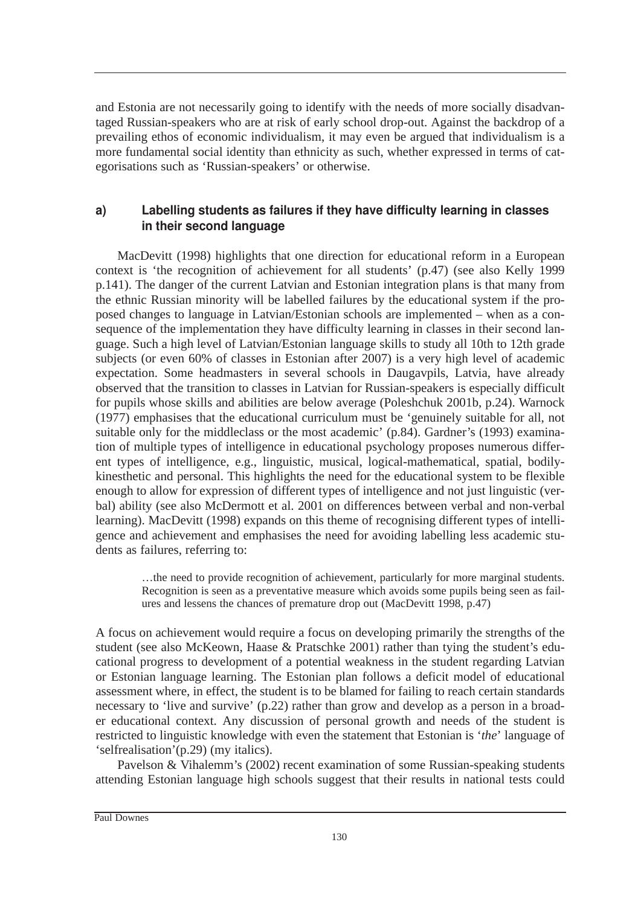and Estonia are not necessarily going to identify with the needs of more socially disadvantaged Russian-speakers who are at risk of early school drop-out. Against the backdrop of a prevailing ethos of economic individualism, it may even be argued that individualism is a more fundamental social identity than ethnicity as such, whether expressed in terms of categorisations such as 'Russian-speakers' or otherwise.

### a) Labelling students as failures if they have difficulty learning in classes in their second language

MacDevitt (1998) highlights that one direction for educational reform in a European context is 'the recognition of achievement for all students' (p.47) (see also Kelly 1999 p.141). The danger of the current Latvian and Estonian integration plans is that many from the ethnic Russian minority will be labelled failures by the educational system if the proposed changes to language in Latvian/Estonian schools are implemented – when as a consequence of the implementation they have difficulty learning in classes in their second language. Such a high level of Latvian/Estonian language skills to study all 10th to 12th grade subjects (or even 60% of classes in Estonian after 2007) is a very high level of academic expectation. Some headmasters in several schools in Daugavpils, Latvia, have already observed that the transition to classes in Latvian for Russian-speakers is especially difficult for pupils whose skills and abilities are below average (Poleshchuk 2001b, p.24). Warnock (1977) emphasises that the educational curriculum must be 'genuinely suitable for all, not suitable only for the middleclass or the most academic' (p.84). Gardner's (1993) examination of multiple types of intelligence in educational psychology proposes numerous different types of intelligence, e.g., linguistic, musical, logical-mathematical, spatial, bodily-kinesthetic and personal. This highlights the need for the educational system to be flexible enough to allow for expression of different types of intelligence and not just linguistic (verbal) ability (see also McDermott et al. 2001 on differences between verbal and non-verbal learning). MacDevitt (1998) expands on this theme of recognising different types of intelligence and achievement and emphasises the need for avoiding labelling less academic students as failures, referring to:

> …the need to provide recognition of achievement, particularly for more marginal students. Recognition is seen as a preventative measure which avoids some pupils being seen as failures and lessens the chances of premature drop out (MacDevitt 1998, p.47)

A focus on achievement would require a focus on developing primarily the strengths of the student (see also McKeown, Haase & Pratschke 2001) rather than tying the student's educational progress to development of a potential weakness in the student regarding Latvian or Estonian language learning. The Estonian plan follows a deficit model of educational assessment where, in effect, the student is to be blamed for failing to reach certain standards necessary to 'live and survive' (p.22) rather than grow and develop as a person in a broader educational context. Any discussion of personal growth and needs of the student is restricted to linguistic knowledge with even the statement that Estonian is '*the*' language of 'selfrealisation'(p.29) (my italics).

Pavelson & Vihalemm's (2002) recent examination of some Russian-speaking students attending Estonian language high schools suggest that their results in national tests could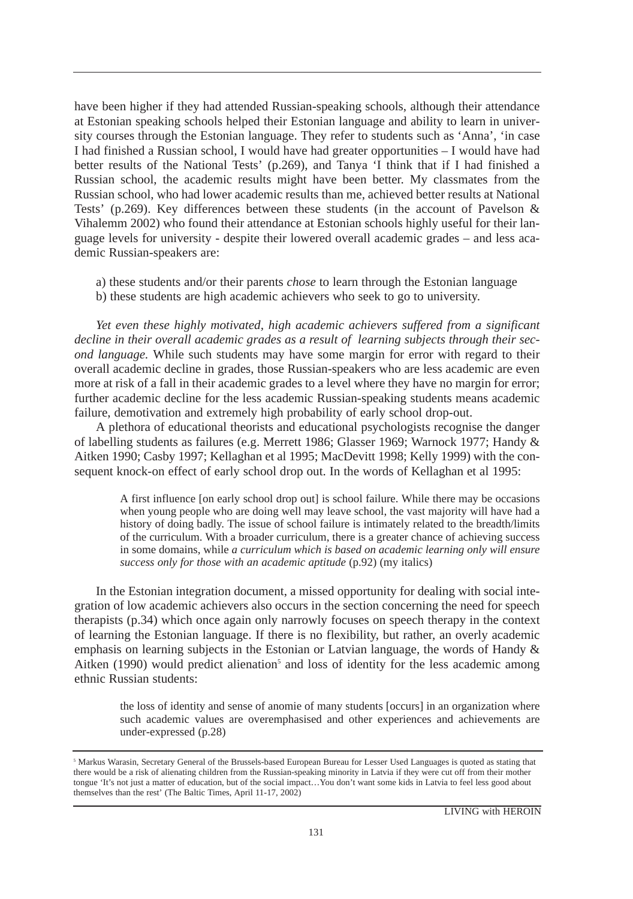have been higher if they had attended Russian-speaking schools, although their attendance at Estonian speaking schools helped their Estonian language and ability to learn in university courses through the Estonian language. They refer to students such as 'Anna', 'in case I had finished a Russian school, I would have had greater opportunities – I would have had better results of the National Tests' (p.269), and Tanya 'I think that if I had finished a Russian school, the academic results might have been better. My classmates from the Russian school, who had lower academic results than me, achieved better results at National Tests' (p.269). Key differences between these students (in the account of Pavelson & Vihalemm 2002) who found their attendance at Estonian schools highly useful for their language levels for university - despite their lowered overall academic grades – and less academic Russian-speakers are:

a) these students and/or their parents *chose* to learn through the Estonian language
b) these students are high academic achievers who seek to go to university.

*Yet even these highly motivated, high academic achievers suffered from a significant decline in their overall academic grades as a result of learning subjects through their second language.* While such students may have some margin for error with regard to their overall academic decline in grades, those Russian-speakers who are less academic are even more at risk of a fall in their academic grades to a level where they have no margin for error; further academic decline for the less academic Russian-speaking students means academic failure, demotivation and extremely high probability of early school drop-out.

A plethora of educational theorists and educational psychologists recognise the danger of labelling students as failures (e.g. Merrett 1986; Glasser 1969; Warnock 1977; Handy & Aitken 1990; Casby 1997; Kellaghan et al 1995; MacDevitt 1998; Kelly 1999) with the consequent knock-on effect of early school drop out. In the words of Kellaghan et al 1995:

> A first influence [on early school drop out] is school failure. While there may be occasions when young people who are doing well may leave school, the vast majority will have had a history of doing badly. The issue of school failure is intimately related to the breadth/limits of the curriculum. With a broader curriculum, there is a greater chance of achieving success in some domains, while *a curriculum which is based on academic learning only will ensure success only for those with an academic aptitude* (p.92) (my italics)

In the Estonian integration document, a missed opportunity for dealing with social integration of low academic achievers also occurs in the section concerning the need for speech therapists (p.34) which once again only narrowly focuses on speech therapy in the context of learning the Estonian language. If there is no flexibility, but rather, an overly academic emphasis on learning subjects in the Estonian or Latvian language, the words of Handy & Aitken (1990) would predict alienation[5] and loss of identity for the less academic among ethnic Russian students:

> the loss of identity and sense of anomie of many students [occurs] in an organization where such academic values are overemphasised and other experiences and achievements are under-expressed (p.28)

[5] Markus Warasin, Secretary General of the Brussels-based European Bureau for Lesser Used Languages is quoted as stating that there would be a risk of alienating children from the Russian-speaking minority in Latvia if they were cut off from their mother tongue 'It's not just a matter of education, but of the social impact…You don't want some kids in Latvia to feel less good about themselves than the rest' (The Baltic Times, April 11-17, 2002)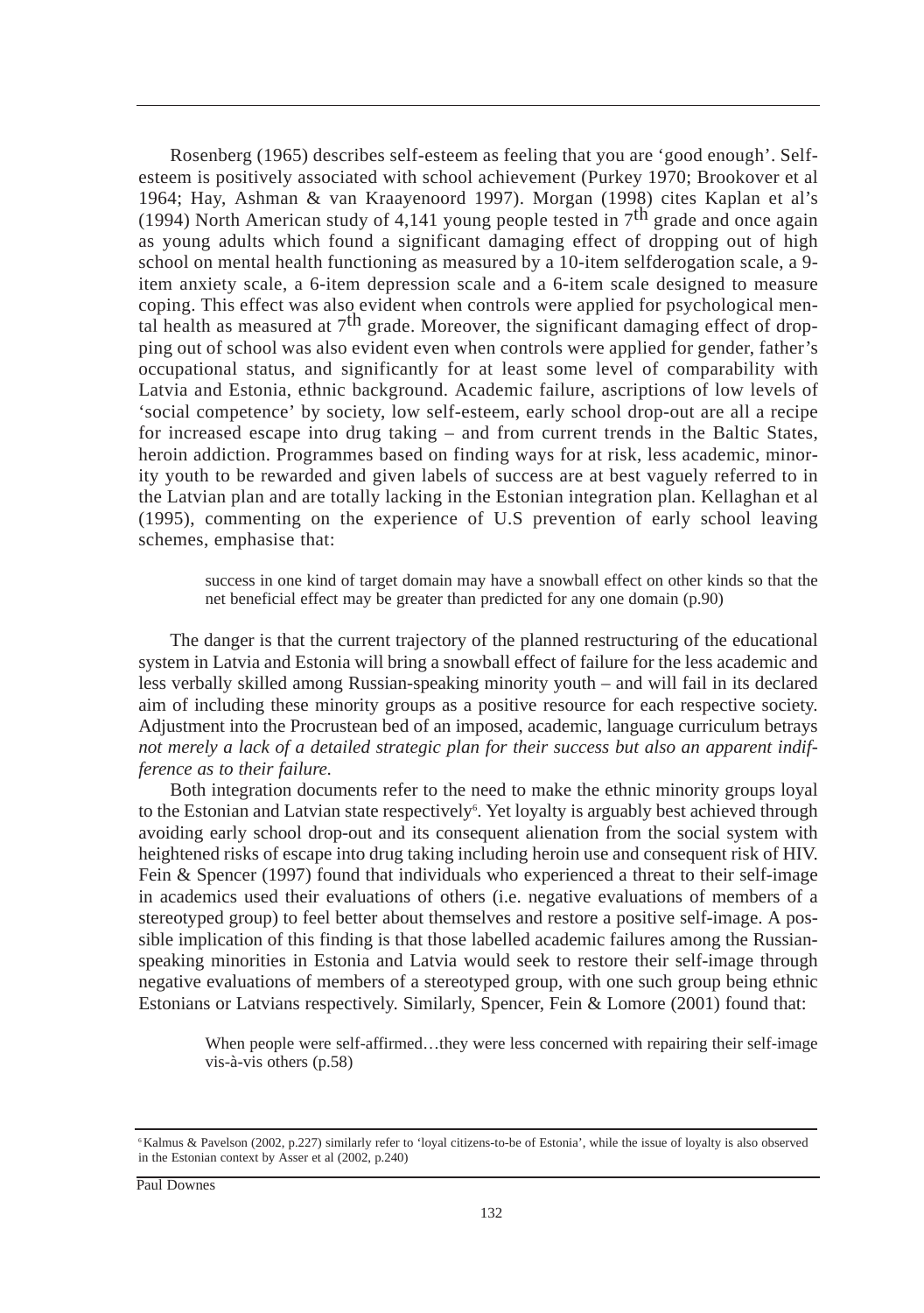Rosenberg (1965) describes self-esteem as feeling that you are 'good enough'. Self-esteem is positively associated with school achievement (Purkey 1970; Brookover et al 1964; Hay, Ashman & van Kraayenoord 1997). Morgan (1998) cites Kaplan et al's (1994) North American study of 4,141 young people tested in 7th grade and once again as young adults which found a significant damaging effect of dropping out of high school on mental health functioning as measured by a 10-item selfderogation scale, a 9-item anxiety scale, a 6-item depression scale and a 6-item scale designed to measure coping. This effect was also evident when controls were applied for psychological mental health as measured at 7th grade. Moreover, the significant damaging effect of dropping out of school was also evident even when controls were applied for gender, father's occupational status, and significantly for at least some level of comparability with Latvia and Estonia, ethnic background. Academic failure, ascriptions of low levels of 'social competence' by society, low self-esteem, early school drop-out are all a recipe for increased escape into drug taking – and from current trends in the Baltic States, heroin addiction. Programmes based on finding ways for at risk, less academic, minority youth to be rewarded and given labels of success are at best vaguely referred to in the Latvian plan and are totally lacking in the Estonian integration plan. Kellaghan et al (1995), commenting on the experience of U.S prevention of early school leaving schemes, emphasise that:

> success in one kind of target domain may have a snowball effect on other kinds so that the net beneficial effect may be greater than predicted for any one domain (p.90)

The danger is that the current trajectory of the planned restructuring of the educational system in Latvia and Estonia will bring a snowball effect of failure for the less academic and less verbally skilled among Russian-speaking minority youth – and will fail in its declared aim of including these minority groups as a positive resource for each respective society. Adjustment into the Procrustean bed of an imposed, academic, language curriculum betrays *not merely a lack of a detailed strategic plan for their success but also an apparent indifference as to their failure.*

Both integration documents refer to the need to make the ethnic minority groups loyal to the Estonian and Latvian state respectively[6]. Yet loyalty is arguably best achieved through avoiding early school drop-out and its consequent alienation from the social system with heightened risks of escape into drug taking including heroin use and consequent risk of HIV. Fein & Spencer (1997) found that individuals who experienced a threat to their self-image in academics used their evaluations of others (i.e. negative evaluations of members of a stereotyped group) to feel better about themselves and restore a positive self-image. A possible implication of this finding is that those labelled academic failures among the Russian-speaking minorities in Estonia and Latvia would seek to restore their self-image through negative evaluations of members of a stereotyped group, with one such group being ethnic Estonians or Latvians respectively. Similarly, Spencer, Fein & Lomore (2001) found that:

> When people were self-affirmed…they were less concerned with repairing their self-image vis-à-vis others (p.58)

[6] Kalmus & Pavelson (2002, p.227) similarly refer to 'loyal citizens-to-be of Estonia', while the issue of loyalty is also observed in the Estonian context by Asser et al (2002, p.240)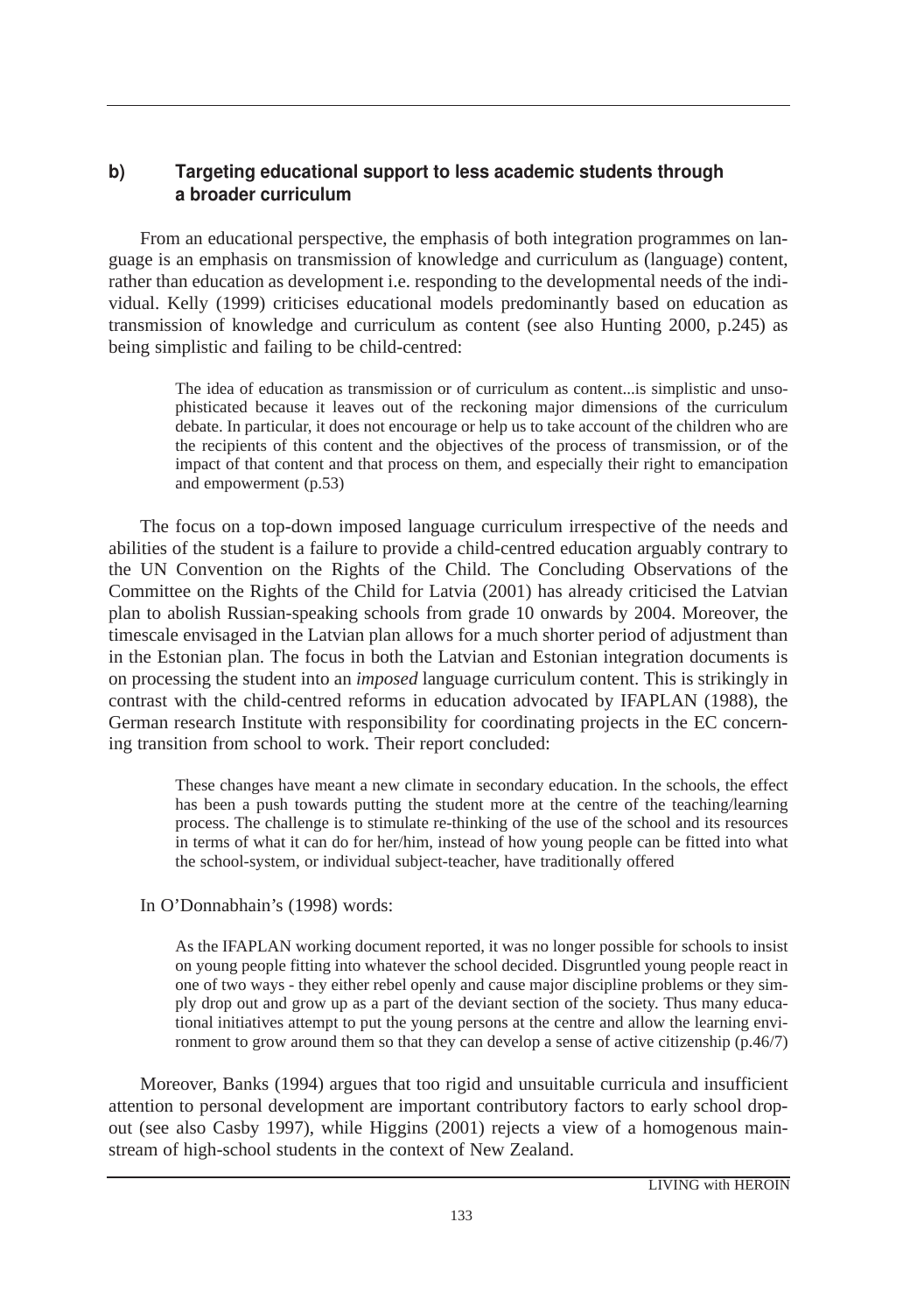### b) Targeting educational support to less academic students through a broader curriculum

From an educational perspective, the emphasis of both integration programmes on language is an emphasis on transmission of knowledge and curriculum as (language) content, rather than education as development i.e. responding to the developmental needs of the individual. Kelly (1999) criticises educational models predominantly based on education as transmission of knowledge and curriculum as content (see also Hunting 2000, p.245) as being simplistic and failing to be child-centred:

> The idea of education as transmission or of curriculum as content...is simplistic and unsophisticated because it leaves out of the reckoning major dimensions of the curriculum debate. In particular, it does not encourage or help us to take account of the children who are the recipients of this content and the objectives of the process of transmission, or of the impact of that content and that process on them, and especially their right to emancipation and empowerment (p.53)

The focus on a top-down imposed language curriculum irrespective of the needs and abilities of the student is a failure to provide a child-centred education arguably contrary to the UN Convention on the Rights of the Child. The Concluding Observations of the Committee on the Rights of the Child for Latvia (2001) has already criticised the Latvian plan to abolish Russian-speaking schools from grade 10 onwards by 2004. Moreover, the timescale envisaged in the Latvian plan allows for a much shorter period of adjustment than in the Estonian plan. The focus in both the Latvian and Estonian integration documents is on processing the student into an *imposed* language curriculum content. This is strikingly in contrast with the child-centred reforms in education advocated by IFAPLAN (1988), the German research Institute with responsibility for coordinating projects in the EC concerning transition from school to work. Their report concluded:

> These changes have meant a new climate in secondary education. In the schools, the effect has been a push towards putting the student more at the centre of the teaching/learning process. The challenge is to stimulate re-thinking of the use of the school and its resources in terms of what it can do for her/him, instead of how young people can be fitted into what the school-system, or individual subject-teacher, have traditionally offered

In O'Donnabhain's (1998) words:

> As the IFAPLAN working document reported, it was no longer possible for schools to insist on young people fitting into whatever the school decided. Disgruntled young people react in one of two ways - they either rebel openly and cause major discipline problems or they simply drop out and grow up as a part of the deviant section of the society. Thus many educational initiatives attempt to put the young persons at the centre and allow the learning environment to grow around them so that they can develop a sense of active citizenship (p.46/7)

Moreover, Banks (1994) argues that too rigid and unsuitable curricula and insufficient attention to personal development are important contributory factors to early school dropout (see also Casby 1997), while Higgins (2001) rejects a view of a homogenous mainstream of high-school students in the context of New Zealand.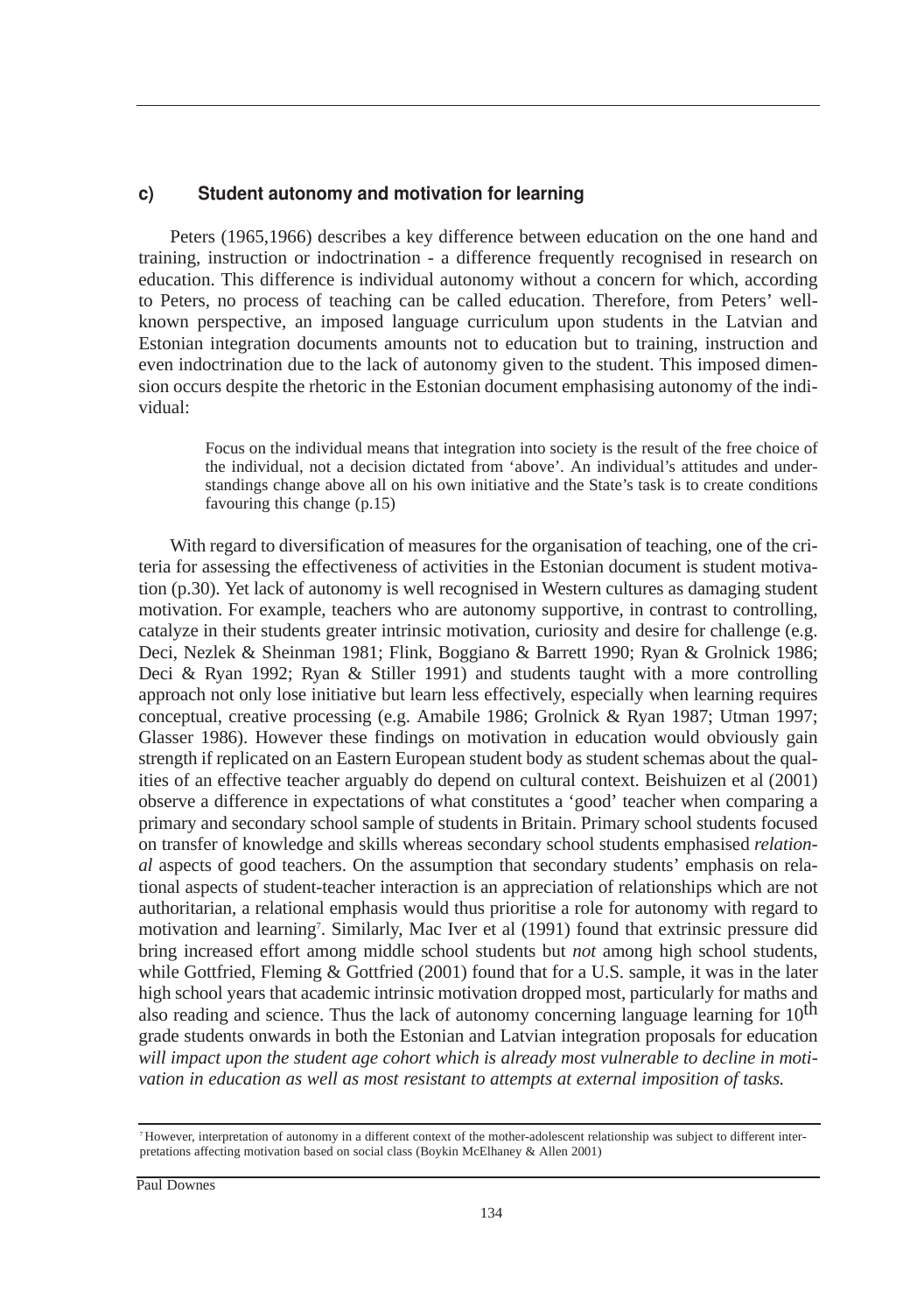### c) Student autonomy and motivation for learning

Peters (1965,1966) describes a key difference between education on the one hand and training, instruction or indoctrination - a difference frequently recognised in research on education. This difference is individual autonomy without a concern for which, according to Peters, no process of teaching can be called education. Therefore, from Peters' well-known perspective, an imposed language curriculum upon students in the Latvian and Estonian integration documents amounts not to education but to training, instruction and even indoctrination due to the lack of autonomy given to the student. This imposed dimension occurs despite the rhetoric in the Estonian document emphasising autonomy of the individual:

> Focus on the individual means that integration into society is the result of the free choice of the individual, not a decision dictated from 'above'. An individual's attitudes and understandings change above all on his own initiative and the State's task is to create conditions favouring this change (p.15)

With regard to diversification of measures for the organisation of teaching, one of the criteria for assessing the effectiveness of activities in the Estonian document is student motivation (p.30). Yet lack of autonomy is well recognised in Western cultures as damaging student motivation. For example, teachers who are autonomy supportive, in contrast to controlling, catalyze in their students greater intrinsic motivation, curiosity and desire for challenge (e.g. Deci, Nezlek & Sheinman 1981; Flink, Boggiano & Barrett 1990; Ryan & Grolnick 1986; Deci & Ryan 1992; Ryan & Stiller 1991) and students taught with a more controlling approach not only lose initiative but learn less effectively, especially when learning requires conceptual, creative processing (e.g. Amabile 1986; Grolnick & Ryan 1987; Utman 1997; Glasser 1986). However these findings on motivation in education would obviously gain strength if replicated on an Eastern European student body as student schemas about the qualities of an effective teacher arguably do depend on cultural context. Beishuizen et al (2001) observe a difference in expectations of what constitutes a 'good' teacher when comparing a primary and secondary school sample of students in Britain. Primary school students focused on transfer of knowledge and skills whereas secondary school students emphasised *relational* aspects of good teachers. On the assumption that secondary students' emphasis on relational aspects of student-teacher interaction is an appreciation of relationships which are not authoritarian, a relational emphasis would thus prioritise a role for autonomy with regard to motivation and learning[7]. Similarly, Mac Iver et al (1991) found that extrinsic pressure did bring increased effort among middle school students but *not* among high school students, while Gottfried, Fleming & Gottfried (2001) found that for a U.S. sample, it was in the later high school years that academic intrinsic motivation dropped most, particularly for maths and also reading and science. Thus the lack of autonomy concerning language learning for 10th grade students onwards in both the Estonian and Latvian integration proposals for education *will impact upon the student age cohort which is already most vulnerable to decline in motivation in education as well as most resistant to attempts at external imposition of tasks.*

[7] However, interpretation of autonomy in a different context of the mother-adolescent relationship was subject to different interpretations affecting motivation based on social class (Boykin McElhaney & Allen 2001)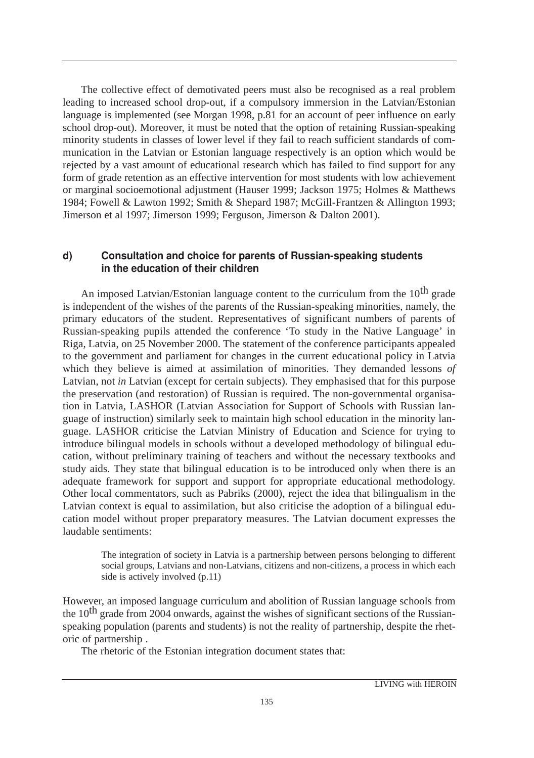The collective effect of demotivated peers must also be recognised as a real problem leading to increased school drop-out, if a compulsory immersion in the Latvian/Estonian language is implemented (see Morgan 1998, p.81 for an account of peer influence on early school drop-out). Moreover, it must be noted that the option of retaining Russian-speaking minority students in classes of lower level if they fail to reach sufficient standards of communication in the Latvian or Estonian language respectively is an option which would be rejected by a vast amount of educational research which has failed to find support for any form of grade retention as an effective intervention for most students with low achievement or marginal socioemotional adjustment (Hauser 1999; Jackson 1975; Holmes & Matthews 1984; Fowell & Lawton 1992; Smith & Shepard 1987; McGill-Frantzen & Allington 1993; Jimerson et al 1997; Jimerson 1999; Ferguson, Jimerson & Dalton 2001).

### d) Consultation and choice for parents of Russian-speaking students in the education of their children

An imposed Latvian/Estonian language content to the curriculum from the 10th grade is independent of the wishes of the parents of the Russian-speaking minorities, namely, the primary educators of the student. Representatives of significant numbers of parents of Russian-speaking pupils attended the conference 'To study in the Native Language' in Riga, Latvia, on 25 November 2000. The statement of the conference participants appealed to the government and parliament for changes in the current educational policy in Latvia which they believe is aimed at assimilation of minorities. They demanded lessons *of* Latvian, not *in* Latvian (except for certain subjects). They emphasised that for this purpose the preservation (and restoration) of Russian is required. The non-governmental organisation in Latvia, LASHOR (Latvian Association for Support of Schools with Russian language of instruction) similarly seek to maintain high school education in the minority language. LASHOR criticise the Latvian Ministry of Education and Science for trying to introduce bilingual models in schools without a developed methodology of bilingual education, without preliminary training of teachers and without the necessary textbooks and study aids. They state that bilingual education is to be introduced only when there is an adequate framework for support and support for appropriate educational methodology. Other local commentators, such as Pabriks (2000), reject the idea that bilingualism in the Latvian context is equal to assimilation, but also criticise the adoption of a bilingual education model without proper preparatory measures. The Latvian document expresses the laudable sentiments:

> The integration of society in Latvia is a partnership between persons belonging to different social groups, Latvians and non-Latvians, citizens and non-citizens, a process in which each side is actively involved (p.11)

However, an imposed language curriculum and abolition of Russian language schools from the 10th grade from 2004 onwards, against the wishes of significant sections of the Russian-speaking population (parents and students) is not the reality of partnership, despite the rhetoric of partnership .

The rhetoric of the Estonian integration document states that: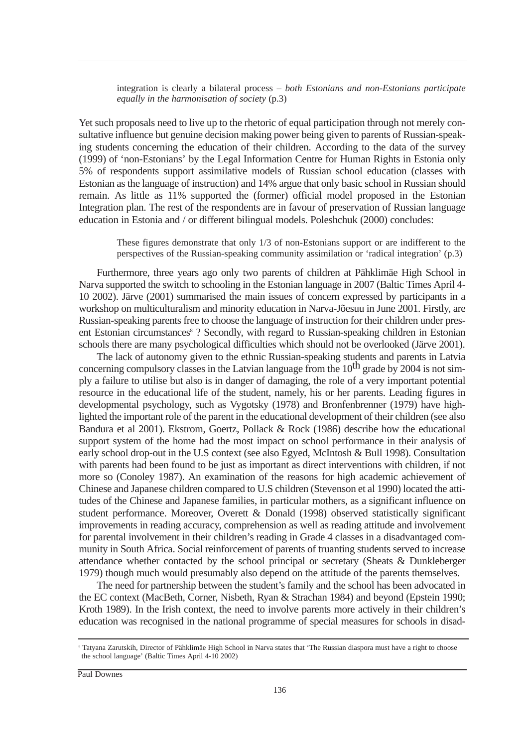> integration is clearly a bilateral process – *both Estonians and non-Estonians participate equally in the harmonisation of society* (p.3)

Yet such proposals need to live up to the rhetoric of equal participation through not merely consultative influence but genuine decision making power being given to parents of Russian-speaking students concerning the education of their children. According to the data of the survey (1999) of 'non-Estonians' by the Legal Information Centre for Human Rights in Estonia only 5% of respondents support assimilative models of Russian school education (classes with Estonian as the language of instruction) and 14% argue that only basic school in Russian should remain. As little as 11% supported the (former) official model proposed in the Estonian Integration plan. The rest of the respondents are in favour of preservation of Russian language education in Estonia and / or different bilingual models. Poleshchuk (2000) concludes:

> These figures demonstrate that only 1/3 of non-Estonians support or are indifferent to the perspectives of the Russian-speaking community assimilation or 'radical integration' (p.3)

Furthermore, three years ago only two parents of children at Pähklimäe High School in Narva supported the switch to schooling in the Estonian language in 2007 (Baltic Times April 4-10 2002). Järve (2001) summarised the main issues of concern expressed by participants in a workshop on multiculturalism and minority education in Narva-Jõesuu in June 2001. Firstly, are Russian-speaking parents free to choose the language of instruction for their children under present Estonian circumstances[8] ? Secondly, with regard to Russian-speaking children in Estonian schools there are many psychological difficulties which should not be overlooked (Järve 2001).

The lack of autonomy given to the ethnic Russian-speaking students and parents in Latvia concerning compulsory classes in the Latvian language from the 10th grade by 2004 is not simply a failure to utilise but also is in danger of damaging, the role of a very important potential resource in the educational life of the student, namely, his or her parents. Leading figures in developmental psychology, such as Vygotsky (1978) and Bronfenbrenner (1979) have highlighted the important role of the parent in the educational development of their children (see also Bandura et al 2001). Ekstrom, Goertz, Pollack & Rock (1986) describe how the educational support system of the home had the most impact on school performance in their analysis of early school drop-out in the U.S context (see also Egyed, McIntosh & Bull 1998). Consultation with parents had been found to be just as important as direct interventions with children, if not more so (Conoley 1987). An examination of the reasons for high academic achievement of Chinese and Japanese children compared to U.S children (Stevenson et al 1990) located the attitudes of the Chinese and Japanese families, in particular mothers, as a significant influence on student performance. Moreover, Overett & Donald (1998) observed statistically significant improvements in reading accuracy, comprehension as well as reading attitude and involvement for parental involvement in their children's reading in Grade 4 classes in a disadvantaged community in South Africa. Social reinforcement of parents of truanting students served to increase attendance whether contacted by the school principal or secretary (Sheats & Dunkleberger 1979) though much would presumably also depend on the attitude of the parents themselves.

The need for partnership between the student's family and the school has been advocated in the EC context (MacBeth, Corner, Nisbeth, Ryan & Strachan 1984) and beyond (Epstein 1990; Kroth 1989). In the Irish context, the need to involve parents more actively in their children's education was recognised in the national programme of special measures for schools in disad-

---

[8] Tatyana Zarutskih, Director of Pähklimäe High School in Narva states that 'The Russian diaspora must have a right to choose the school language' (Baltic Times April 4-10 2002)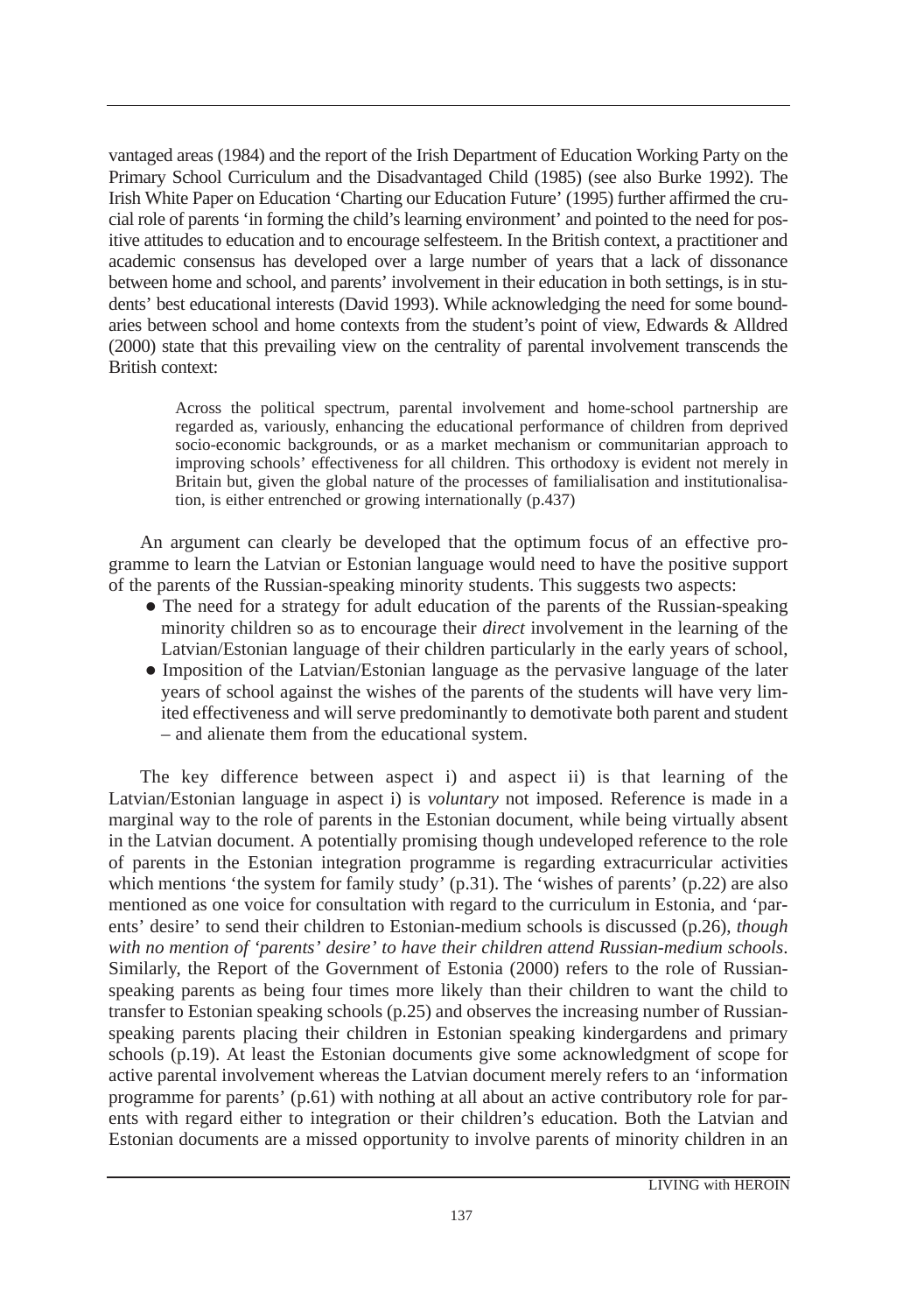vantaged areas (1984) and the report of the Irish Department of Education Working Party on the Primary School Curriculum and the Disadvantaged Child (1985) (see also Burke 1992). The Irish White Paper on Education 'Charting our Education Future' (1995) further affirmed the crucial role of parents 'in forming the child's learning environment' and pointed to the need for positive attitudes to education and to encourage selfesteem. In the British context, a practitioner and academic consensus has developed over a large number of years that a lack of dissonance between home and school, and parents' involvement in their education in both settings, is in students' best educational interests (David 1993). While acknowledging the need for some boundaries between school and home contexts from the student's point of view, Edwards & Alldred (2000) state that this prevailing view on the centrality of parental involvement transcends the British context:

> Across the political spectrum, parental involvement and home-school partnership are regarded as, variously, enhancing the educational performance of children from deprived socio-economic backgrounds, or as a market mechanism or communitarian approach to improving schools' effectiveness for all children. This orthodoxy is evident not merely in Britain but, given the global nature of the processes of familialisation and institutionalisation, is either entrenched or growing internationally (p.437)

An argument can clearly be developed that the optimum focus of an effective programme to learn the Latvian or Estonian language would need to have the positive support of the parents of the Russian-speaking minority students. This suggests two aspects:

- The need for a strategy for adult education of the parents of the Russian-speaking minority children so as to encourage their *direct* involvement in the learning of the Latvian/Estonian language of their children particularly in the early years of school,
- Imposition of the Latvian/Estonian language as the pervasive language of the later years of school against the wishes of the parents of the students will have very limited effectiveness and will serve predominantly to demotivate both parent and student – and alienate them from the educational system.

The key difference between aspect i) and aspect ii) is that learning of the Latvian/Estonian language in aspect i) is *voluntary* not imposed. Reference is made in a marginal way to the role of parents in the Estonian document, while being virtually absent in the Latvian document. A potentially promising though undeveloped reference to the role of parents in the Estonian integration programme is regarding extracurricular activities which mentions 'the system for family study' (p.31). The 'wishes of parents' (p.22) are also mentioned as one voice for consultation with regard to the curriculum in Estonia, and 'parents' desire' to send their children to Estonian-medium schools is discussed (p.26), *though with no mention of 'parents' desire' to have their children attend Russian-medium schools*. Similarly, the Report of the Government of Estonia (2000) refers to the role of Russian-speaking parents as being four times more likely than their children to want the child to transfer to Estonian speaking schools (p.25) and observes the increasing number of Russian-speaking parents placing their children in Estonian speaking kindergardens and primary schools (p.19). At least the Estonian documents give some acknowledgment of scope for active parental involvement whereas the Latvian document merely refers to an 'information programme for parents' (p.61) with nothing at all about an active contributory role for parents with regard either to integration or their children's education. Both the Latvian and Estonian documents are a missed opportunity to involve parents of minority children in an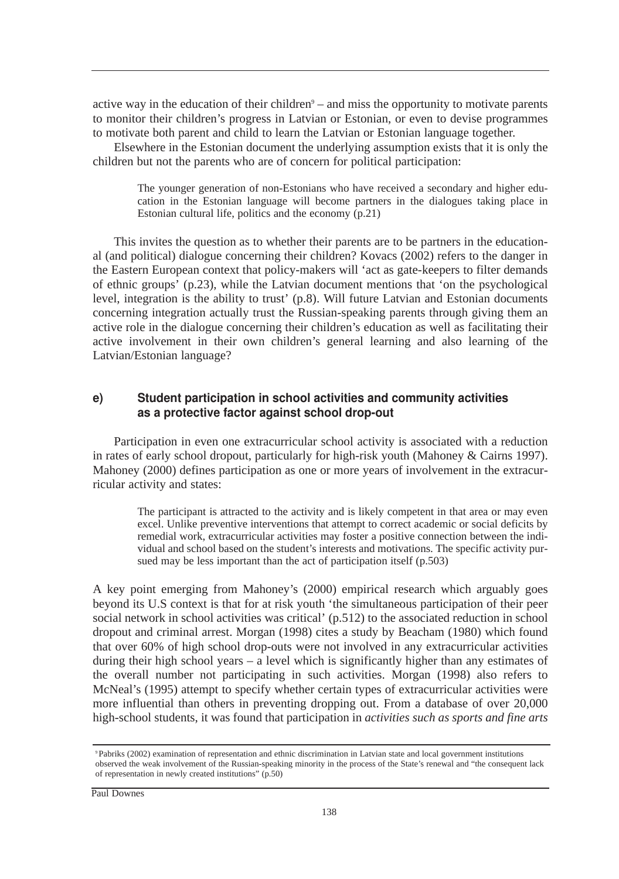active way in the education of their children[9] – and miss the opportunity to motivate parents to monitor their children's progress in Latvian or Estonian, or even to devise programmes to motivate both parent and child to learn the Latvian or Estonian language together.

Elsewhere in the Estonian document the underlying assumption exists that it is only the children but not the parents who are of concern for political participation:

> The younger generation of non-Estonians who have received a secondary and higher education in the Estonian language will become partners in the dialogues taking place in Estonian cultural life, politics and the economy (p.21)

This invites the question as to whether their parents are to be partners in the educational (and political) dialogue concerning their children? Kovacs (2002) refers to the danger in the Eastern European context that policy-makers will 'act as gate-keepers to filter demands of ethnic groups' (p.23), while the Latvian document mentions that 'on the psychological level, integration is the ability to trust' (p.8). Will future Latvian and Estonian documents concerning integration actually trust the Russian-speaking parents through giving them an active role in the dialogue concerning their children's education as well as facilitating their active involvement in their own children's general learning and also learning of the Latvian/Estonian language?

### e) Student participation in school activities and community activities as a protective factor against school drop-out

Participation in even one extracurricular school activity is associated with a reduction in rates of early school dropout, particularly for high-risk youth (Mahoney & Cairns 1997). Mahoney (2000) defines participation as one or more years of involvement in the extracurricular activity and states:

> The participant is attracted to the activity and is likely competent in that area or may even excel. Unlike preventive interventions that attempt to correct academic or social deficits by remedial work, extracurricular activities may foster a positive connection between the individual and school based on the student's interests and motivations. The specific activity pursued may be less important than the act of participation itself (p.503)

A key point emerging from Mahoney's (2000) empirical research which arguably goes beyond its U.S context is that for at risk youth 'the simultaneous participation of their peer social network in school activities was critical' (p.512) to the associated reduction in school dropout and criminal arrest. Morgan (1998) cites a study by Beacham (1980) which found that over 60% of high school drop-outs were not involved in any extracurricular activities during their high school years – a level which is significantly higher than any estimates of the overall number not participating in such activities. Morgan (1998) also refers to McNeal's (1995) attempt to specify whether certain types of extracurricular activities were more influential than others in preventing dropping out. From a database of over 20,000 high-school students, it was found that participation in *activities such as sports and fine arts*

[9] Pabriks (2002) examination of representation and ethnic discrimination in Latvian state and local government institutions observed the weak involvement of the Russian-speaking minority in the process of the State's renewal and "the consequent lack of representation in newly created institutions" (p.50)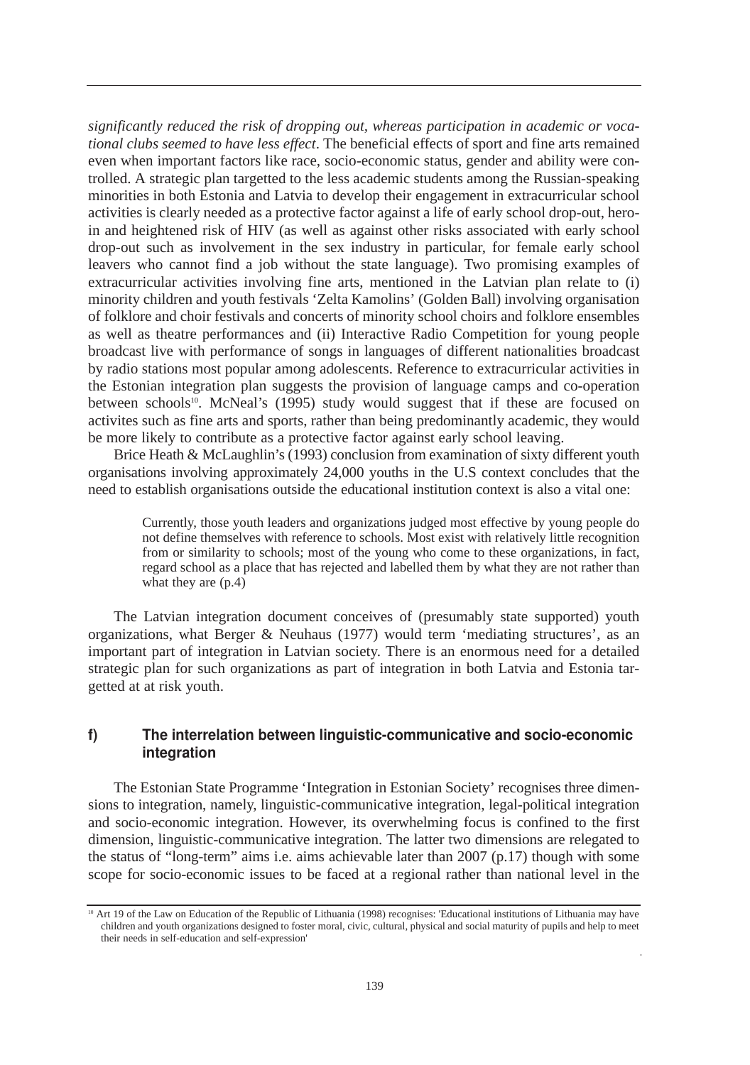*significantly reduced the risk of dropping out, whereas participation in academic or vocational clubs seemed to have less effect*. The beneficial effects of sport and fine arts remained even when important factors like race, socio-economic status, gender and ability were controlled. A strategic plan targetted to the less academic students among the Russian-speaking minorities in both Estonia and Latvia to develop their engagement in extracurricular school activities is clearly needed as a protective factor against a life of early school drop-out, heroin and heightened risk of HIV (as well as against other risks associated with early school drop-out such as involvement in the sex industry in particular, for female early school leavers who cannot find a job without the state language). Two promising examples of extracurricular activities involving fine arts, mentioned in the Latvian plan relate to (i) minority children and youth festivals 'Zelta Kamolins' (Golden Ball) involving organisation of folklore and choir festivals and concerts of minority school choirs and folklore ensembles as well as theatre performances and (ii) Interactive Radio Competition for young people broadcast live with performance of songs in languages of different nationalities broadcast by radio stations most popular among adolescents. Reference to extracurricular activities in the Estonian integration plan suggests the provision of language camps and co-operation between schools[10]. McNeal's (1995) study would suggest that if these are focused on activites such as fine arts and sports, rather than being predominantly academic, they would be more likely to contribute as a protective factor against early school leaving.

Brice Heath & McLaughlin's (1993) conclusion from examination of sixty different youth organisations involving approximately 24,000 youths in the U.S context concludes that the need to establish organisations outside the educational institution context is also a vital one:

> Currently, those youth leaders and organizations judged most effective by young people do not define themselves with reference to schools. Most exist with relatively little recognition from or similarity to schools; most of the young who come to these organizations, in fact, regard school as a place that has rejected and labelled them by what they are not rather than what they are (p.4)

The Latvian integration document conceives of (presumably state supported) youth organizations, what Berger & Neuhaus (1977) would term 'mediating structures', as an important part of integration in Latvian society. There is an enormous need for a detailed strategic plan for such organizations as part of integration in both Latvia and Estonia targetted at at risk youth.

### f) The interrelation between linguistic-communicative and socio-economic integration

The Estonian State Programme 'Integration in Estonian Society' recognises three dimensions to integration, namely, linguistic-communicative integration, legal-political integration and socio-economic integration. However, its overwhelming focus is confined to the first dimension, linguistic-communicative integration. The latter two dimensions are relegated to the status of "long-term" aims i.e. aims achievable later than 2007 (p.17) though with some scope for socio-economic issues to be faced at a regional rather than national level in the

[10] Art 19 of the Law on Education of the Republic of Lithuania (1998) recognises: 'Educational institutions of Lithuania may have children and youth organizations designed to foster moral, civic, cultural, physical and social maturity of pupils and help to meet their needs in self-education and self-expression'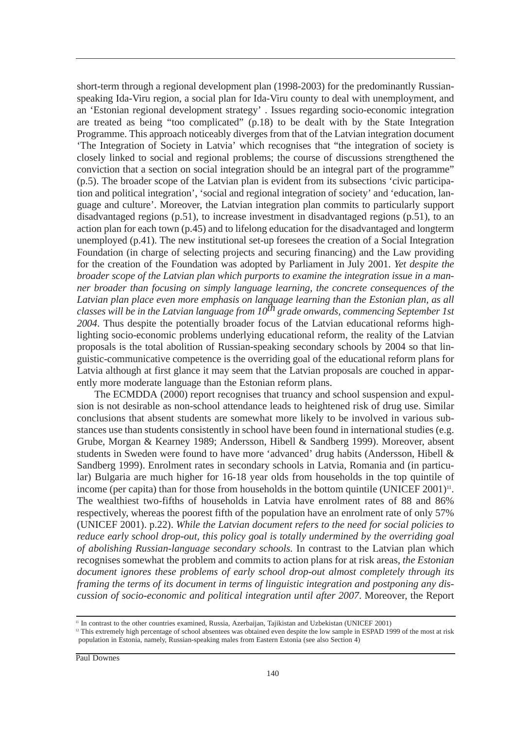short-term through a regional development plan (1998-2003) for the predominantly Russian-speaking Ida-Viru region, a social plan for Ida-Viru county to deal with unemployment, and an 'Estonian regional development strategy' . Issues regarding socio-economic integration are treated as being "too complicated" (p.18) to be dealt with by the State Integration Programme. This approach noticeably diverges from that of the Latvian integration document 'The Integration of Society in Latvia' which recognises that "the integration of society is closely linked to social and regional problems; the course of discussions strengthened the conviction that a section on social integration should be an integral part of the programme" (p.5). The broader scope of the Latvian plan is evident from its subsections 'civic participation and political integration', 'social and regional integration of society' and 'education, language and culture'. Moreover, the Latvian integration plan commits to particularly support disadvantaged regions (p.51), to increase investment in disadvantaged regions (p.51), to an action plan for each town (p.45) and to lifelong education for the disadvantaged and longterm unemployed (p.41). The new institutional set-up foresees the creation of a Social Integration Foundation (in charge of selecting projects and securing financing) and the Law providing for the creation of the Foundation was adopted by Parliament in July 2001. *Yet despite the broader scope of the Latvian plan which purports to examine the integration issue in a manner broader than focusing on simply language learning, the concrete consequences of the Latvian plan place even more emphasis on language learning than the Estonian plan, as all classes will be in the Latvian language from 10th grade onwards, commencing September 1st 2004*. Thus despite the potentially broader focus of the Latvian educational reforms highlighting socio-economic problems underlying educational reform, the reality of the Latvian proposals is the total abolition of Russian-speaking secondary schools by 2004 so that linguistic-communicative competence is the overriding goal of the educational reform plans for Latvia although at first glance it may seem that the Latvian proposals are couched in apparently more moderate language than the Estonian reform plans.

The ECMDDA (2000) report recognises that truancy and school suspension and expulsion is not desirable as non-school attendance leads to heightened risk of drug use. Similar conclusions that absent students are somewhat more likely to be involved in various substances use than students consistently in school have been found in international studies (e.g. Grube, Morgan & Kearney 1989; Andersson, Hibell & Sandberg 1999). Moreover, absent students in Sweden were found to have more 'advanced' drug habits (Andersson, Hibell & Sandberg 1999). Enrolment rates in secondary schools in Latvia, Romania and (in particular) Bulgaria are much higher for 16-18 year olds from households in the top quintile of income (per capita) than for those from households in the bottom quintile (UNICEF 2001)[11]. The wealthiest two-fifths of households in Latvia have enrolment rates of 88 and 86% respectively, whereas the poorest fifth of the population have an enrolment rate of only 57% (UNICEF 2001). p.22). *While the Latvian document refers to the need for social policies to reduce early school drop-out, this policy goal is totally undermined by the overriding goal of abolishing Russian-language secondary schools.* In contrast to the Latvian plan which recognises somewhat the problem and commits to action plans for at risk areas, *the Estonian document ignores these problems of early school drop-out almost completely through its framing the terms of its document in terms of linguistic integration and postponing any discussion of socio-economic and political integration until after 2007*. Moreover, the Report

---

[11] In contrast to the other countries examined, Russia, Azerbaijan, Tajikistan and Uzbekistan (UNICEF 2001)

[12] This extremely high percentage of school absentees was obtained even despite the low sample in ESPAD 1999 of the most at risk population in Estonia, namely, Russian-speaking males from Eastern Estonia (see also Section 4)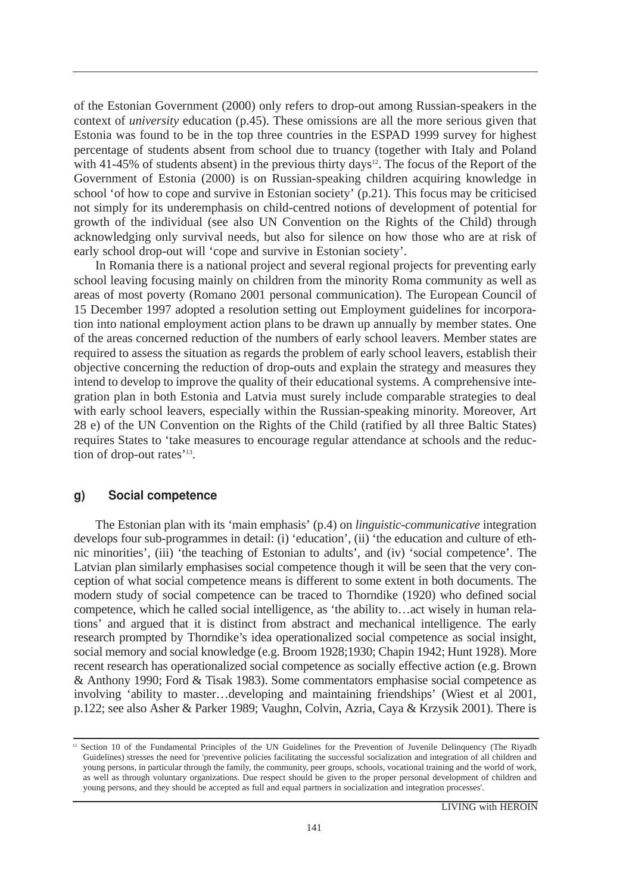of the Estonian Government (2000) only refers to drop-out among Russian-speakers in the context of *university* education (p.45). These omissions are all the more serious given that Estonia was found to be in the top three countries in the ESPAD 1999 survey for highest percentage of students absent from school due to truancy (together with Italy and Poland with 41-45% of students absent) in the previous thirty days[12]. The focus of the Report of the Government of Estonia (2000) is on Russian-speaking children acquiring knowledge in school 'of how to cope and survive in Estonian society' (p.21). This focus may be criticised not simply for its underemphasis on child-centred notions of development of potential for growth of the individual (see also UN Convention on the Rights of the Child) through acknowledging only survival needs, but also for silence on how those who are at risk of early school drop-out will 'cope and survive in Estonian society'.

In Romania there is a national project and several regional projects for preventing early school leaving focusing mainly on children from the minority Roma community as well as areas of most poverty (Romano 2001 personal communication). The European Council of 15 December 1997 adopted a resolution setting out Employment guidelines for incorporation into national employment action plans to be drawn up annually by member states. One of the areas concerned reduction of the numbers of early school leavers. Member states are required to assess the situation as regards the problem of early school leavers, establish their objective concerning the reduction of drop-outs and explain the strategy and measures they intend to develop to improve the quality of their educational systems. A comprehensive integration plan in both Estonia and Latvia must surely include comparable strategies to deal with early school leavers, especially within the Russian-speaking minority. Moreover, Art 28 e) of the UN Convention on the Rights of the Child (ratified by all three Baltic States) requires States to 'take measures to encourage regular attendance at schools and the reduction of drop-out rates'[13].

### g) Social competence

The Estonian plan with its 'main emphasis' (p.4) on *linguistic-communicative* integration develops four sub-programmes in detail: (i) 'education', (ii) 'the education and culture of ethnic minorities', (iii) 'the teaching of Estonian to adults', and (iv) 'social competence'. The Latvian plan similarly emphasises social competence though it will be seen that the very conception of what social competence means is different to some extent in both documents. The modern study of social competence can be traced to Thorndike (1920) who defined social competence, which he called social intelligence, as 'the ability to…act wisely in human relations' and argued that it is distinct from abstract and mechanical intelligence. The early research prompted by Thorndike's idea operationalized social competence as social insight, social memory and social knowledge (e.g. Broom 1928;1930; Chapin 1942; Hunt 1928). More recent research has operationalized social competence as socially effective action (e.g. Brown & Anthony 1990; Ford & Tisak 1983). Some commentators emphasise social competence as involving 'ability to master…developing and maintaining friendships' (Wiest et al 2001, p.122; see also Asher & Parker 1989; Vaughn, Colvin, Azria, Caya & Krzysik 2001). There is

[13] Section 10 of the Fundamental Principles of the UN Guidelines for the Prevention of Juvenile Delinquency (The Riyadh Guidelines) stresses the need for 'preventive policies facilitating the successful socialization and integration of all children and young persons, in particular through the family, the community, peer groups, schools, vocational training and the world of work, as well as through voluntary organizations. Due respect should be given to the proper personal development of children and young persons, and they should be accepted as full and equal partners in socialization and integration processes'.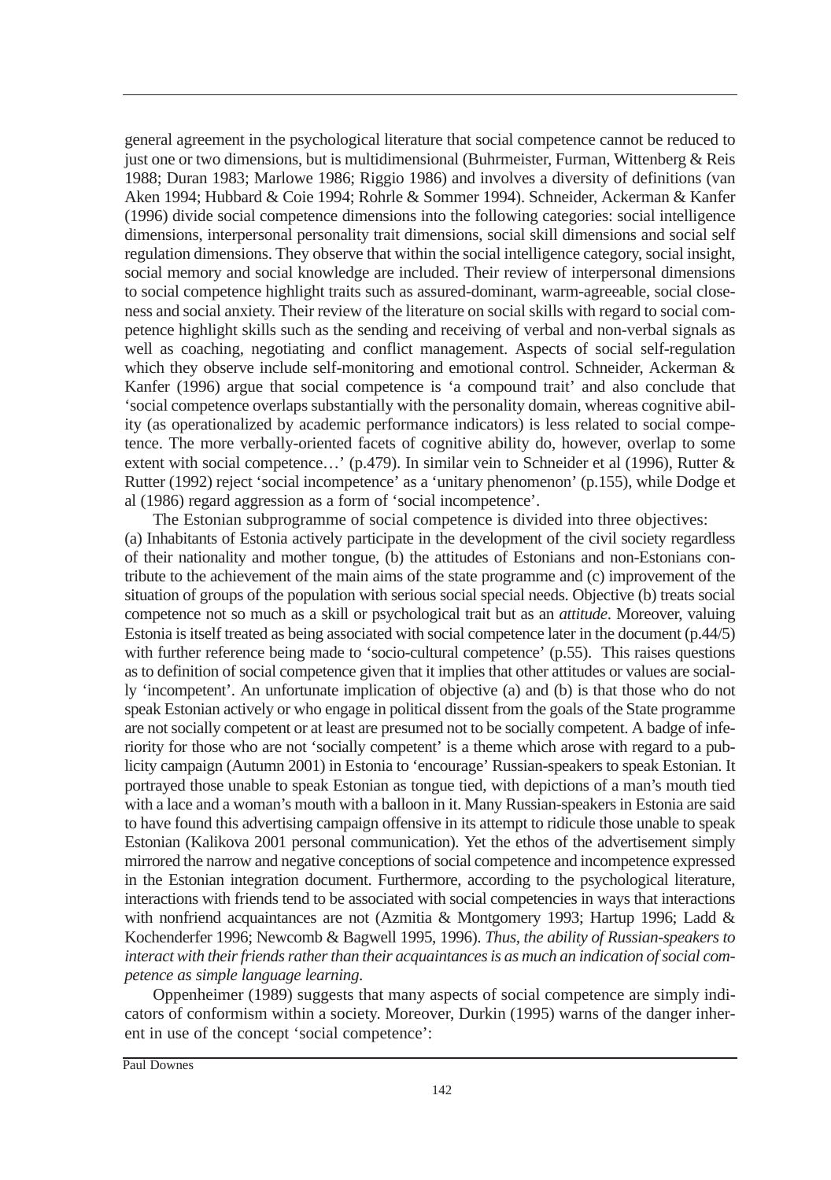general agreement in the psychological literature that social competence cannot be reduced to just one or two dimensions, but is multidimensional (Buhrmeister, Furman, Wittenberg & Reis 1988; Duran 1983; Marlowe 1986; Riggio 1986) and involves a diversity of definitions (van Aken 1994; Hubbard & Coie 1994; Rohrle & Sommer 1994). Schneider, Ackerman & Kanfer (1996) divide social competence dimensions into the following categories: social intelligence dimensions, interpersonal personality trait dimensions, social skill dimensions and social self regulation dimensions. They observe that within the social intelligence category, social insight, social memory and social knowledge are included. Their review of interpersonal dimensions to social competence highlight traits such as assured-dominant, warm-agreeable, social closeness and social anxiety. Their review of the literature on social skills with regard to social competence highlight skills such as the sending and receiving of verbal and non-verbal signals as well as coaching, negotiating and conflict management. Aspects of social self-regulation which they observe include self-monitoring and emotional control. Schneider, Ackerman & Kanfer (1996) argue that social competence is 'a compound trait' and also conclude that 'social competence overlaps substantially with the personality domain, whereas cognitive ability (as operationalized by academic performance indicators) is less related to social competence. The more verbally-oriented facets of cognitive ability do, however, overlap to some extent with social competence…' (p.479). In similar vein to Schneider et al (1996), Rutter & Rutter (1992) reject 'social incompetence' as a 'unitary phenomenon' (p.155), while Dodge et al (1986) regard aggression as a form of 'social incompetence'.

The Estonian subprogramme of social competence is divided into three objectives: (a) Inhabitants of Estonia actively participate in the development of the civil society regardless of their nationality and mother tongue, (b) the attitudes of Estonians and non-Estonians contribute to the achievement of the main aims of the state programme and (c) improvement of the situation of groups of the population with serious social special needs. Objective (b) treats social competence not so much as a skill or psychological trait but as an *attitude*. Moreover, valuing Estonia is itself treated as being associated with social competence later in the document (p.44/5) with further reference being made to 'socio-cultural competence' (p.55). This raises questions as to definition of social competence given that it implies that other attitudes or values are socially 'incompetent'. An unfortunate implication of objective (a) and (b) is that those who do not speak Estonian actively or who engage in political dissent from the goals of the State programme are not socially competent or at least are presumed not to be socially competent. A badge of inferiority for those who are not 'socially competent' is a theme which arose with regard to a publicity campaign (Autumn 2001) in Estonia to 'encourage' Russian-speakers to speak Estonian. It portrayed those unable to speak Estonian as tongue tied, with depictions of a man's mouth tied with a lace and a woman's mouth with a balloon in it. Many Russian-speakers in Estonia are said to have found this advertising campaign offensive in its attempt to ridicule those unable to speak Estonian (Kalikova 2001 personal communication). Yet the ethos of the advertisement simply mirrored the narrow and negative conceptions of social competence and incompetence expressed in the Estonian integration document. Furthermore, according to the psychological literature, interactions with friends tend to be associated with social competencies in ways that interactions with nonfriend acquaintances are not (Azmitia & Montgomery 1993; Hartup 1996; Ladd & Kochenderfer 1996; Newcomb & Bagwell 1995, 1996). *Thus, the ability of Russian-speakers to interact with their friends rather than their acquaintances is as much an indication of social competence as simple language learning.*

Oppenheimer (1989) suggests that many aspects of social competence are simply indicators of conformism within a society. Moreover, Durkin (1995) warns of the danger inherent in use of the concept 'social competence':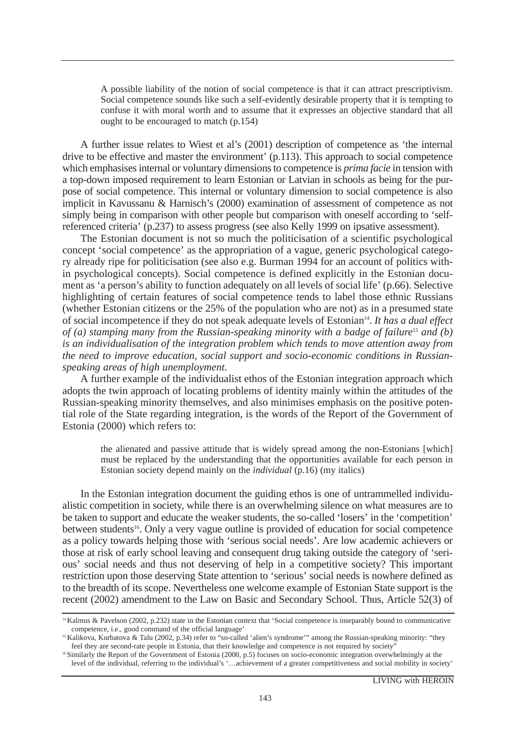> A possible liability of the notion of social competence is that it can attract prescriptivism. Social competence sounds like such a self-evidently desirable property that it is tempting to confuse it with moral worth and to assume that it expresses an objective standard that all ought to be encouraged to match (p.154)

A further issue relates to Wiest et al's (2001) description of competence as 'the internal drive to be effective and master the environment' (p.113). This approach to social competence which emphasises internal or voluntary dimensions to competence is *prima facie* in tension with a top-down imposed requirement to learn Estonian or Latvian in schools as being for the purpose of social competence. This internal or voluntary dimension to social competence is also implicit in Kavussanu & Harnisch's (2000) examination of assessment of competence as not simply being in comparison with other people but comparison with oneself according to 'self-referenced criteria' (p.237) to assess progress (see also Kelly 1999 on ipsative assessment).

The Estonian document is not so much the politicisation of a scientific psychological concept 'social competence' as the appropriation of a vague, generic psychological category already ripe for politicisation (see also e.g. Burman 1994 for an account of politics within psychological concepts). Social competence is defined explicitly in the Estonian document as 'a person's ability to function adequately on all levels of social life' (p.66). Selective highlighting of certain features of social competence tends to label those ethnic Russians (whether Estonian citizens or the 25% of the population who are not) as in a presumed state of social incompetence if they do not speak adequate levels of Estonian[14]. *It has a dual effect of (a) stamping many from the Russian-speaking minority with a badge of failure*[15] *and (b) is an individualisation of the integration problem which tends to move attention away from the need to improve education, social support and socio-economic conditions in Russian-speaking areas of high unemployment.*

A further example of the individualist ethos of the Estonian integration approach which adopts the twin approach of locating problems of identity mainly within the attitudes of the Russian-speaking minority themselves, and also minimises emphasis on the positive potential role of the State regarding integration, is the words of the Report of the Government of Estonia (2000) which refers to:

> the alienated and passive attitude that is widely spread among the non-Estonians [which] must be replaced by the understanding that the opportunities available for each person in Estonian society depend mainly on the *individual* (p.16) (my italics)

In the Estonian integration document the guiding ethos is one of untrammelled individualistic competition in society, while there is an overwhelming silence on what measures are to be taken to support and educate the weaker students, the so-called 'losers' in the 'competition' between students[16]. Only a very vague outline is provided of education for social competence as a policy towards helping those with 'serious social needs'. Are low academic achievers or those at risk of early school leaving and consequent drug taking outside the category of 'serious' social needs and thus not deserving of help in a competitive society? This important restriction upon those deserving State attention to 'serious' social needs is nowhere defined as to the breadth of its scope. Nevertheless one welcome example of Estonian State support is the recent (2002) amendment to the Law on Basic and Secondary School. Thus, Article 52(3) of

---

[14] Kalmus & Pavelson (2002, p.232) state in the Estonian context that 'Social competence is inseparably bound to communicative competence, i.e., good command of the official language'

[15] Kalikova, Kurbatova & Talu (2002, p.34) refer to "so-called 'alien's syndrome'" among the Russian-speaking minority: "they feel they are second-rate people in Estonia, that their knowledge and competence is not required by society"

[16] Similarly the Report of the Government of Estonia (2000, p.5) focuses on socio-economic integration overwhelmingly at the level of the individual, referring to the individual's '…achievement of a greater competitiveness and social mobility in society'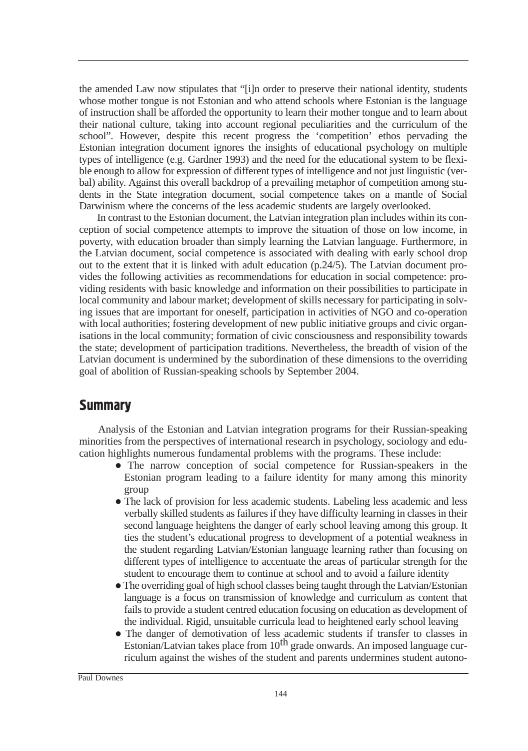the amended Law now stipulates that "[i]n order to preserve their national identity, students whose mother tongue is not Estonian and who attend schools where Estonian is the language of instruction shall be afforded the opportunity to learn their mother tongue and to learn about their national culture, taking into account regional peculiarities and the curriculum of the school". However, despite this recent progress the 'competition' ethos pervading the Estonian integration document ignores the insights of educational psychology on multiple types of intelligence (e.g. Gardner 1993) and the need for the educational system to be flexible enough to allow for expression of different types of intelligence and not just linguistic (verbal) ability. Against this overall backdrop of a prevailing metaphor of competition among students in the State integration document, social competence takes on a mantle of Social Darwinism where the concerns of the less academic students are largely overlooked.

In contrast to the Estonian document, the Latvian integration plan includes within its conception of social competence attempts to improve the situation of those on low income, in poverty, with education broader than simply learning the Latvian language. Furthermore, in the Latvian document, social competence is associated with dealing with early school drop out to the extent that it is linked with adult education (p.24/5). The Latvian document provides the following activities as recommendations for education in social competence: providing residents with basic knowledge and information on their possibilities to participate in local community and labour market; development of skills necessary for participating in solving issues that are important for oneself, participation in activities of NGO and co-operation with local authorities; fostering development of new public initiative groups and civic organisations in the local community; formation of civic consciousness and responsibility towards the state; development of participation traditions. Nevertheless, the breadth of vision of the Latvian document is undermined by the subordination of these dimensions to the overriding goal of abolition of Russian-speaking schools by September 2004.

## Summary

Analysis of the Estonian and Latvian integration programs for their Russian-speaking minorities from the perspectives of international research in psychology, sociology and education highlights numerous fundamental problems with the programs. These include:

- The narrow conception of social competence for Russian-speakers in the Estonian program leading to a failure identity for many among this minority group
- The lack of provision for less academic students. Labeling less academic and less verbally skilled students as failures if they have difficulty learning in classes in their second language heightens the danger of early school leaving among this group. It ties the student's educational progress to development of a potential weakness in the student regarding Latvian/Estonian language learning rather than focusing on different types of intelligence to accentuate the areas of particular strength for the student to encourage them to continue at school and to avoid a failure identity
- The overriding goal of high school classes being taught through the Latvian/Estonian language is a focus on transmission of knowledge and curriculum as content that fails to provide a student centred education focusing on education as development of the individual. Rigid, unsuitable curricula lead to heightened early school leaving
- The danger of demotivation of less academic students if transfer to classes in Estonian/Latvian takes place from 10th grade onwards. An imposed language curriculum against the wishes of the student and parents undermines student autono-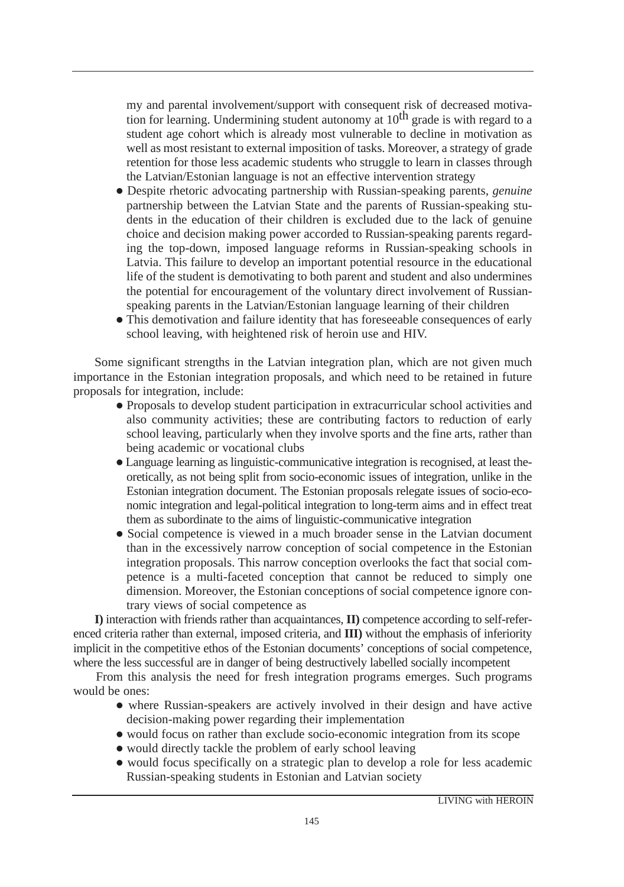my and parental involvement/support with consequent risk of decreased motivation for learning. Undermining student autonomy at 10$^{th}$ grade is with regard to a student age cohort which is already most vulnerable to decline in motivation as well as most resistant to external imposition of tasks. Moreover, a strategy of grade retention for those less academic students who struggle to learn in classes through the Latvian/Estonian language is not an effective intervention strategy

- Despite rhetoric advocating partnership with Russian-speaking parents, *genuine* partnership between the Latvian State and the parents of Russian-speaking students in the education of their children is excluded due to the lack of genuine choice and decision making power accorded to Russian-speaking parents regarding the top-down, imposed language reforms in Russian-speaking schools in Latvia. This failure to develop an important potential resource in the educational life of the student is demotivating to both parent and student and also undermines the potential for encouragement of the voluntary direct involvement of Russian-speaking parents in the Latvian/Estonian language learning of their children
- This demotivation and failure identity that has foreseeable consequences of early school leaving, with heightened risk of heroin use and HIV.

Some significant strengths in the Latvian integration plan, which are not given much importance in the Estonian integration proposals, and which need to be retained in future proposals for integration, include:

- Proposals to develop student participation in extracurricular school activities and also community activities; these are contributing factors to reduction of early school leaving, particularly when they involve sports and the fine arts, rather than being academic or vocational clubs
- Language learning as linguistic-communicative integration is recognised, at least theoretically, as not being split from socio-economic issues of integration, unlike in the Estonian integration document. The Estonian proposals relegate issues of socio-economic integration and legal-political integration to long-term aims and in effect treat them as subordinate to the aims of linguistic-communicative integration
- Social competence is viewed in a much broader sense in the Latvian document than in the excessively narrow conception of social competence in the Estonian integration proposals. This narrow conception overlooks the fact that social competence is a multi-faceted conception that cannot be reduced to simply one dimension. Moreover, the Estonian conceptions of social competence ignore contrary views of social competence as

**I)** interaction with friends rather than acquaintances, **II)** competence according to self-referenced criteria rather than external, imposed criteria, and **III)** without the emphasis of inferiority implicit in the competitive ethos of the Estonian documents' conceptions of social competence, where the less successful are in danger of being destructively labelled socially incompetent

From this analysis the need for fresh integration programs emerges. Such programs would be ones:

- where Russian-speakers are actively involved in their design and have active decision-making power regarding their implementation
- would focus on rather than exclude socio-economic integration from its scope
- would directly tackle the problem of early school leaving
- would focus specifically on a strategic plan to develop a role for less academic Russian-speaking students in Estonian and Latvian society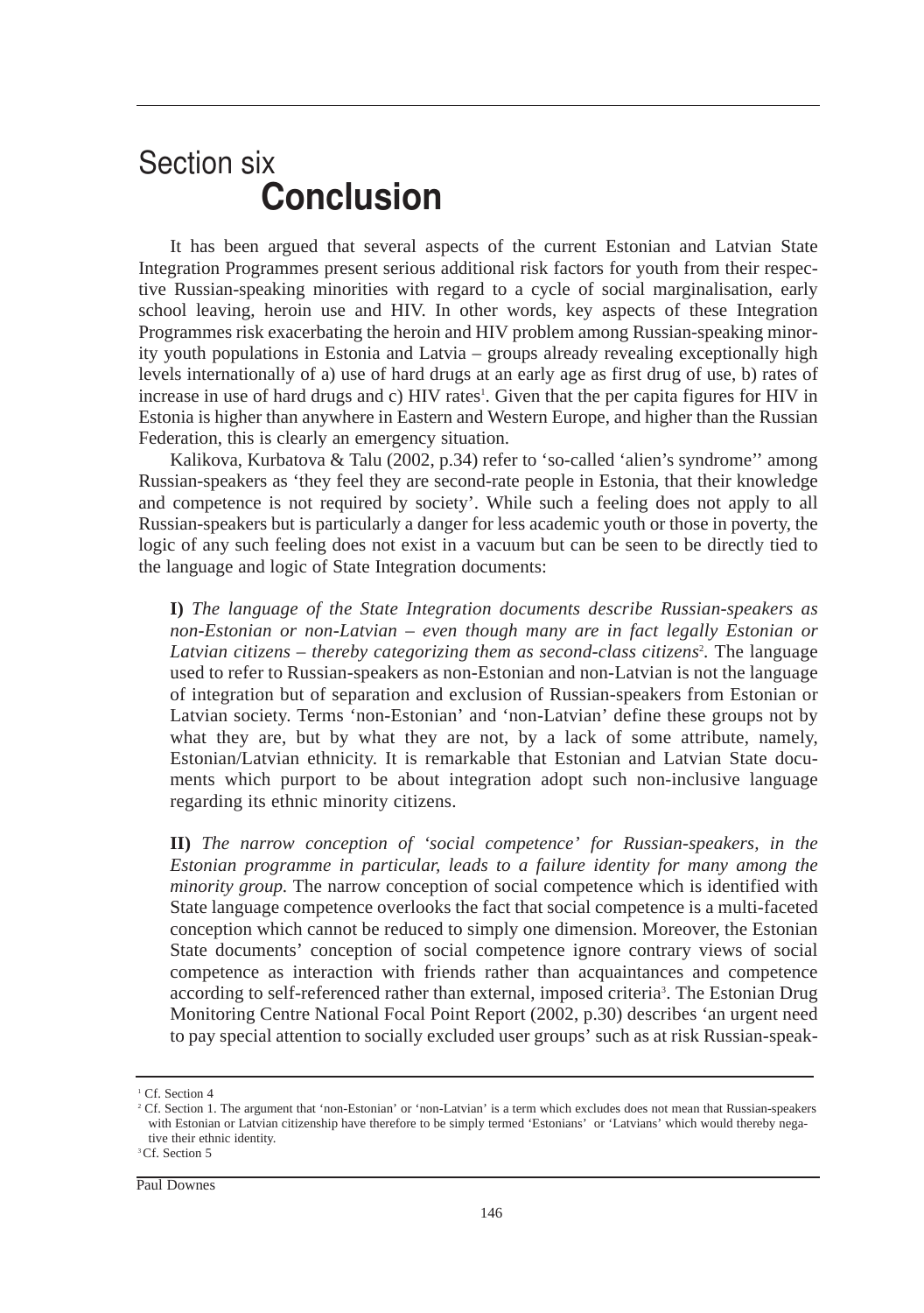# Section six
# Conclusion

It has been argued that several aspects of the current Estonian and Latvian State Integration Programmes present serious additional risk factors for youth from their respective Russian-speaking minorities with regard to a cycle of social marginalisation, early school leaving, heroin use and HIV. In other words, key aspects of these Integration Programmes risk exacerbating the heroin and HIV problem among Russian-speaking minority youth populations in Estonia and Latvia – groups already revealing exceptionally high levels internationally of a) use of hard drugs at an early age as first drug of use, b) rates of increase in use of hard drugs and c) HIV rates[1]. Given that the per capita figures for HIV in Estonia is higher than anywhere in Eastern and Western Europe, and higher than the Russian Federation, this is clearly an emergency situation.

Kalikova, Kurbatova & Talu (2002, p.34) refer to 'so-called 'alien's syndrome'' among Russian-speakers as 'they feel they are second-rate people in Estonia, that their knowledge and competence is not required by society'. While such a feeling does not apply to all Russian-speakers but is particularly a danger for less academic youth or those in poverty, the logic of any such feeling does not exist in a vacuum but can be seen to be directly tied to the language and logic of State Integration documents:

> **I)** *The language of the State Integration documents describe Russian-speakers as non-Estonian or non-Latvian – even though many are in fact legally Estonian or Latvian citizens – thereby categorizing them as second-class citizens*[2]. The language used to refer to Russian-speakers as non-Estonian and non-Latvian is not the language of integration but of separation and exclusion of Russian-speakers from Estonian or Latvian society. Terms 'non-Estonian' and 'non-Latvian' define these groups not by what they are, but by what they are not, by a lack of some attribute, namely, Estonian/Latvian ethnicity. It is remarkable that Estonian and Latvian State documents which purport to be about integration adopt such non-inclusive language regarding its ethnic minority citizens.
>
> **II)** *The narrow conception of 'social competence' for Russian-speakers, in the Estonian programme in particular, leads to a failure identity for many among the minority group.* The narrow conception of social competence which is identified with State language competence overlooks the fact that social competence is a multi-faceted conception which cannot be reduced to simply one dimension. Moreover, the Estonian State documents' conception of social competence ignore contrary views of social competence as interaction with friends rather than acquaintances and competence according to self-referenced rather than external, imposed criteria[3]. The Estonian Drug Monitoring Centre National Focal Point Report (2002, p.30) describes 'an urgent need to pay special attention to socially excluded user groups' such as at risk Russian-speak-

---

[1] Cf. Section 4

[2] Cf. Section 1. The argument that 'non-Estonian' or 'non-Latvian' is a term which excludes does not mean that Russian-speakers with Estonian or Latvian citizenship have therefore to be simply termed 'Estonians' or 'Latvians' which would thereby negative their ethnic identity.

[3] Cf. Section 5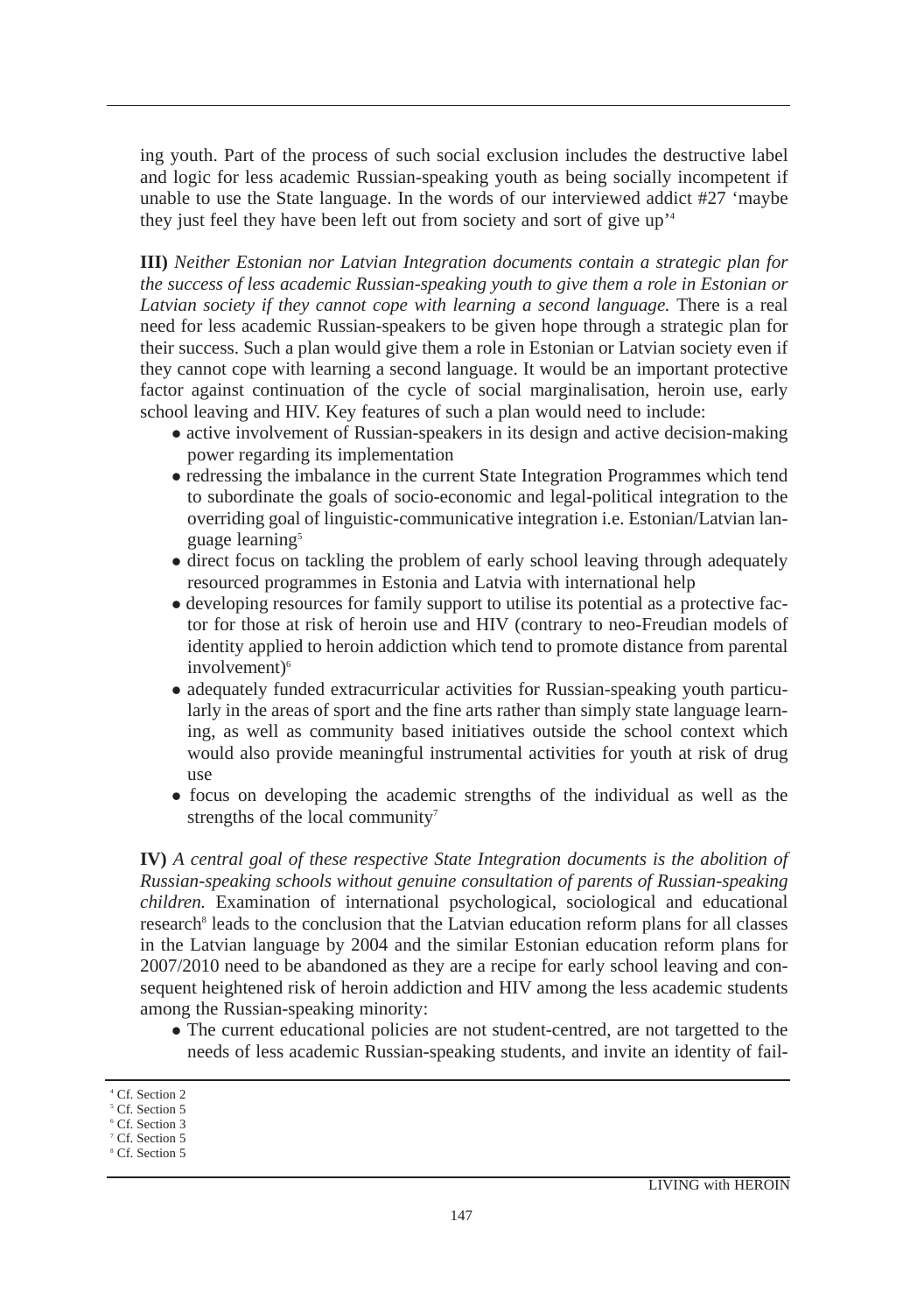ing youth. Part of the process of such social exclusion includes the destructive label and logic for less academic Russian-speaking youth as being socially incompetent if unable to use the State language. In the words of our interviewed addict #27 'maybe they just feel they have been left out from society and sort of give up'[4]

**III)** *Neither Estonian nor Latvian Integration documents contain a strategic plan for the success of less academic Russian-speaking youth to give them a role in Estonian or Latvian society if they cannot cope with learning a second language.* There is a real need for less academic Russian-speakers to be given hope through a strategic plan for their success. Such a plan would give them a role in Estonian or Latvian society even if they cannot cope with learning a second language. It would be an important protective factor against continuation of the cycle of social marginalisation, heroin use, early school leaving and HIV. Key features of such a plan would need to include:

- active involvement of Russian-speakers in its design and active decision-making power regarding its implementation
- redressing the imbalance in the current State Integration Programmes which tend to subordinate the goals of socio-economic and legal-political integration to the overriding goal of linguistic-communicative integration i.e. Estonian/Latvian language learning[5]
- direct focus on tackling the problem of early school leaving through adequately resourced programmes in Estonia and Latvia with international help
- developing resources for family support to utilise its potential as a protective factor for those at risk of heroin use and HIV (contrary to neo-Freudian models of identity applied to heroin addiction which tend to promote distance from parental involvement)[6]
- adequately funded extracurricular activities for Russian-speaking youth particularly in the areas of sport and the fine arts rather than simply state language learning, as well as community based initiatives outside the school context which would also provide meaningful instrumental activities for youth at risk of drug use
- focus on developing the academic strengths of the individual as well as the strengths of the local community[7]

**IV)** *A central goal of these respective State Integration documents is the abolition of Russian-speaking schools without genuine consultation of parents of Russian-speaking children.* Examination of international psychological, sociological and educational research[8] leads to the conclusion that the Latvian education reform plans for all classes in the Latvian language by 2004 and the similar Estonian education reform plans for 2007/2010 need to be abandoned as they are a recipe for early school leaving and consequent heightened risk of heroin addiction and HIV among the less academic students among the Russian-speaking minority:

- The current educational policies are not student-centred, are not targetted to the needs of less academic Russian-speaking students, and invite an identity of fail-

[4] Cf. Section 2
[5] Cf. Section 5
[6] Cf. Section 3
[7] Cf. Section 5
[8] Cf. Section 5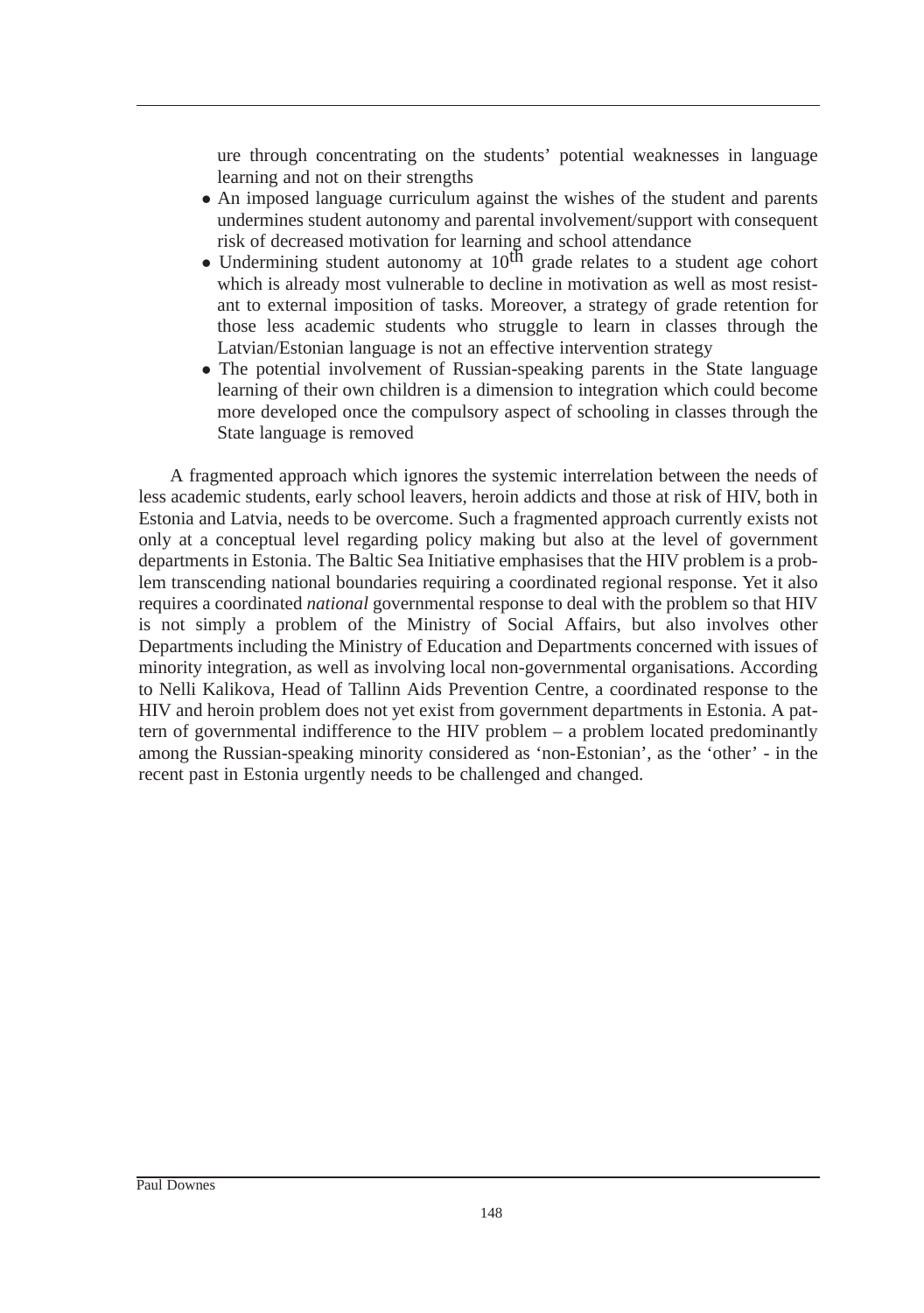ure through concentrating on the students' potential weaknesses in language learning and not on their strengths

- An imposed language curriculum against the wishes of the student and parents undermines student autonomy and parental involvement/support with consequent risk of decreased motivation for learning and school attendance
- Undermining student autonomy at 10$^{th}$ grade relates to a student age cohort which is already most vulnerable to decline in motivation as well as most resistant to external imposition of tasks. Moreover, a strategy of grade retention for those less academic students who struggle to learn in classes through the Latvian/Estonian language is not an effective intervention strategy
- The potential involvement of Russian-speaking parents in the State language learning of their own children is a dimension to integration which could become more developed once the compulsory aspect of schooling in classes through the State language is removed

A fragmented approach which ignores the systemic interrelation between the needs of less academic students, early school leavers, heroin addicts and those at risk of HIV, both in Estonia and Latvia, needs to be overcome. Such a fragmented approach currently exists not only at a conceptual level regarding policy making but also at the level of government departments in Estonia. The Baltic Sea Initiative emphasises that the HIV problem is a problem transcending national boundaries requiring a coordinated regional response. Yet it also requires a coordinated *national* governmental response to deal with the problem so that HIV is not simply a problem of the Ministry of Social Affairs, but also involves other Departments including the Ministry of Education and Departments concerned with issues of minority integration, as well as involving local non-governmental organisations. According to Nelli Kalikova, Head of Tallinn Aids Prevention Centre, a coordinated response to the HIV and heroin problem does not yet exist from government departments in Estonia. A pattern of governmental indifference to the HIV problem – a problem located predominantly among the Russian-speaking minority considered as 'non-Estonian', as the 'other' - in the recent past in Estonia urgently needs to be challenged and changed.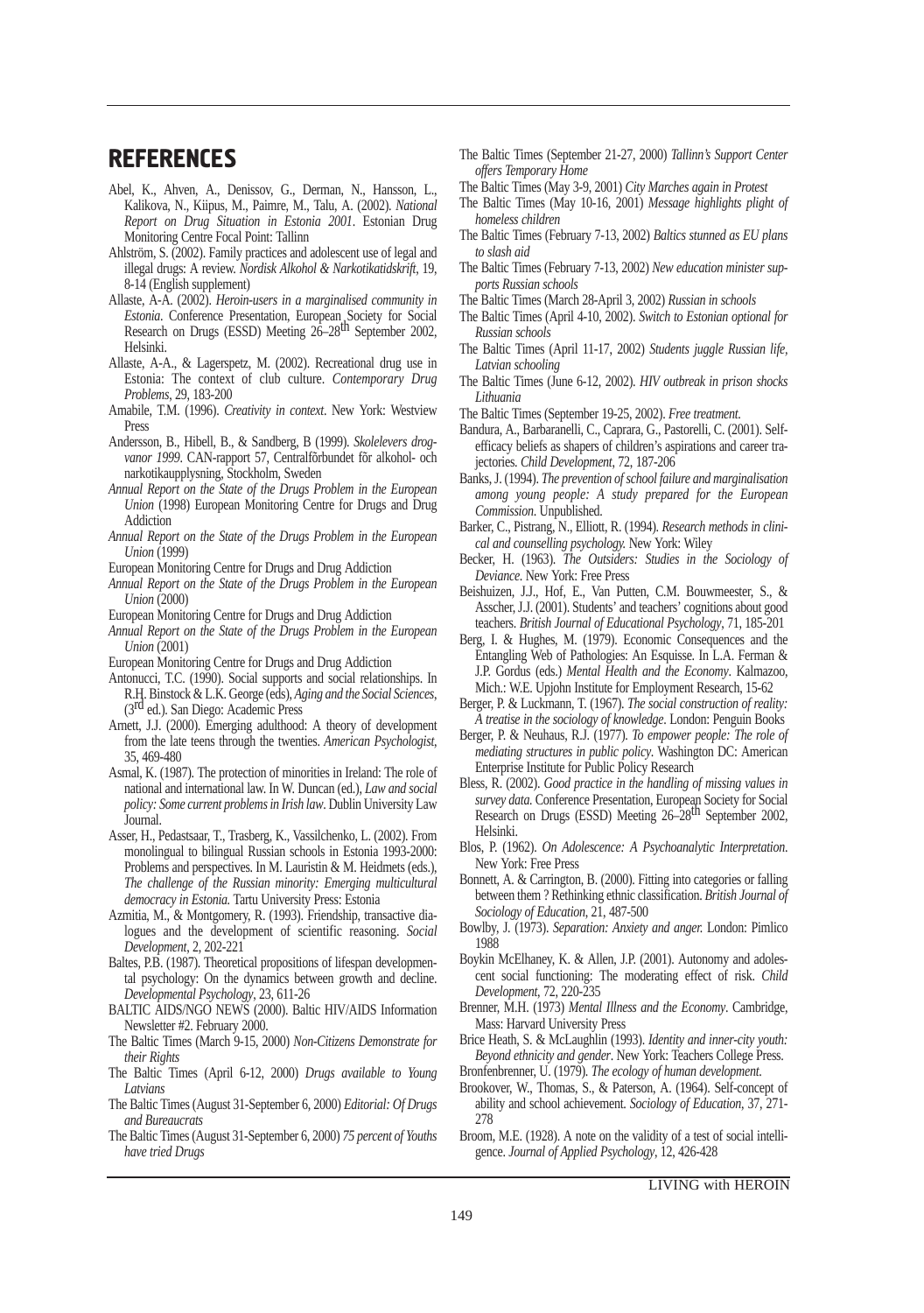# REFERENCES

Abel, K., Ahven, A., Denissov, G., Derman, N., Hansson, L., Kalikova, N., Kiipus, M., Paimre, M., Talu, A. (2002). *National Report on Drug Situation in Estonia 2001*. Estonian Drug Monitoring Centre Focal Point: Tallinn

Ahlström, S. (2002). Family practices and adolescent use of legal and illegal drugs: A review. *Nordisk Alkohol & Narkotikatidskrift*, 19, 8-14 (English supplement)

Allaste, A-A. (2002). *Heroin-users in a marginalised community in Estonia*. Conference Presentation, European Society for Social Research on Drugs (ESSD) Meeting 26–28th September 2002, Helsinki.

Allaste, A-A., & Lagerspetz, M. (2002). Recreational drug use in Estonia: The context of club culture. *Contemporary Drug Problems*, 29, 183-200

Amabile, T.M. (1996). *Creativity in context*. New York: Westview Press

Andersson, B., Hibell, B., & Sandberg, B (1999). *Skolelevers drogvanor 1999*. CAN-rapport 57, Centralförbundet för alkohol- och narkotikaupplysning, Stockholm, Sweden

*Annual Report on the State of the Drugs Problem in the European Union* (1998) European Monitoring Centre for Drugs and Drug Addiction

*Annual Report on the State of the Drugs Problem in the European Union* (1999)

European Monitoring Centre for Drugs and Drug Addiction

*Annual Report on the State of the Drugs Problem in the European Union* (2000)

European Monitoring Centre for Drugs and Drug Addiction

*Annual Report on the State of the Drugs Problem in the European Union* (2001)

European Monitoring Centre for Drugs and Drug Addiction

Antonucci, T.C. (1990). Social supports and social relationships. In R.H. Binstock & L.K. George (eds), *Aging and the Social Sciences*, (3rd ed.). San Diego: Academic Press

Arnett, J.J. (2000). Emerging adulthood: A theory of development from the late teens through the twenties. *American Psychologist*, 35, 469-480

Asmal, K. (1987). The protection of minorities in Ireland: The role of national and international law. In W. Duncan (ed.), *Law and social policy: Some current problems in Irish law*. Dublin University Law Journal.

Asser, H., Pedastsaar, T., Trasberg, K., Vassilchenko, L. (2002). From monolingual to bilingual Russian schools in Estonia 1993-2000: Problems and perspectives. In M. Lauristin & M. Heidmets (eds.), *The challenge of the Russian minority: Emerging multicultural democracy in Estonia.* Tartu University Press: Estonia

Azmitia, M., & Montgomery, R. (1993). Friendship, transactive dialogues and the development of scientific reasoning. *Social Development*, 2, 202-221

Baltes, P.B. (1987). Theoretical propositions of lifespan developmental psychology: On the dynamics between growth and decline. *Developmental Psychology*, 23, 611-26

BALTIC AIDS/NGO NEWS (2000). Baltic HIV/AIDS Information Newsletter #2. February 2000.

The Baltic Times (March 9-15, 2000) *Non-Citizens Demonstrate for their Rights*

The Baltic Times (April 6-12, 2000) *Drugs available to Young Latvians*

The Baltic Times (August 31-September 6, 2000) *Editorial: Of Drugs and Bureaucrats*

The Baltic Times (August 31-September 6, 2000) *75 percent of Youths have tried Drugs*

The Baltic Times (September 21-27, 2000) *Tallinn's Support Center offers Temporary Home*

The Baltic Times (May 3-9, 2001) *City Marches again in Protest*

The Baltic Times (May 10-16, 2001) *Message highlights plight of homeless children*

The Baltic Times (February 7-13, 2002) *Baltics stunned as EU plans to slash aid*

The Baltic Times (February 7-13, 2002) *New education minister supports Russian schools*

The Baltic Times (March 28-April 3, 2002) *Russian in schools*

The Baltic Times (April 4-10, 2002). *Switch to Estonian optional for Russian schools*

The Baltic Times (April 11-17, 2002) *Students juggle Russian life, Latvian schooling*

The Baltic Times (June 6-12, 2002). *HIV outbreak in prison shocks Lithuania*

The Baltic Times (September 19-25, 2002). *Free treatment.*

Bandura, A., Barbaranelli, C., Caprara, G., Pastorelli, C. (2001). Self-efficacy beliefs as shapers of children's aspirations and career trajectories. *Child Development*, 72, 187-206

Banks, J. (1994). *The prevention of school failure and marginalisation among young people: A study prepared for the European Commission*. Unpublished.

Barker, C., Pistrang, N., Elliott, R. (1994). *Research methods in clinical and counselling psychology.* New York: Wiley

Becker, H. (1963). *The Outsiders: Studies in the Sociology of Deviance*. New York: Free Press

Beishuizen, J.J., Hof, E., Van Putten, C.M. Bouwmeester, S., & Asscher, J.J. (2001). Students' and teachers' cognitions about good teachers. *British Journal of Educational Psychology*, 71, 185-201

Berg, I. & Hughes, M. (1979). Economic Consequences and the Entangling Web of Pathologies: An Esquisse. In L.A. Ferman & J.P. Gordus (eds.) *Mental Health and the Economy*. Kalmazoo, Mich.: W.E. Upjohn Institute for Employment Research, 15-62

Berger, P. & Luckmann, T. (1967). *The social construction of reality: A treatise in the sociology of knowledge*. London: Penguin Books

Berger, P. & Neuhaus, R.J. (1977). *To empower people: The role of mediating structures in public policy*. Washington DC: American Enterprise Institute for Public Policy Research

Bless, R. (2002). *Good practice in the handling of missing values in survey data.* Conference Presentation, European Society for Social Research on Drugs (ESSD) Meeting 26–28th September 2002, Helsinki.

Blos, P. (1962). *On Adolescence: A Psychoanalytic Interpretation*. New York: Free Press

Bonnett, A. & Carrington, B. (2000). Fitting into categories or falling between them ? Rethinking ethnic classification. *British Journal of Sociology of Education*, 21, 487-500

Bowlby, J. (1973). *Separation: Anxiety and anger.* London: Pimlico 1988

Boykin McElhaney, K. & Allen, J.P. (2001). Autonomy and adolescent social functioning: The moderating effect of risk. *Child Development*, 72, 220-235

Brenner, M.H. (1973) *Mental Illness and the Economy*. Cambridge, Mass: Harvard University Press

Brice Heath, S. & McLaughlin (1993). *Identity and inner-city youth: Beyond ethnicity and gender*. New York: Teachers College Press.

Bronfenbrenner, U. (1979). *The ecology of human development.*

Brookover, W., Thomas, S., & Paterson, A. (1964). Self-concept of ability and school achievement. *Sociology of Education*, 37, 271-278

Broom, M.E. (1928). A note on the validity of a test of social intelligence. *Journal of Applied Psychology*, 12, 426-428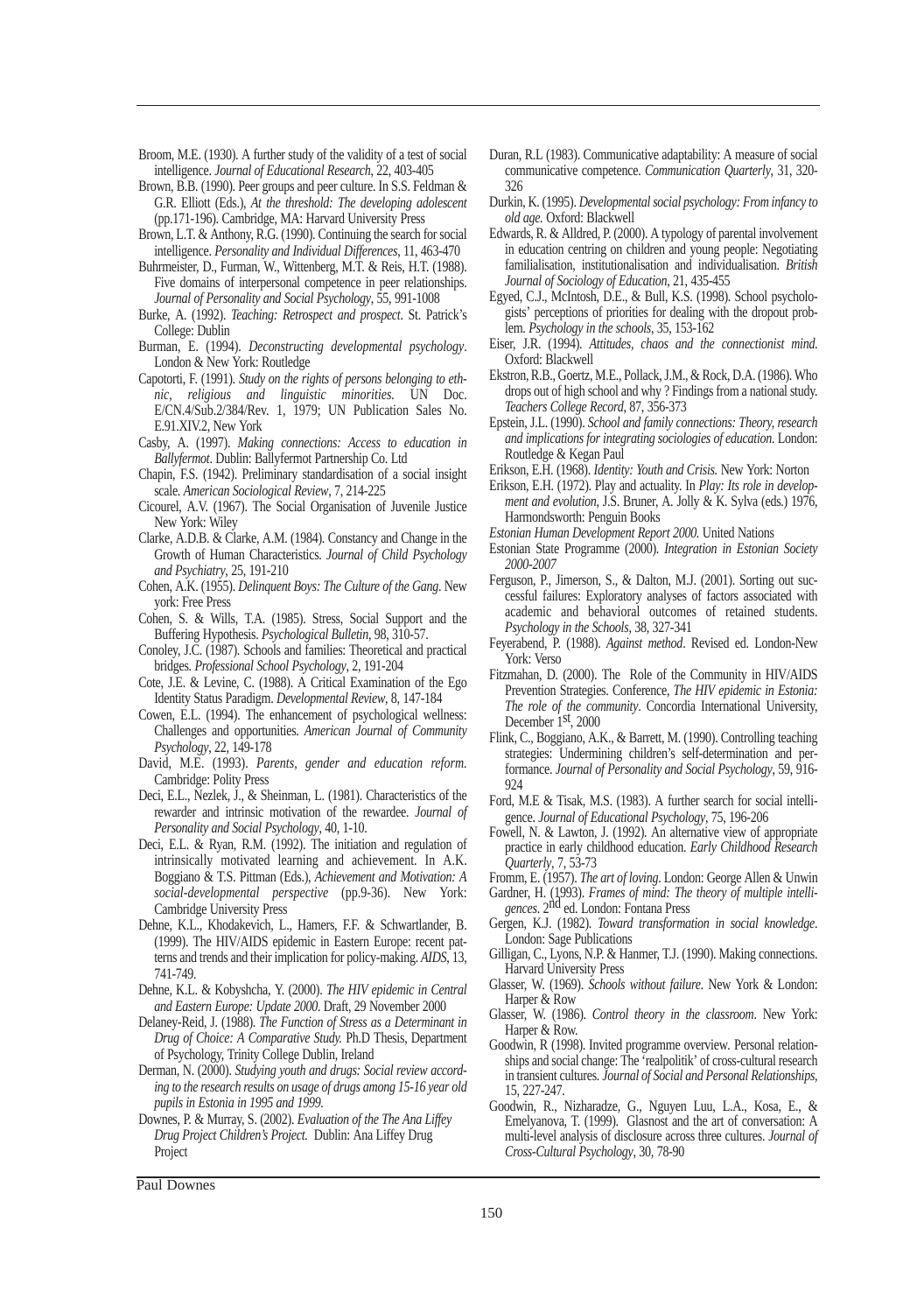Broom, M.E. (1930). A further study of the validity of a test of social intelligence. *Journal of Educational Research*, 22, 403-405

Brown, B.B. (1990). Peer groups and peer culture. In S.S. Feldman & G.R. Elliott (Eds.), *At the threshold: The developing adolescent* (pp.171-196). Cambridge, MA: Harvard University Press

Brown, L.T. & Anthony, R.G. (1990). Continuing the search for social intelligence. *Personality and Individual Differences*, 11, 463-470

Buhrmeister, D., Furman, W., Wittenberg, M.T. & Reis, H.T. (1988). Five domains of interpersonal competence in peer relationships. *Journal of Personality and Social Psychology*, 55, 991-1008

Burke, A. (1992). *Teaching: Retrospect and prospect*. St. Patrick's College: Dublin

Burman, E. (1994). *Deconstructing developmental psychology*. London & New York: Routledge

Capotorti, F. (1991). *Study on the rights of persons belonging to ethnic, religious and linguistic minorities*. UN Doc. E/CN.4/Sub.2/384/Rev. 1, 1979; UN Publication Sales No. E.91.XIV.2, New York

Casby, A. (1997). *Making connections: Access to education in Ballyfermot*. Dublin: Ballyfermot Partnership Co. Ltd

Chapin, F.S. (1942). Preliminary standardisation of a social insight scale. *American Sociological Review*, 7, 214-225

Cicourel, A.V. (1967). The Social Organisation of Juvenile Justice New York: Wiley

Clarke, A.D.B. & Clarke, A.M. (1984). Constancy and Change in the Growth of Human Characteristics. *Journal of Child Psychology and Psychiatry*, 25, 191-210

Cohen, A.K. (1955). *Delinquent Boys: The Culture of the Gang*. New york: Free Press

Cohen, S. & Wills, T.A. (1985). Stress, Social Support and the Buffering Hypothesis. *Psychological Bulletin*, 98, 310-57.

Conoley, J.C. (1987). Schools and families: Theoretical and practical bridges. *Professional School Psychology*, 2, 191-204

Cote, J.E. & Levine, C. (1988). A Critical Examination of the Ego Identity Status Paradigm. *Developmental Review*, 8, 147-184

Cowen, E.L. (1994). The enhancement of psychological wellness: Challenges and opportunities. *American Journal of Community Psychology*, 22, 149-178

David, M.E. (1993). *Parents, gender and education reform*. Cambridge: Polity Press

Deci, E.L., Nezlek, J., & Sheinman, L. (1981). Characteristics of the rewarder and intrinsic motivation of the rewardee. *Journal of Personality and Social Psychology*, 40, 1-10.

Deci, E.L. & Ryan, R.M. (1992). The initiation and regulation of intrinsically motivated learning and achievement. In A.K. Boggiano & T.S. Pittman (Eds.), *Achievement and Motivation: A social-developmental perspective* (pp.9-36). New York: Cambridge University Press

Dehne, K.L., Khodakevich, L., Hamers, F.F. & Schwartlander, B. (1999). The HIV/AIDS epidemic in Eastern Europe: recent patterns and trends and their implication for policy-making. *AIDS*, 13, 741-749.

Dehne, K.L. & Kobyshcha, Y. (2000). *The HIV epidemic in Central and Eastern Europe: Update 2000*. Draft, 29 November 2000

Delaney-Reid, J. (1988). *The Function of Stress as a Determinant in Drug of Choice: A Comparative Study*. Ph.D Thesis, Department of Psychology, Trinity College Dublin, Ireland

Derman, N. (2000). *Studying youth and drugs: Social review according to the research results on usage of drugs among 15-16 year old pupils in Estonia in 1995 and 1999.*

Downes, P. & Murray, S. (2002). *Evaluation of the The Ana Liffey Drug Project Children's Project.* Dublin: Ana Liffey Drug Project

Duran, R.L (1983). Communicative adaptability: A measure of social communicative competence. *Communication Quarterly*, 31, 320-326

Durkin, K. (1995). *Developmental social psychology: From infancy to old age.* Oxford: Blackwell

Edwards, R. & Alldred, P. (2000). A typology of parental involvement in education centring on children and young people: Negotiating familialisation, institutionalisation and individualisation. *British Journal of Sociology of Education*, 21, 435-455

Egyed, C.J., McIntosh, D.E., & Bull, K.S. (1998). School psychologists' perceptions of priorities for dealing with the dropout problem. *Psychology in the schools*, 35, 153-162

Eiser, J.R. (1994). *Attitudes, chaos and the connectionist mind.* Oxford: Blackwell

Ekstron, R.B., Goertz, M.E., Pollack, J.M., & Rock, D.A. (1986). Who drops out of high school and why ? Findings from a national study. *Teachers College Record*, 87, 356-373

Epstein, J.L. (1990). *School and family connections: Theory, research and implications for integrating sociologies of education*. London: Routledge & Kegan Paul

Erikson, E.H. (1968). *Identity: Youth and Crisis.* New York: Norton

Erikson, E.H. (1972). Play and actuality. In *Play: Its role in development and evolution*, J.S. Bruner, A. Jolly & K. Sylva (eds.) 1976, Harmondsworth: Penguin Books

*Estonian Human Development Report 2000.* United Nations

Estonian State Programme (2000). *Integration in Estonian Society 2000-2007*

Ferguson, P., Jimerson, S., & Dalton, M.J. (2001). Sorting out successful failures: Exploratory analyses of factors associated with academic and behavioral outcomes of retained students. *Psychology in the Schools*, 38, 327-341

Feyerabend, P. (1988). *Against method*. Revised ed. London-New York: Verso

Fitzmahan, D. (2000). The Role of the Community in HIV/AIDS Prevention Strategies. Conference, *The HIV epidemic in Estonia: The role of the community*. Concordia International University, December 1st, 2000

Flink, C., Boggiano, A.K., & Barrett, M. (1990). Controlling teaching strategies: Undermining children's self-determination and performance. *Journal of Personality and Social Psychology*, 59, 916-924

Ford, M.E & Tisak, M.S. (1983). A further search for social intelligence. *Journal of Educational Psychology*, 75, 196-206

Fowell, N. & Lawton, J. (1992). An alternative view of appropriate practice in early childhood education. *Early Childhood Research Quarterly*, 7, 53-73

Fromm, E. (1957). *The art of loving*. London: George Allen & Unwin

Gardner, H. (1993). *Frames of mind: The theory of multiple intelligences*. 2nd ed. London: Fontana Press

Gergen, K.J. (1982). *Toward transformation in social knowledge*. London: Sage Publications

Gilligan, C., Lyons, N.P. & Hanmer, T.J. (1990). Making connections. Harvard University Press

Glasser, W. (1969). *Schools without failure.* New York & London: Harper & Row

Glasser, W. (1986). *Control theory in the classroom*. New York: Harper & Row.

Goodwin, R (1998). Invited programme overview. Personal relationships and social change: The 'realpolitik' of cross-cultural research in transient cultures. *Journal of Social and Personal Relationships*, 15, 227-247.

Goodwin, R., Nizharadze, G., Nguyen Luu, L.A., Kosa, E., & Emelyanova, T. (1999). Glasnost and the art of conversation: A multi-level analysis of disclosure across three cultures. *Journal of Cross-Cultural Psychology*, 30, 78-90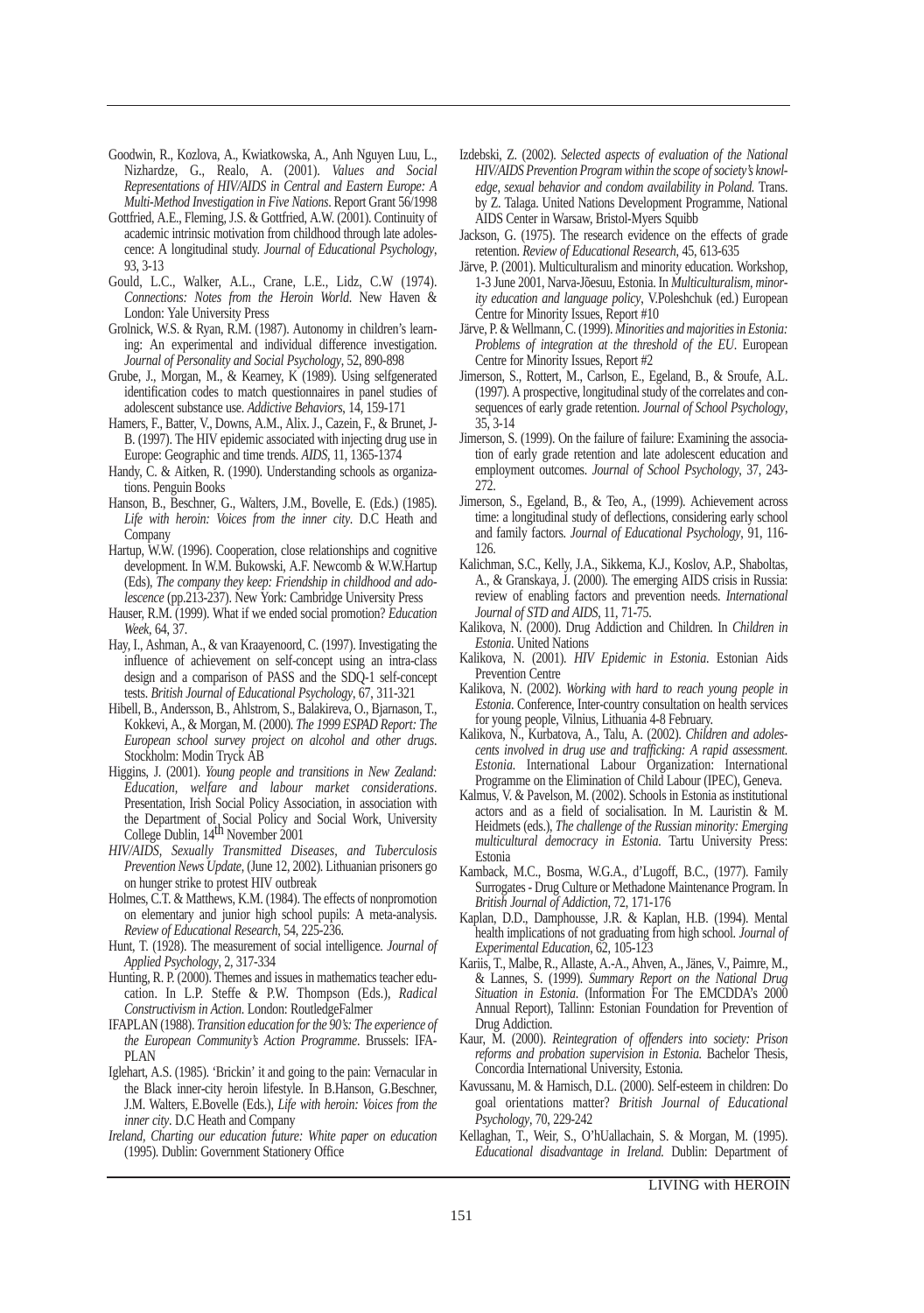Goodwin, R., Kozlova, A., Kwiatkowska, A., Anh Nguyen Luu, L., Nizhardze, G., Realo, A. (2001). *Values and Social Representations of HIV/AIDS in Central and Eastern Europe: A Multi-Method Investigation in Five Nations*. Report Grant 56/1998

Gottfried, A.E., Fleming, J.S. & Gottfried, A.W. (2001). Continuity of academic intrinsic motivation from childhood through late adolescence: A longitudinal study. *Journal of Educational Psychology*, 93, 3-13

Gould, L.C., Walker, A.L., Crane, L.E., Lidz, C.W (1974). *Connections: Notes from the Heroin World*. New Haven & London: Yale University Press

Grolnick, W.S. & Ryan, R.M. (1987). Autonomy in children's learning: An experimental and individual difference investigation. *Journal of Personality and Social Psychology*, 52, 890-898

Grube, J., Morgan, M., & Kearney, K (1989). Using selfgenerated identification codes to match questionnaires in panel studies of adolescent substance use. *Addictive Behaviors*, 14, 159-171

Hamers, F., Batter, V., Downs, A.M., Alix. J., Cazein, F., & Brunet, J-B. (1997). The HIV epidemic associated with injecting drug use in Europe: Geographic and time trends. *AIDS*, 11, 1365-1374

Handy, C. & Aitken, R. (1990). Understanding schools as organizations. Penguin Books

Hanson, B., Beschner, G., Walters, J.M., Bovelle, E. (Eds.) (1985). *Life with heroin: Voices from the inner city*. D.C Heath and Company

Hartup, W.W. (1996). Cooperation, close relationships and cognitive development. In W.M. Bukowski, A.F. Newcomb & W.W.Hartup (Eds), *The company they keep: Friendship in childhood and adolescence* (pp.213-237). New York: Cambridge University Press

Hauser, R.M. (1999). What if we ended social promotion? *Education Week*, 64, 37.

Hay, I., Ashman, A., & van Kraayenoord, C. (1997). Investigating the influence of achievement on self-concept using an intra-class design and a comparison of PASS and the SDQ-1 self-concept tests. *British Journal of Educational Psychology*, 67, 311-321

Hibell, B., Andersson, B., Ahlstrom, S., Balakireva, O., Bjarnason, T., Kokkevi, A., & Morgan, M. (2000). *The 1999 ESPAD Report: The European school survey project on alcohol and other drugs*. Stockholm: Modin Tryck AB

Higgins, J. (2001). *Young people and transitions in New Zealand: Education, welfare and labour market considerations*. Presentation, Irish Social Policy Association, in association with the Department of Social Policy and Social Work, University College Dublin, 14th November 2001

*HIV/AIDS, Sexually Transmitted Diseases, and Tuberculosis Prevention News Update*, (June 12, 2002). Lithuanian prisoners go on hunger strike to protest HIV outbreak

Holmes, C.T. & Matthews, K.M. (1984). The effects of nonpromotion on elementary and junior high school pupils: A meta-analysis. *Review of Educational Research*, 54, 225-236.

Hunt, T. (1928). The measurement of social intelligence. *Journal of Applied Psychology*, 2, 317-334

Hunting, R. P. (2000). Themes and issues in mathematics teacher education. In L.P. Steffe & P.W. Thompson (Eds.), *Radical Constructivism in Action*. London: RoutledgeFalmer

IFAPLAN (1988). *Transition education for the 90's: The experience of the European Community's Action Programme*. Brussels: IFA-PLAN

Iglehart, A.S. (1985). 'Brickin' it and going to the pain: Vernacular in the Black inner-city heroin lifestyle. In B.Hanson, G.Beschner, J.M. Walters, E.Bovelle (Eds.), *Life with heroin: Voices from the inner city*. D.C Heath and Company

*Ireland, Charting our education future: White paper on education* (1995). Dublin: Government Stationery Office

Izdebski, Z. (2002). *Selected aspects of evaluation of the National HIV/AIDS Prevention Program within the scope of society's knowledge, sexual behavior and condom availability in Poland*. Trans. by Z. Talaga. United Nations Development Programme, National AIDS Center in Warsaw, Bristol-Myers Squibb

Jackson, G. (1975). The research evidence on the effects of grade retention. *Review of Educational Research*, 45, 613-635

Järve, P. (2001). Multiculturalism and minority education. Workshop, 1-3 June 2001, Narva-Jõesuu, Estonia. In *Multiculturalism, minority education and language policy*, V.Poleshchuk (ed.) European Centre for Minority Issues, Report #10

Järve, P. & Wellmann, C. (1999). *Minorities and majorities in Estonia: Problems of integration at the threshold of the EU*. European Centre for Minority Issues, Report #2

Jimerson, S., Rottert, M., Carlson, E., Egeland, B., & Sroufe, A.L. (1997). A prospective, longitudinal study of the correlates and consequences of early grade retention. *Journal of School Psychology*, 35, 3-14

Jimerson, S. (1999). On the failure of failure: Examining the association of early grade retention and late adolescent education and employment outcomes. *Journal of School Psychology*, 37, 243-272.

Jimerson, S., Egeland, B., & Teo, A., (1999). Achievement across time: a longitudinal study of deflections, considering early school and family factors. *Journal of Educational Psychology*, 91, 116-126.

Kalichman, S.C., Kelly, J.A., Sikkema, K.J., Koslov, A.P., Shaboltas, A., & Granskaya, J. (2000). The emerging AIDS crisis in Russia: review of enabling factors and prevention needs. *International Journal of STD and AIDS*, 11, 71-75.

Kalikova, N. (2000). Drug Addiction and Children. In *Children in Estonia*. United Nations

Kalikova, N. (2001). *HIV Epidemic in Estonia*. Estonian Aids Prevention Centre

Kalikova, N. (2002). *Working with hard to reach young people in Estonia*. Conference, Inter-country consultation on health services for young people, Vilnius, Lithuania 4-8 February.

Kalikova, N., Kurbatova, A., Talu, A. (2002). *Children and adolescents involved in drug use and trafficking: A rapid assessment. Estonia*. International Labour Organization: International Programme on the Elimination of Child Labour (IPEC), Geneva.

Kalmus, V. & Pavelson, M. (2002). Schools in Estonia as institutional actors and as a field of socialisation. In M. Lauristin & M. Heidmets (eds.), *The challenge of the Russian minority: Emerging multicultural democracy in Estonia*. Tartu University Press: Estonia

Kamback, M.C., Bosma, W.G.A., d'Lugoff, B.C., (1977). Family Surrogates - Drug Culture or Methadone Maintenance Program. In *British Journal of Addiction*, 72, 171-176

Kaplan, D.D., Damphousse, J.R. & Kaplan, H.B. (1994). Mental health implications of not graduating from high school. *Journal of Experimental Education*, 62, 105-123

Kariis, T., Malbe, R., Allaste, A.-A., Ahven, A., Jänes, V., Paimre, M., & Lannes, S. (1999). *Summary Report on the National Drug Situation in Estonia*. (Information For The EMCDDA's 2000 Annual Report), Tallinn: Estonian Foundation for Prevention of Drug Addiction.

Kaur, M. (2000). *Reintegration of offenders into society: Prison reforms and probation supervision in Estonia*. Bachelor Thesis, Concordia International University, Estonia.

Kavussanu, M. & Harnisch, D.L. (2000). Self-esteem in children: Do goal orientations matter? *British Journal of Educational Psychology*, 70, 229-242

Kellaghan, T., Weir, S., O'hUallachain, S. & Morgan, M. (1995). *Educational disadvantage in Ireland*. Dublin: Department of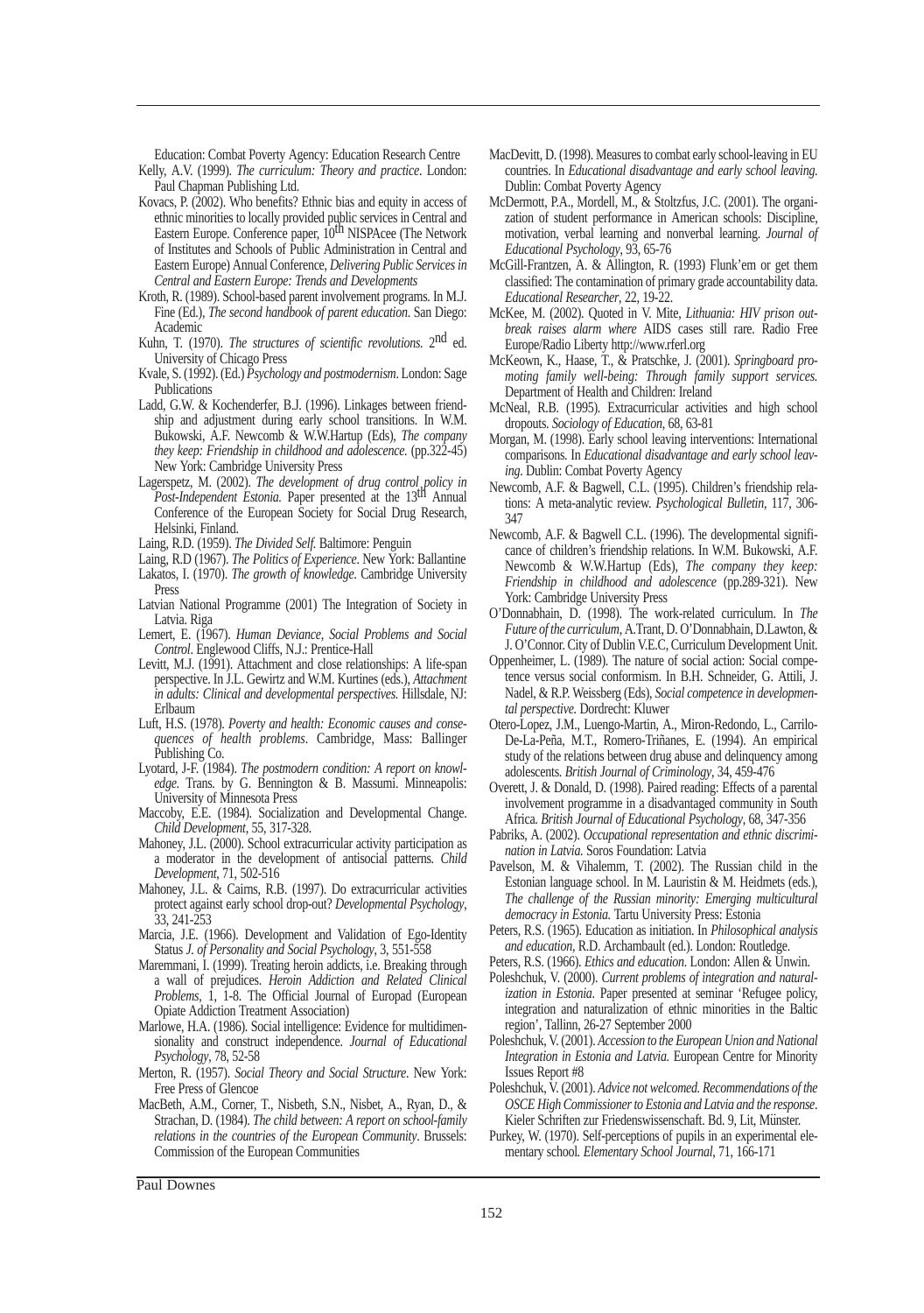Education: Combat Poverty Agency: Education Research Centre

Kelly, A.V. (1999). *The curriculum: Theory and practice*. London: Paul Chapman Publishing Ltd.

Kovacs, P. (2002). Who benefits? Ethnic bias and equity in access of ethnic minorities to locally provided public services in Central and Eastern Europe. Conference paper, 10th NISPAcee (The Network of Institutes and Schools of Public Administration in Central and Eastern Europe) Annual Conference, *Delivering Public Services in Central and Eastern Europe: Trends and Developments*

Kroth, R. (1989). School-based parent involvement programs. In M.J. Fine (Ed.), *The second handbook of parent education*. San Diego: Academic

Kuhn, T. (1970). *The structures of scientific revolutions*. 2nd ed. University of Chicago Press

Kvale, S. (1992). (Ed.) *Psychology and postmodernism*. London: Sage Publications

Ladd, G.W. & Kochenderfer, B.J. (1996). Linkages between friendship and adjustment during early school transitions. In W.M. Bukowski, A.F. Newcomb & W.W.Hartup (Eds), *The company they keep: Friendship in childhood and adolescence*. (pp.322-45) New York: Cambridge University Press

Lagerspetz, M. (2002). *The development of drug control policy in Post-Independent Estonia.* Paper presented at the 13th Annual Conference of the European Society for Social Drug Research, Helsinki, Finland.

Laing, R.D. (1959). *The Divided Self*. Baltimore: Penguin

Laing, R.D (1967). *The Politics of Experience*. New York: Ballantine

Lakatos, I. (1970). *The growth of knowledge*. Cambridge University Press

Latvian National Programme (2001) The Integration of Society in Latvia. Riga

Lemert, E. (1967). *Human Deviance, Social Problems and Social Control*. Englewood Cliffs, N.J.: Prentice-Hall

Levitt, M.J. (1991). Attachment and close relationships: A life-span perspective. In J.L. Gewirtz and W.M. Kurtines (eds.), *Attachment in adults: Clinical and developmental perspectives.* Hillsdale, NJ: Erlbaum

Luft, H.S. (1978). *Poverty and health: Economic causes and consequences of health problems*. Cambridge, Mass: Ballinger Publishing Co.

Lyotard, J-F. (1984). *The postmodern condition: A report on knowledge*. Trans. by G. Bennington & B. Massumi. Minneapolis: University of Minnesota Press

Maccoby, E.E. (1984). Socialization and Developmental Change. *Child Development*, 55, 317-328.

Mahoney, J.L. (2000). School extracurricular activity participation as a moderator in the development of antisocial patterns. *Child Development*, 71, 502-516

Mahoney, J.L. & Cairns, R.B. (1997). Do extracurricular activities protect against early school drop-out? *Developmental Psychology*, 33, 241-253

Marcia, J.E. (1966). Development and Validation of Ego-Identity Status *J. of Personality and Social Psychology*, 3, 551-558

Maremmani, I. (1999). Treating heroin addicts, i.e. Breaking through a wall of prejudices. *Heroin Addiction and Related Clinical Problems*, 1, 1-8. The Official Journal of Europad (European Opiate Addiction Treatment Association)

Marlowe, H.A. (1986). Social intelligence: Evidence for multidimensionality and construct independence. *Journal of Educational Psychology*, 78, 52-58

Merton, R. (1957). *Social Theory and Social Structure*. New York: Free Press of Glencoe

MacBeth, A.M., Corner, T., Nisbeth, S.N., Nisbet, A., Ryan, D., & Strachan, D. (1984). *The child between: A report on school-family relations in the countries of the European Community*. Brussels: Commission of the European Communities

MacDevitt, D. (1998). Measures to combat early school-leaving in EU countries. In *Educational disadvantage and early school leaving.* Dublin: Combat Poverty Agency

McDermott, P.A., Mordell, M., & Stoltzfus, J.C. (2001). The organization of student performance in American schools: Discipline, motivation, verbal learning and nonverbal learning. *Journal of Educational Psychology*, 93, 65-76

McGill-Frantzen, A. & Allington, R. (1993) Flunk'em or get them classified: The contamination of primary grade accountability data. *Educational Researcher*, 22, 19-22.

McKee, M. (2002). Quoted in V. Mite, *Lithuania: HIV prison outbreak raises alarm where* AIDS cases still rare. Radio Free Europe/Radio Liberty http://www.rferl.org

McKeown, K., Haase, T., & Pratschke, J. (2001). *Springboard promoting family well-being: Through family support services.* Department of Health and Children: Ireland

McNeal, R.B. (1995). Extracurricular activities and high school dropouts. *Sociology of Education*, 68, 63-81

Morgan, M. (1998). Early school leaving interventions: International comparisons. In *Educational disadvantage and early school leaving*. Dublin: Combat Poverty Agency

Newcomb, A.F. & Bagwell, C.L. (1995). Children's friendship relations: A meta-analytic review. *Psychological Bulletin*, 117, 306-347

Newcomb, A.F. & Bagwell C.L. (1996). The developmental significance of children's friendship relations. In W.M. Bukowski, A.F. Newcomb & W.W.Hartup (Eds), *The company they keep: Friendship in childhood and adolescence* (pp.289-321). New York: Cambridge University Press

O'Donnabhain, D. (1998). The work-related curriculum. In *The Future of the curriculum*, A.Trant, D. O'Donnabhain, D.Lawton, & J. O'Connor. City of Dublin V.E.C, Curriculum Development Unit.

Oppenheimer, L. (1989). The nature of social action: Social competence versus social conformism. In B.H. Schneider, G. Attili, J. Nadel, & R.P. Weissberg (Eds), *Social competence in developmental perspective*. Dordrecht: Kluwer

Otero-Lopez, J.M., Luengo-Martin, A., Miron-Redondo, L., Carrilo-De-La-Peña, M.T., Romero-Triñanes, E. (1994). An empirical study of the relations between drug abuse and delinquency among adolescents. *British Journal of Criminology*, 34, 459-476

Overett, J. & Donald, D. (1998). Paired reading: Effects of a parental involvement programme in a disadvantaged community in South Africa. *British Journal of Educational Psychology*, 68, 347-356

Pabriks, A. (2002). *Occupational representation and ethnic discrimination in Latvia*. Soros Foundation: Latvia

Pavelson, M. & Vihalemm, T. (2002). The Russian child in the Estonian language school. In M. Lauristin & M. Heidmets (eds.), *The challenge of the Russian minority: Emerging multicultural democracy in Estonia.* Tartu University Press: Estonia

Peters, R.S. (1965). Education as initiation. In *Philosophical analysis and education*, R.D. Archambault (ed.). London: Routledge.

Peters, R.S. (1966). *Ethics and education*. London: Allen & Unwin.

Poleshchuk, V. (2000). *Current problems of integration and naturalization in Estonia*. Paper presented at seminar 'Refugee policy, integration and naturalization of ethnic minorities in the Baltic region', Tallinn, 26-27 September 2000

Poleshchuk, V. (2001). *Accession to the European Union and National Integration in Estonia and Latvia.* European Centre for Minority Issues Report #8

Poleshchuk, V. (2001). *Advice not welcomed. Recommendations of the OSCE High Commissioner to Estonia and Latvia and the response*. Kieler Schriften zur Friedenswissenschaft. Bd. 9, Lit, Münster.

Purkey, W. (1970). Self-perceptions of pupils in an experimental elementary school. *Elementary School Journal*, 71, 166-171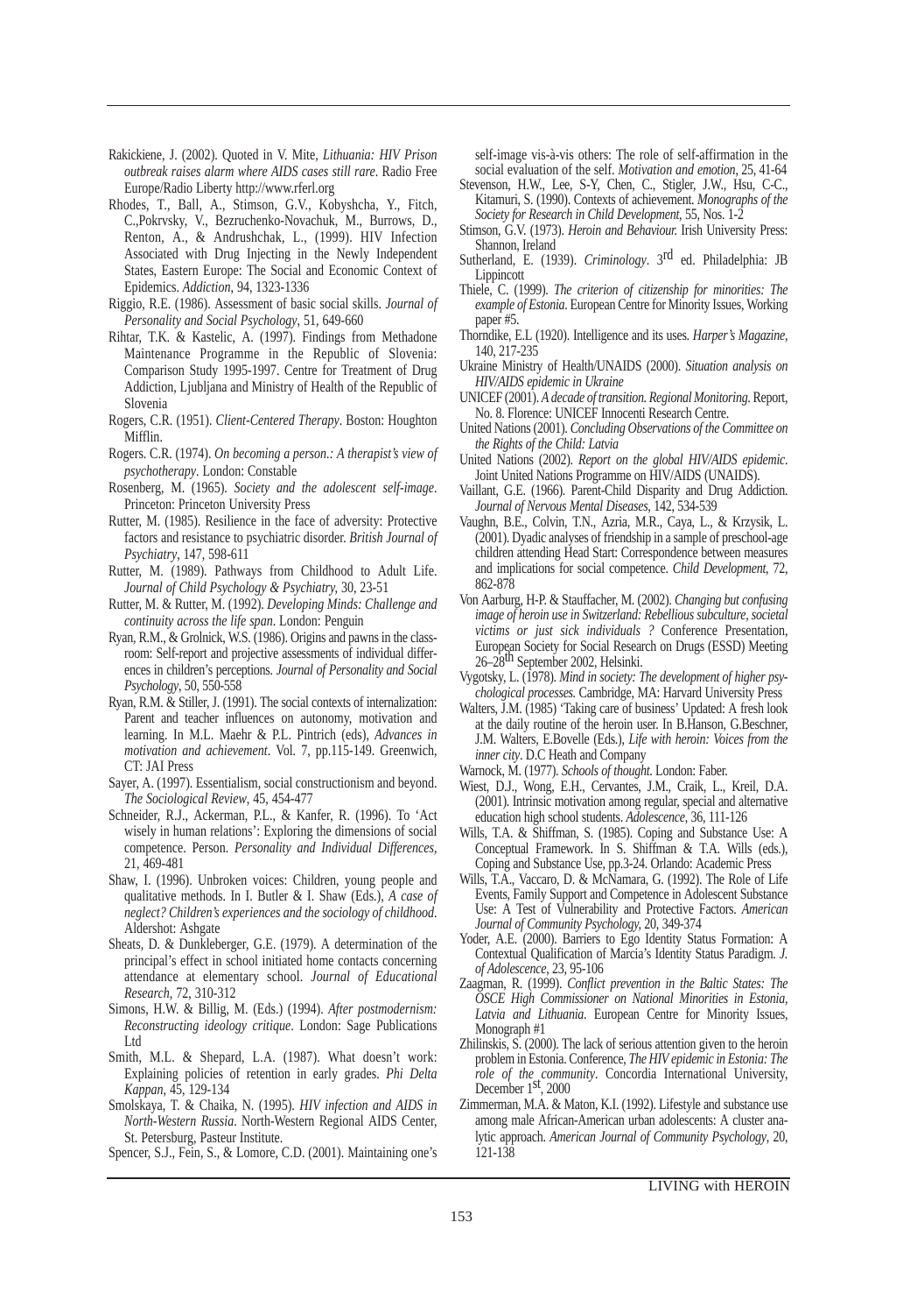Rakickiene, J. (2002). Quoted in V. Mite, *Lithuania: HIV Prison outbreak raises alarm where AIDS cases still rare*. Radio Free Europe/Radio Liberty http://www.rferl.org

Rhodes, T., Ball, A., Stimson, G.V., Kobyshcha, Y., Fitch, C.,Pokrvsky, V., Bezruchenko-Novachuk, M., Burrows, D., Renton, A., & Andrushchak, L., (1999). HIV Infection Associated with Drug Injecting in the Newly Independent States, Eastern Europe: The Social and Economic Context of Epidemics. *Addiction*, 94, 1323-1336

Riggio, R.E. (1986). Assessment of basic social skills. *Journal of Personality and Social Psychology*, 51, 649-660

Rihtar, T.K. & Kastelic, A. (1997). Findings from Methadone Maintenance Programme in the Republic of Slovenia: Comparison Study 1995-1997. Centre for Treatment of Drug Addiction, Ljubljana and Ministry of Health of the Republic of Slovenia

Rogers, C.R. (1951). *Client-Centered Therapy*. Boston: Houghton Mifflin.

Rogers. C.R. (1974). *On becoming a person.: A therapist's view of psychotherapy*. London: Constable

Rosenberg, M. (1965). *Society and the adolescent self-image*. Princeton: Princeton University Press

Rutter, M. (1985). Resilience in the face of adversity: Protective factors and resistance to psychiatric disorder. *British Journal of Psychiatry*, 147, 598-611

Rutter, M. (1989). Pathways from Childhood to Adult Life. *Journal of Child Psychology & Psychiatry,* 30, 23-51

Rutter, M. & Rutter, M. (1992). *Developing Minds: Challenge and continuity across the life span*. London: Penguin

Ryan, R.M., & Grolnick, W.S. (1986). Origins and pawns in the classroom: Self-report and projective assessments of individual differences in children's perceptions. *Journal of Personality and Social Psychology*, 50, 550-558

Ryan, R.M. & Stiller, J. (1991). The social contexts of internalization: Parent and teacher influences on autonomy, motivation and learning. In M.L. Maehr & P.L. Pintrich (eds), *Advances in motivation and achievement*. Vol. 7, pp.115-149. Greenwich, CT: JAI Press

Sayer, A. (1997). Essentialism, social constructionism and beyond. *The Sociological Review*, 45, 454-477

Schneider, R.J., Ackerman, P.L., & Kanfer, R. (1996). To 'Act wisely in human relations': Exploring the dimensions of social competence. Person. *Personality and Individual Differences,* 21, 469-481

Shaw, I. (1996). Unbroken voices: Children, young people and qualitative methods. In I. Butler & I. Shaw (Eds.), *A case of neglect? Children's experiences and the sociology of childhood*. Aldershot: Ashgate

Sheats, D. & Dunkleberger, G.E. (1979). A determination of the principal's effect in school initiated home contacts concerning attendance at elementary school. *Journal of Educational Research,* 72, 310-312

Simons, H.W. & Billig, M. (Eds.) (1994). *After postmodernism: Reconstructing ideology critique*. London: Sage Publications Ltd

Smith, M.L. & Shepard, L.A. (1987). What doesn't work: Explaining policies of retention in early grades. *Phi Delta Kappan*, 45, 129-134

Smolskaya, T. & Chaika, N. (1995). *HIV infection and AIDS in North-Western Russia*. North-Western Regional AIDS Center, St. Petersburg, Pasteur Institute.

Spencer, S.J., Fein, S., & Lomore, C.D. (2001). Maintaining one's self-image vis-à-vis others: The role of self-affirmation in the social evaluation of the self. *Motivation and emotion*, 25, 41-64

Stevenson, H.W., Lee, S-Y, Chen, C., Stigler, J.W., Hsu, C-C., Kitamuri, S. (1990). Contexts of achievement. *Monographs of the Society for Research in Child Development,* 55, Nos. 1-2

Stimson, G.V. (1973). *Heroin and Behaviour.* Irish University Press: Shannon, Ireland

Sutherland, E. (1939). *Criminology*. 3rd ed. Philadelphia: JB Lippincott

Thiele, C. (1999). *The criterion of citizenship for minorities: The example of Estonia*. European Centre for Minority Issues, Working paper #5.

Thorndike, E.L (1920). Intelligence and its uses. *Harper's Magazine,* 140, 217-235

Ukraine Ministry of Health/UNAIDS (2000). *Situation analysis on HIV/AIDS epidemic in Ukraine*

UNICEF (2001). *A decade of transition. Regional Monitoring.* Report, No. 8. Florence: UNICEF Innocenti Research Centre.

United Nations (2001). *Concluding Observations of the Committee on the Rights of the Child: Latvia*

United Nations (2002). *Report on the global HIV/AIDS epidemic*. Joint United Nations Programme on HIV/AIDS (UNAIDS).

Vaillant, G.E. (1966). Parent-Child Disparity and Drug Addiction. *Journal of Nervous Mental Diseases*, 142, 534-539

Vaughn, B.E., Colvin, T.N., Azria, M.R., Caya, L., & Krzysik, L. (2001). Dyadic analyses of friendship in a sample of preschool-age children attending Head Start: Correspondence between measures and implications for social competence. *Child Development*, 72, 862-878

Von Aarburg, H-P. & Stauffacher, M. (2002). *Changing but confusing image of heroin use in Switzerland: Rebellious subculture, societal victims or just sick individuals ?* Conference Presentation, European Society for Social Research on Drugs (ESSD) Meeting 26–28th September 2002, Helsinki.

Vygotsky, L. (1978). *Mind in society: The development of higher psychological processes.* Cambridge, MA: Harvard University Press

Walters, J.M. (1985) 'Taking care of business' Updated: A fresh look at the daily routine of the heroin user. In B.Hanson, G.Beschner, J.M. Walters, E.Bovelle (Eds.), *Life with heroin: Voices from the inner city*. D.C Heath and Company

Warnock, M. (1977). *Schools of thought*. London: Faber.

Wiest, D.J., Wong, E.H., Cervantes, J.M., Craik, L., Kreil, D.A. (2001). Intrinsic motivation among regular, special and alternative education high school students. *Adolescence*, 36, 111-126

Wills, T.A. & Shiffman, S. (1985). Coping and Substance Use: A Conceptual Framework. In S. Shiffman & T.A. Wills (eds.), Coping and Substance Use, pp.3-24. Orlando: Academic Press

Wills, T.A., Vaccaro, D. & McNamara, G. (1992). The Role of Life Events, Family Support and Competence in Adolescent Substance Use: A Test of Vulnerability and Protective Factors. *American Journal of Community Psychology,* 20, 349-374

Yoder, A.E. (2000). Barriers to Ego Identity Status Formation: A Contextual Qualification of Marcia's Identity Status Paradigm. *J. of Adolescence*, 23, 95-106

Zaagman, R. (1999). *Conflict prevention in the Baltic States: The OSCE High Commissioner on National Minorities in Estonia, Latvia and Lithuania*. European Centre for Minority Issues, Monograph #1

Zhilinskis, S. (2000). The lack of serious attention given to the heroin problem in Estonia. Conference, *The HIV epidemic in Estonia: The role of the community*. Concordia International University, December 1st, 2000

Zimmerman, M.A. & Maton, K.I. (1992). Lifestyle and substance use among male African-American urban adolescents: A cluster analytic approach. *American Journal of Community Psychology*, 20, 121-138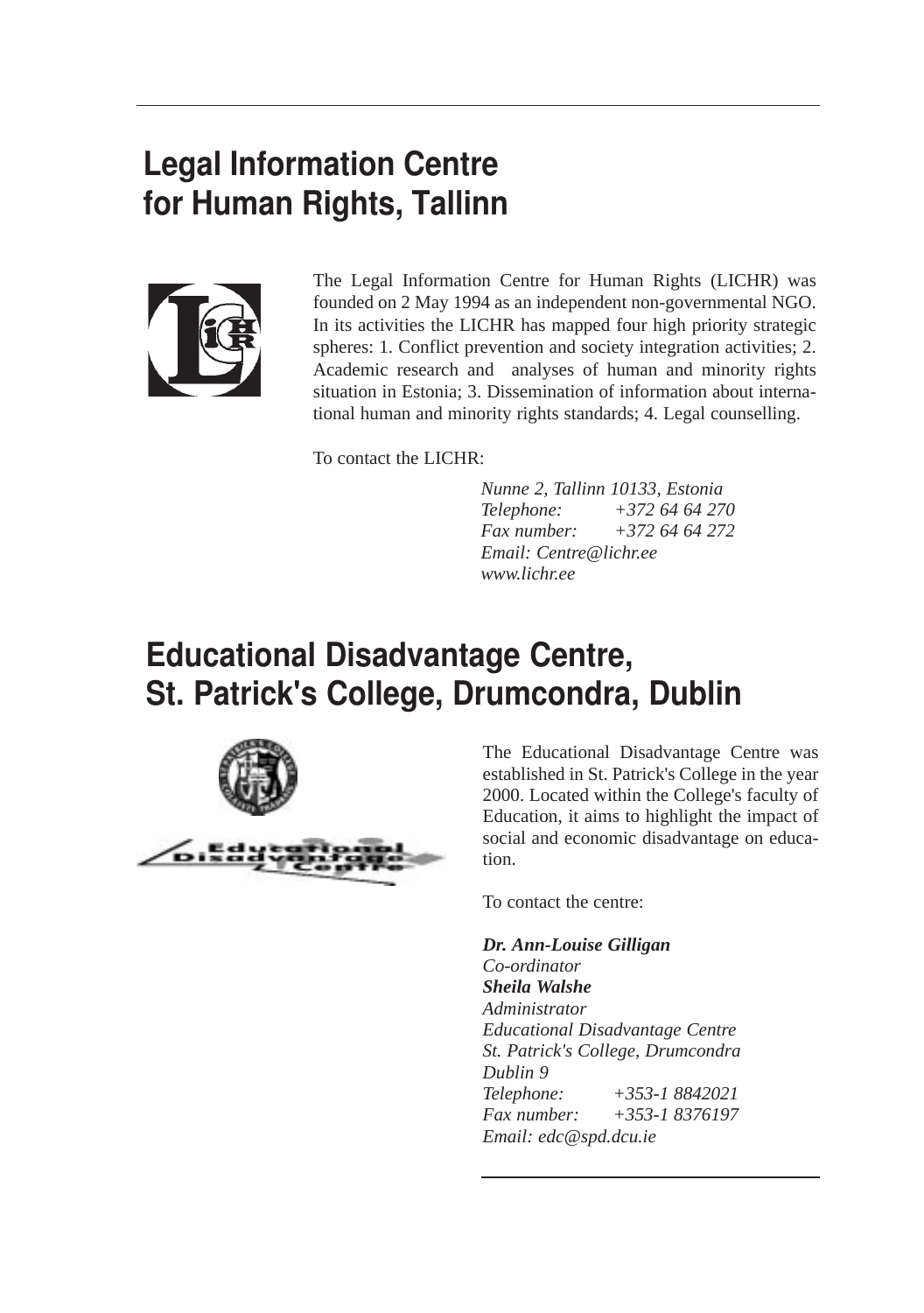## Legal Information Centre for Human Rights, Tallinn

The Legal Information Centre for Human Rights (LICHR) was founded on 2 May 1994 as an independent non-governmental NGO. In its activities the LICHR has mapped four high priority strategic spheres: 1. Conflict prevention and society integration activities; 2. Academic research and analyses of human and minority rights situation in Estonia; 3. Dissemination of information about international human and minority rights standards; 4. Legal counselling.

To contact the LICHR:

*Nunne 2, Tallinn 10133, Estonia*
*Telephone: +372 64 64 270*
*Fax number: +372 64 64 272*
*Email: Centre@lichr.ee*
*www.lichr.ee*

## Educational Disadvantage Centre, St. Patrick's College, Drumcondra, Dublin

The Educational Disadvantage Centre was established in St. Patrick's College in the year 2000. Located within the College's faculty of Education, it aims to highlight the impact of social and economic disadvantage on education.

To contact the centre:

***Dr. Ann-Louise Gilligan***
*Co-ordinator*
***Sheila Walshe***
*Administrator*
*Educational Disadvantage Centre*
*St. Patrick's College, Drumcondra*
*Dublin 9*
*Telephone: +353-1 8842021*
*Fax number: +353-1 8376197*
*Email: edc@spd.dcu.ie*